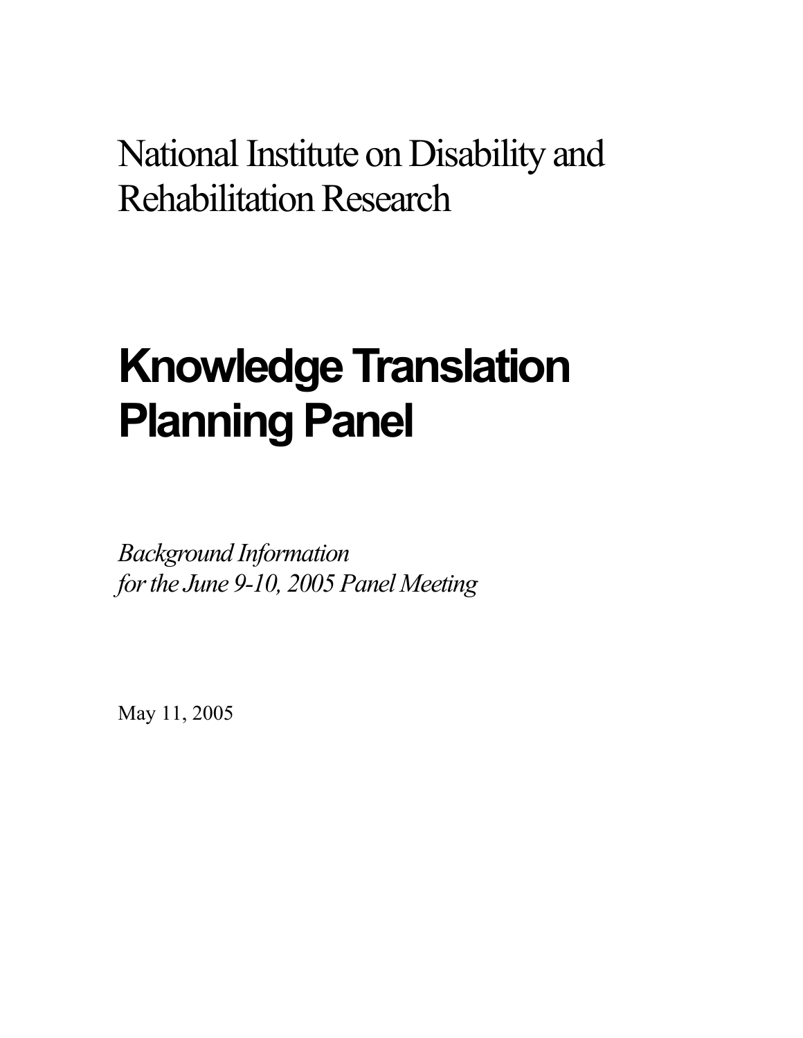National Institute on Disability and Rehabilitation Research

# Knowledge Translation Planning Panel

*Background Information*
*for the June 9-10, 2005 Panel Meeting*

May 11, 2005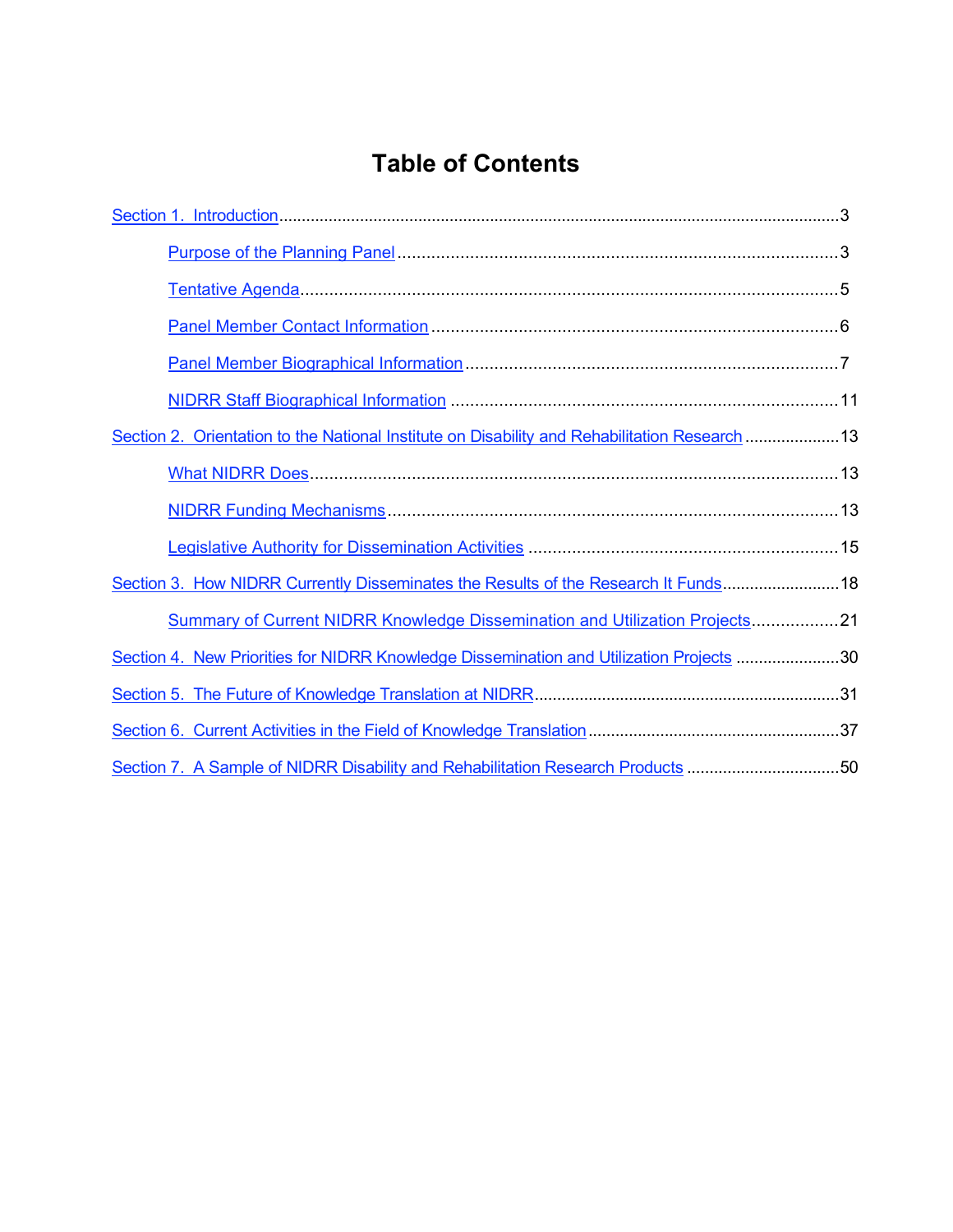# Table of Contents

Section 1. Introduction ........................................................................................................... 3

- Purpose of the Planning Panel ........................................................................................... 3
- Tentative Agenda ................................................................................................................ 5
- Panel Member Contact Information .................................................................................... 6
- Panel Member Biographical Information ............................................................................. 7
- NIDRR Staff Biographical Information ................................................................................ 11

Section 2. Orientation to the National Institute on Disability and Rehabilitation Research ..................... 13

- What NIDRR Does ............................................................................................................ 13
- NIDRR Funding Mechanisms ............................................................................................. 13
- Legislative Authority for Dissemination Activities ................................................................ 15

Section 3. How NIDRR Currently Disseminates the Results of the Research It Funds .......................... 18

- Summary of Current NIDRR Knowledge Dissemination and Utilization Projects .................. 21

Section 4. New Priorities for NIDRR Knowledge Dissemination and Utilization Projects ....................... 30

Section 5. The Future of Knowledge Translation at NIDRR ................................................................... 31

Section 6. Current Activities in the Field of Knowledge Translation ....................................................... 37

Section 7. A Sample of NIDRR Disability and Rehabilitation Research Products ................................. 50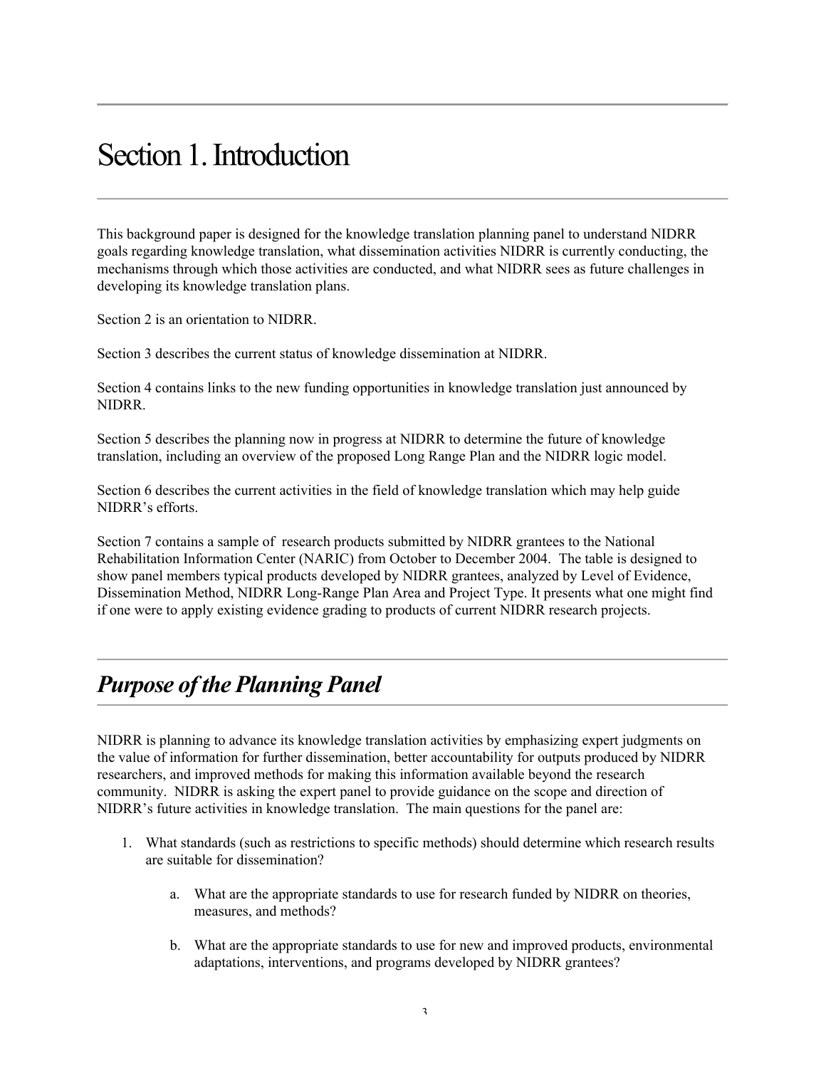# Section 1. Introduction

This background paper is designed for the knowledge translation planning panel to understand NIDRR goals regarding knowledge translation, what dissemination activities NIDRR is currently conducting, the mechanisms through which those activities are conducted, and what NIDRR sees as future challenges in developing its knowledge translation plans.

Section 2 is an orientation to NIDRR.

Section 3 describes the current status of knowledge dissemination at NIDRR.

Section 4 contains links to the new funding opportunities in knowledge translation just announced by NIDRR.

Section 5 describes the planning now in progress at NIDRR to determine the future of knowledge translation, including an overview of the proposed Long Range Plan and the NIDRR logic model.

Section 6 describes the current activities in the field of knowledge translation which may help guide NIDRR's efforts.

Section 7 contains a sample of research products submitted by NIDRR grantees to the National Rehabilitation Information Center (NARIC) from October to December 2004. The table is designed to show panel members typical products developed by NIDRR grantees, analyzed by Level of Evidence, Dissemination Method, NIDRR Long-Range Plan Area and Project Type. It presents what one might find if one were to apply existing evidence grading to products of current NIDRR research projects.

## *Purpose of the Planning Panel*

NIDRR is planning to advance its knowledge translation activities by emphasizing expert judgments on the value of information for further dissemination, better accountability for outputs produced by NIDRR researchers, and improved methods for making this information available beyond the research community. NIDRR is asking the expert panel to provide guidance on the scope and direction of NIDRR's future activities in knowledge translation. The main questions for the panel are:

1. What standards (such as restrictions to specific methods) should determine which research results are suitable for dissemination?

    a. What are the appropriate standards to use for research funded by NIDRR on theories, measures, and methods?

    b. What are the appropriate standards to use for new and improved products, environmental adaptations, interventions, and programs developed by NIDRR grantees?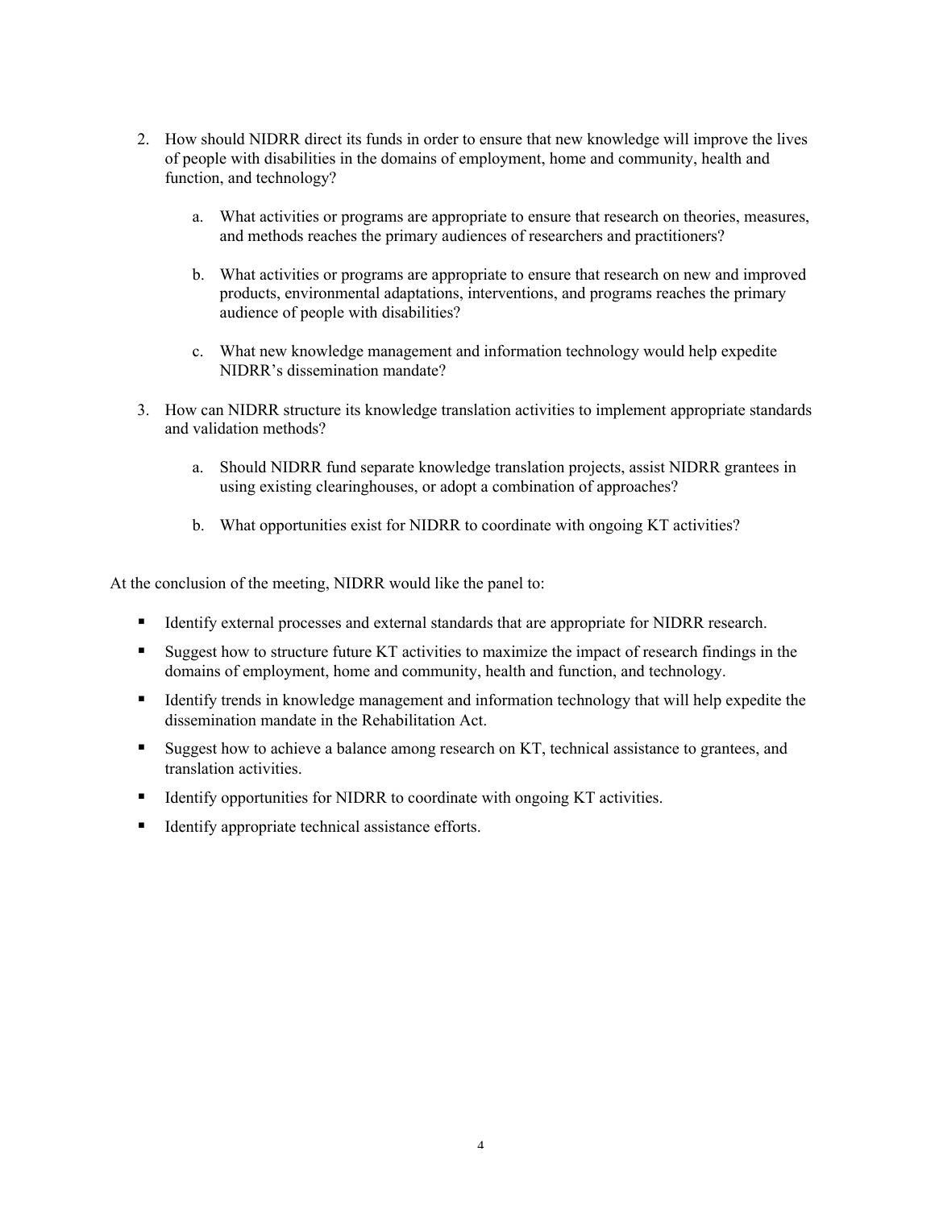2. How should NIDRR direct its funds in order to ensure that new knowledge will improve the lives of people with disabilities in the domains of employment, home and community, health and function, and technology?

    a. What activities or programs are appropriate to ensure that research on theories, measures, and methods reaches the primary audiences of researchers and practitioners?

    b. What activities or programs are appropriate to ensure that research on new and improved products, environmental adaptations, interventions, and programs reaches the primary audience of people with disabilities?

    c. What new knowledge management and information technology would help expedite NIDRR's dissemination mandate?

3. How can NIDRR structure its knowledge translation activities to implement appropriate standards and validation methods?

    a. Should NIDRR fund separate knowledge translation projects, assist NIDRR grantees in using existing clearinghouses, or adopt a combination of approaches?

    b. What opportunities exist for NIDRR to coordinate with ongoing KT activities?

At the conclusion of the meeting, NIDRR would like the panel to:

- Identify external processes and external standards that are appropriate for NIDRR research.
- Suggest how to structure future KT activities to maximize the impact of research findings in the domains of employment, home and community, health and function, and technology.
- Identify trends in knowledge management and information technology that will help expedite the dissemination mandate in the Rehabilitation Act.
- Suggest how to achieve a balance among research on KT, technical assistance to grantees, and translation activities.
- Identify opportunities for NIDRR to coordinate with ongoing KT activities.
- Identify appropriate technical assistance efforts.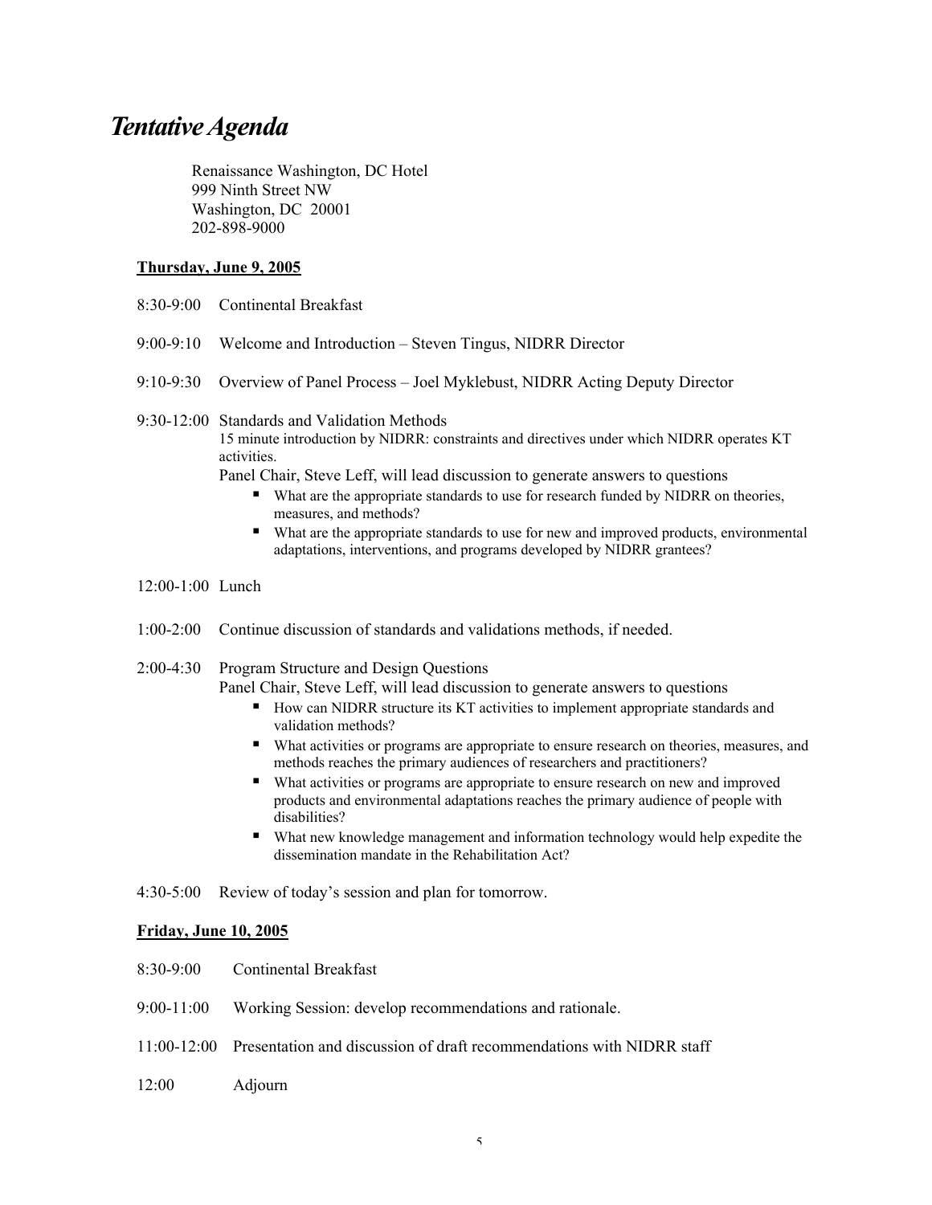# *Tentative Agenda*

Renaissance Washington, DC Hotel
999 Ninth Street NW
Washington, DC 20001
202-898-9000

**Thursday, June 9, 2005**

8:30-9:00 Continental Breakfast

9:00-9:10 Welcome and Introduction – Steven Tingus, NIDRR Director

9:10-9:30 Overview of Panel Process – Joel Myklebust, NIDRR Acting Deputy Director

9:30-12:00 Standards and Validation Methods

15 minute introduction by NIDRR: constraints and directives under which NIDRR operates KT activities.

Panel Chair, Steve Leff, will lead discussion to generate answers to questions

- What are the appropriate standards to use for research funded by NIDRR on theories, measures, and methods?
- What are the appropriate standards to use for new and improved products, environmental adaptations, interventions, and programs developed by NIDRR grantees?

12:00-1:00 Lunch

1:00-2:00 Continue discussion of standards and validations methods, if needed.

2:00-4:30 Program Structure and Design Questions

Panel Chair, Steve Leff, will lead discussion to generate answers to questions

- How can NIDRR structure its KT activities to implement appropriate standards and validation methods?
- What activities or programs are appropriate to ensure research on theories, measures, and methods reaches the primary audiences of researchers and practitioners?
- What activities or programs are appropriate to ensure research on new and improved products and environmental adaptations reaches the primary audience of people with disabilities?
- What new knowledge management and information technology would help expedite the dissemination mandate in the Rehabilitation Act?

4:30-5:00 Review of today's session and plan for tomorrow.

**Friday, June 10, 2005**

8:30-9:00 Continental Breakfast

9:00-11:00 Working Session: develop recommendations and rationale.

11:00-12:00 Presentation and discussion of draft recommendations with NIDRR staff

12:00 Adjourn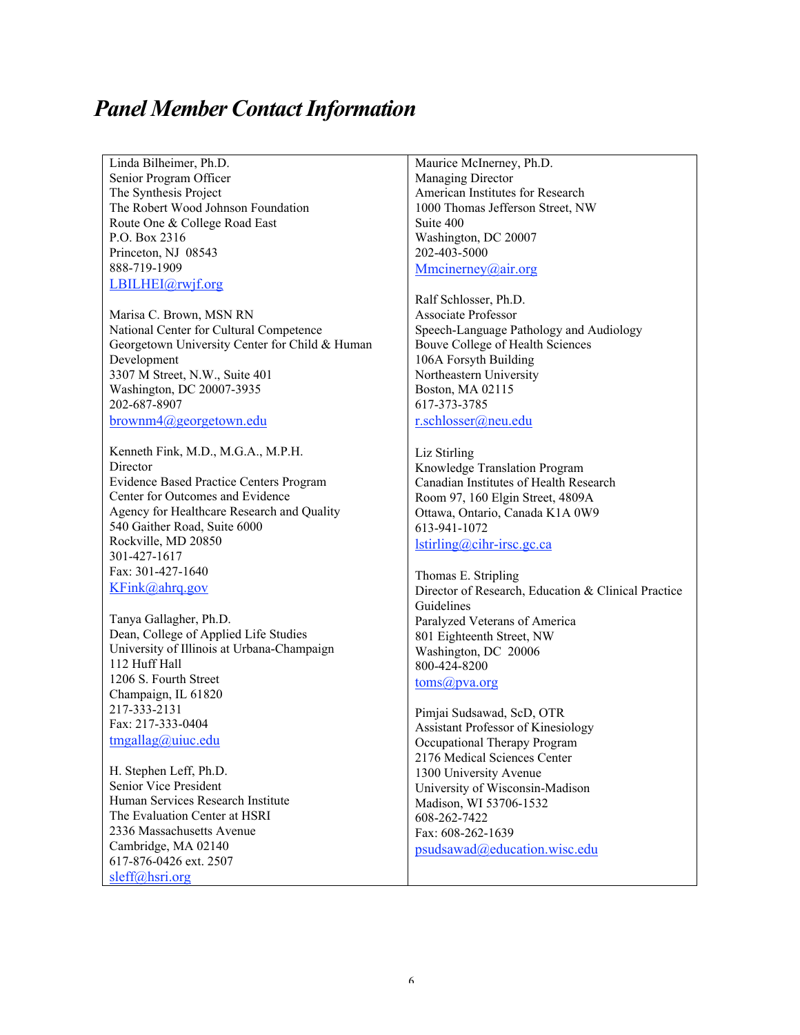# *Panel Member Contact Information*

Linda Bilheimer, Ph.D.
Senior Program Officer
The Synthesis Project
The Robert Wood Johnson Foundation
Route One & College Road East
P.O. Box 2316
Princeton, NJ 08543
888-719-1909
LBILHEI@rwjf.org

Marisa C. Brown, MSN RN
National Center for Cultural Competence
Georgetown University Center for Child & Human Development
3307 M Street, N.W., Suite 401
Washington, DC 20007-3935
202-687-8907
brownm4@georgetown.edu

Kenneth Fink, M.D., M.G.A., M.P.H.
Director
Evidence Based Practice Centers Program
Center for Outcomes and Evidence
Agency for Healthcare Research and Quality
540 Gaither Road, Suite 6000
Rockville, MD 20850
301-427-1617
Fax: 301-427-1640
KFink@ahrq.gov

Tanya Gallagher, Ph.D.
Dean, College of Applied Life Studies
University of Illinois at Urbana-Champaign
112 Huff Hall
1206 S. Fourth Street
Champaign, IL 61820
217-333-2131
Fax: 217-333-0404
tmgallag@uiuc.edu

H. Stephen Leff, Ph.D.
Senior Vice President
Human Services Research Institute
The Evaluation Center at HSRI
2336 Massachusetts Avenue
Cambridge, MA 02140
617-876-0426 ext. 2507
sleff@hsri.org

Maurice McInerney, Ph.D.
Managing Director
American Institutes for Research
1000 Thomas Jefferson Street, NW
Suite 400
Washington, DC 20007
202-403-5000
Mmcinerney@air.org

Ralf Schlosser, Ph.D.
Associate Professor
Speech-Language Pathology and Audiology
Bouve College of Health Sciences
106A Forsyth Building
Northeastern University
Boston, MA 02115
617-373-3785
r.schlosser@neu.edu

Liz Stirling
Knowledge Translation Program
Canadian Institutes of Health Research
Room 97, 160 Elgin Street, 4809A
Ottawa, Ontario, Canada K1A 0W9
613-941-1072
lstirling@cihr-irsc.gc.ca

Thomas E. Stripling
Director of Research, Education & Clinical Practice Guidelines
Paralyzed Veterans of America
801 Eighteenth Street, NW
Washington, DC 20006
800-424-8200
toms@pva.org

Pimjai Sudsawad, ScD, OTR
Assistant Professor of Kinesiology
Occupational Therapy Program
2176 Medical Sciences Center
1300 University Avenue
University of Wisconsin-Madison
Madison, WI 53706-1532
608-262-7422
Fax: 608-262-1639
psudsawad@education.wisc.edu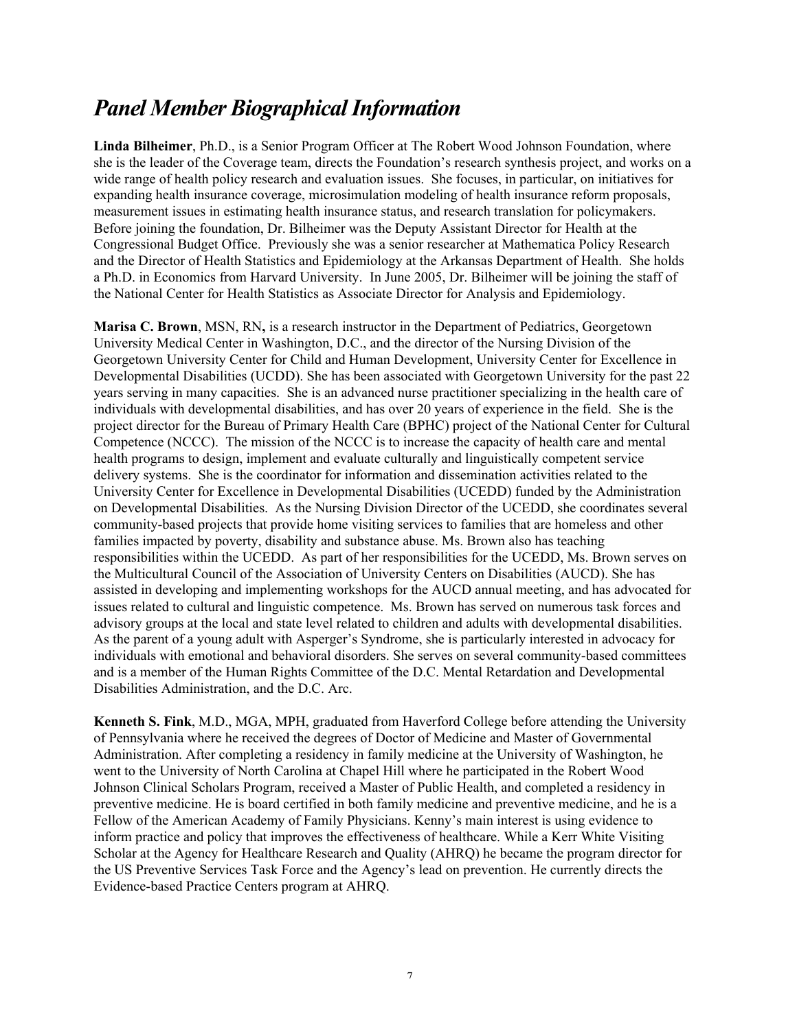# *Panel Member Biographical Information*

**Linda Bilheimer**, Ph.D., is a Senior Program Officer at The Robert Wood Johnson Foundation, where she is the leader of the Coverage team, directs the Foundation's research synthesis project, and works on a wide range of health policy research and evaluation issues. She focuses, in particular, on initiatives for expanding health insurance coverage, microsimulation modeling of health insurance reform proposals, measurement issues in estimating health insurance status, and research translation for policymakers. Before joining the foundation, Dr. Bilheimer was the Deputy Assistant Director for Health at the Congressional Budget Office. Previously she was a senior researcher at Mathematica Policy Research and the Director of Health Statistics and Epidemiology at the Arkansas Department of Health. She holds a Ph.D. in Economics from Harvard University. In June 2005, Dr. Bilheimer will be joining the staff of the National Center for Health Statistics as Associate Director for Analysis and Epidemiology.

**Marisa C. Brown**, MSN, RN**,** is a research instructor in the Department of Pediatrics, Georgetown University Medical Center in Washington, D.C., and the director of the Nursing Division of the Georgetown University Center for Child and Human Development, University Center for Excellence in Developmental Disabilities (UCDD). She has been associated with Georgetown University for the past 22 years serving in many capacities. She is an advanced nurse practitioner specializing in the health care of individuals with developmental disabilities, and has over 20 years of experience in the field. She is the project director for the Bureau of Primary Health Care (BPHC) project of the National Center for Cultural Competence (NCCC). The mission of the NCCC is to increase the capacity of health care and mental health programs to design, implement and evaluate culturally and linguistically competent service delivery systems. She is the coordinator for information and dissemination activities related to the University Center for Excellence in Developmental Disabilities (UCEDD) funded by the Administration on Developmental Disabilities. As the Nursing Division Director of the UCEDD, she coordinates several community-based projects that provide home visiting services to families that are homeless and other families impacted by poverty, disability and substance abuse. Ms. Brown also has teaching responsibilities within the UCEDD. As part of her responsibilities for the UCEDD, Ms. Brown serves on the Multicultural Council of the Association of University Centers on Disabilities (AUCD). She has assisted in developing and implementing workshops for the AUCD annual meeting, and has advocated for issues related to cultural and linguistic competence. Ms. Brown has served on numerous task forces and advisory groups at the local and state level related to children and adults with developmental disabilities. As the parent of a young adult with Asperger's Syndrome, she is particularly interested in advocacy for individuals with emotional and behavioral disorders. She serves on several community-based committees and is a member of the Human Rights Committee of the D.C. Mental Retardation and Developmental Disabilities Administration, and the D.C. Arc.

**Kenneth S. Fink**, M.D., MGA, MPH, graduated from Haverford College before attending the University of Pennsylvania where he received the degrees of Doctor of Medicine and Master of Governmental Administration. After completing a residency in family medicine at the University of Washington, he went to the University of North Carolina at Chapel Hill where he participated in the Robert Wood Johnson Clinical Scholars Program, received a Master of Public Health, and completed a residency in preventive medicine. He is board certified in both family medicine and preventive medicine, and he is a Fellow of the American Academy of Family Physicians. Kenny's main interest is using evidence to inform practice and policy that improves the effectiveness of healthcare. While a Kerr White Visiting Scholar at the Agency for Healthcare Research and Quality (AHRQ) he became the program director for the US Preventive Services Task Force and the Agency's lead on prevention. He currently directs the Evidence-based Practice Centers program at AHRQ.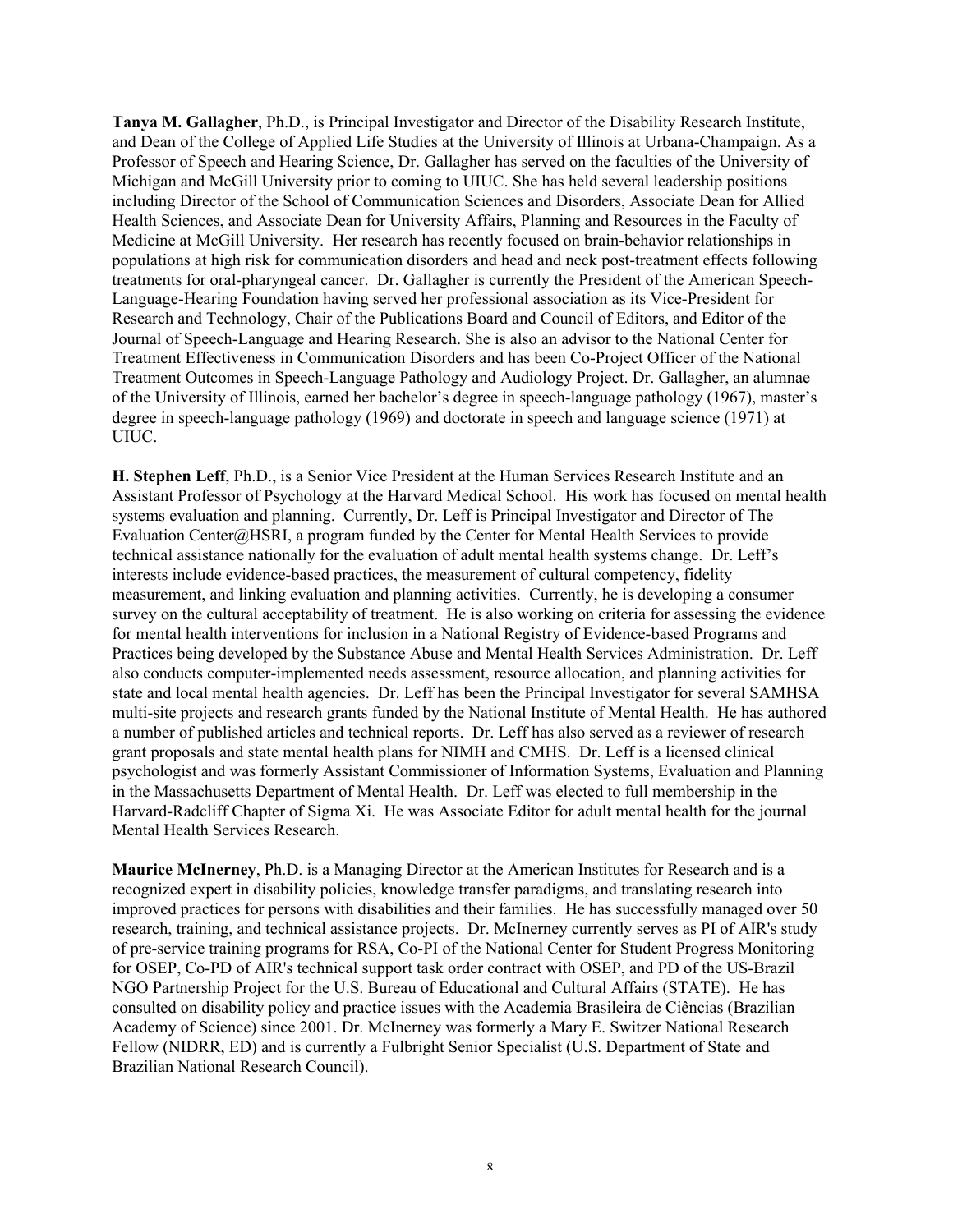**Tanya M. Gallagher**, Ph.D., is Principal Investigator and Director of the Disability Research Institute, and Dean of the College of Applied Life Studies at the University of Illinois at Urbana-Champaign. As a Professor of Speech and Hearing Science, Dr. Gallagher has served on the faculties of the University of Michigan and McGill University prior to coming to UIUC. She has held several leadership positions including Director of the School of Communication Sciences and Disorders, Associate Dean for Allied Health Sciences, and Associate Dean for University Affairs, Planning and Resources in the Faculty of Medicine at McGill University. Her research has recently focused on brain-behavior relationships in populations at high risk for communication disorders and head and neck post-treatment effects following treatments for oral-pharyngeal cancer. Dr. Gallagher is currently the President of the American Speech-Language-Hearing Foundation having served her professional association as its Vice-President for Research and Technology, Chair of the Publications Board and Council of Editors, and Editor of the Journal of Speech-Language and Hearing Research. She is also an advisor to the National Center for Treatment Effectiveness in Communication Disorders and has been Co-Project Officer of the National Treatment Outcomes in Speech-Language Pathology and Audiology Project. Dr. Gallagher, an alumnae of the University of Illinois, earned her bachelor's degree in speech-language pathology (1967), master's degree in speech-language pathology (1969) and doctorate in speech and language science (1971) at UIUC.

**H. Stephen Leff**, Ph.D., is a Senior Vice President at the Human Services Research Institute and an Assistant Professor of Psychology at the Harvard Medical School. His work has focused on mental health systems evaluation and planning. Currently, Dr. Leff is Principal Investigator and Director of The Evaluation Center@HSRI, a program funded by the Center for Mental Health Services to provide technical assistance nationally for the evaluation of adult mental health systems change. Dr. Leff's interests include evidence-based practices, the measurement of cultural competency, fidelity measurement, and linking evaluation and planning activities. Currently, he is developing a consumer survey on the cultural acceptability of treatment. He is also working on criteria for assessing the evidence for mental health interventions for inclusion in a National Registry of Evidence-based Programs and Practices being developed by the Substance Abuse and Mental Health Services Administration. Dr. Leff also conducts computer-implemented needs assessment, resource allocation, and planning activities for state and local mental health agencies. Dr. Leff has been the Principal Investigator for several SAMHSA multi-site projects and research grants funded by the National Institute of Mental Health. He has authored a number of published articles and technical reports. Dr. Leff has also served as a reviewer of research grant proposals and state mental health plans for NIMH and CMHS. Dr. Leff is a licensed clinical psychologist and was formerly Assistant Commissioner of Information Systems, Evaluation and Planning in the Massachusetts Department of Mental Health. Dr. Leff was elected to full membership in the Harvard-Radcliff Chapter of Sigma Xi. He was Associate Editor for adult mental health for the journal Mental Health Services Research.

**Maurice McInerney**, Ph.D. is a Managing Director at the American Institutes for Research and is a recognized expert in disability policies, knowledge transfer paradigms, and translating research into improved practices for persons with disabilities and their families. He has successfully managed over 50 research, training, and technical assistance projects. Dr. McInerney currently serves as PI of AIR's study of pre-service training programs for RSA, Co-PI of the National Center for Student Progress Monitoring for OSEP, Co-PD of AIR's technical support task order contract with OSEP, and PD of the US-Brazil NGO Partnership Project for the U.S. Bureau of Educational and Cultural Affairs (STATE). He has consulted on disability policy and practice issues with the Academia Brasileira de Ciências (Brazilian Academy of Science) since 2001. Dr. McInerney was formerly a Mary E. Switzer National Research Fellow (NIDRR, ED) and is currently a Fulbright Senior Specialist (U.S. Department of State and Brazilian National Research Council).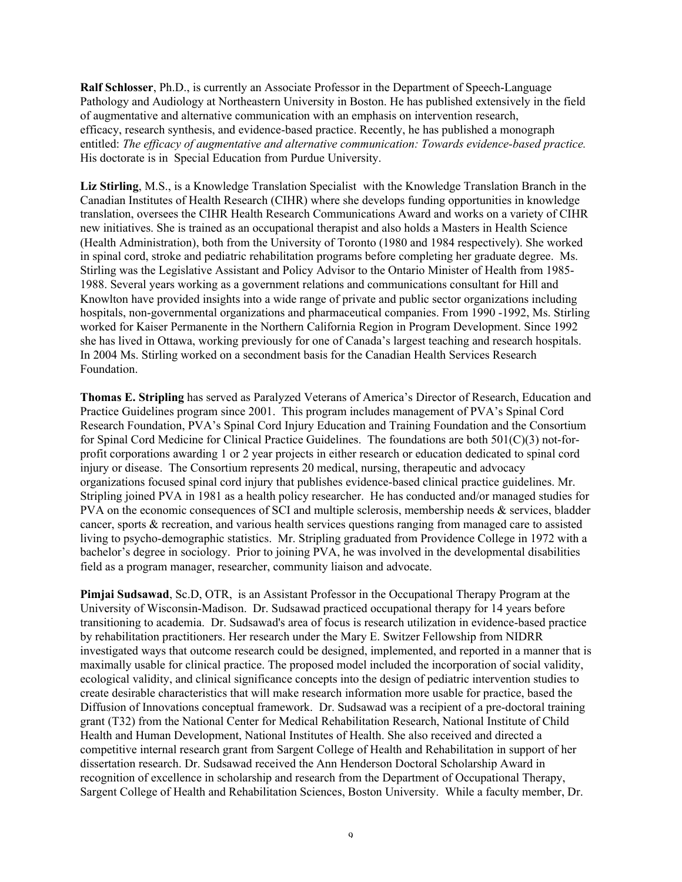**Ralf Schlosser**, Ph.D., is currently an Associate Professor in the Department of Speech-Language Pathology and Audiology at Northeastern University in Boston. He has published extensively in the field of augmentative and alternative communication with an emphasis on intervention research, efficacy, research synthesis, and evidence-based practice. Recently, he has published a monograph entitled: *The efficacy of augmentative and alternative communication: Towards evidence-based practice.* His doctorate is in Special Education from Purdue University.

**Liz Stirling**, M.S., is a Knowledge Translation Specialist with the Knowledge Translation Branch in the Canadian Institutes of Health Research (CIHR) where she develops funding opportunities in knowledge translation, oversees the CIHR Health Research Communications Award and works on a variety of CIHR new initiatives. She is trained as an occupational therapist and also holds a Masters in Health Science (Health Administration), both from the University of Toronto (1980 and 1984 respectively). She worked in spinal cord, stroke and pediatric rehabilitation programs before completing her graduate degree. Ms. Stirling was the Legislative Assistant and Policy Advisor to the Ontario Minister of Health from 1985-1988. Several years working as a government relations and communications consultant for Hill and Knowlton have provided insights into a wide range of private and public sector organizations including hospitals, non-governmental organizations and pharmaceutical companies. From 1990 -1992, Ms. Stirling worked for Kaiser Permanente in the Northern California Region in Program Development. Since 1992 she has lived in Ottawa, working previously for one of Canada's largest teaching and research hospitals. In 2004 Ms. Stirling worked on a secondment basis for the Canadian Health Services Research Foundation.

**Thomas E. Stripling** has served as Paralyzed Veterans of America's Director of Research, Education and Practice Guidelines program since 2001. This program includes management of PVA's Spinal Cord Research Foundation, PVA's Spinal Cord Injury Education and Training Foundation and the Consortium for Spinal Cord Medicine for Clinical Practice Guidelines. The foundations are both 501(C)(3) not-for-profit corporations awarding 1 or 2 year projects in either research or education dedicated to spinal cord injury or disease. The Consortium represents 20 medical, nursing, therapeutic and advocacy organizations focused spinal cord injury that publishes evidence-based clinical practice guidelines. Mr. Stripling joined PVA in 1981 as a health policy researcher. He has conducted and/or managed studies for PVA on the economic consequences of SCI and multiple sclerosis, membership needs & services, bladder cancer, sports & recreation, and various health services questions ranging from managed care to assisted living to psycho-demographic statistics. Mr. Stripling graduated from Providence College in 1972 with a bachelor's degree in sociology. Prior to joining PVA, he was involved in the developmental disabilities field as a program manager, researcher, community liaison and advocate.

**Pimjai Sudsawad**, Sc.D, OTR, is an Assistant Professor in the Occupational Therapy Program at the University of Wisconsin-Madison. Dr. Sudsawad practiced occupational therapy for 14 years before transitioning to academia. Dr. Sudsawad's area of focus is research utilization in evidence-based practice by rehabilitation practitioners. Her research under the Mary E. Switzer Fellowship from NIDRR investigated ways that outcome research could be designed, implemented, and reported in a manner that is maximally usable for clinical practice. The proposed model included the incorporation of social validity, ecological validity, and clinical significance concepts into the design of pediatric intervention studies to create desirable characteristics that will make research information more usable for practice, based the Diffusion of Innovations conceptual framework. Dr. Sudsawad was a recipient of a pre-doctoral training grant (T32) from the National Center for Medical Rehabilitation Research, National Institute of Child Health and Human Development, National Institutes of Health. She also received and directed a competitive internal research grant from Sargent College of Health and Rehabilitation in support of her dissertation research. Dr. Sudsawad received the Ann Henderson Doctoral Scholarship Award in recognition of excellence in scholarship and research from the Department of Occupational Therapy, Sargent College of Health and Rehabilitation Sciences, Boston University. While a faculty member, Dr.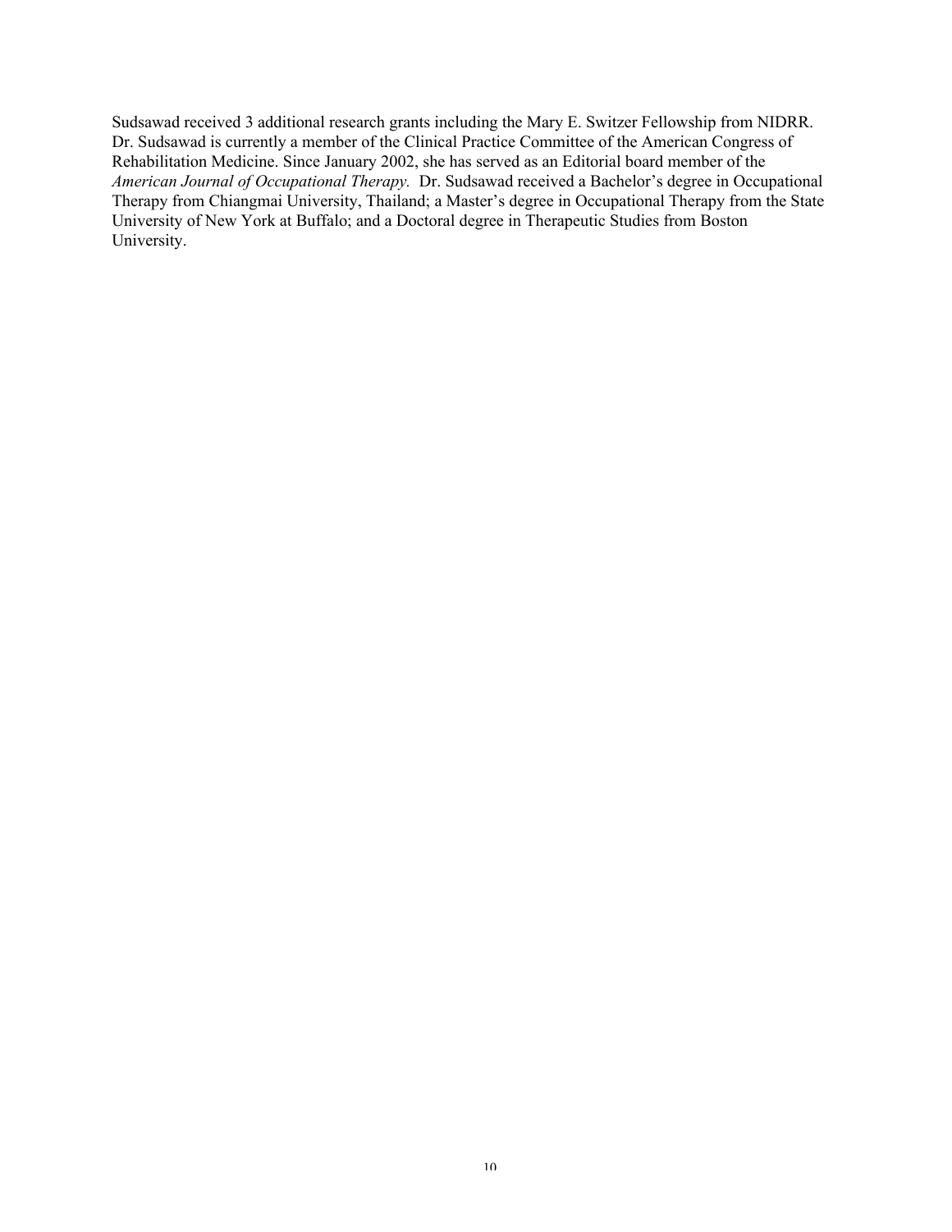Sudsawad received 3 additional research grants including the Mary E. Switzer Fellowship from NIDRR. Dr. Sudsawad is currently a member of the Clinical Practice Committee of the American Congress of Rehabilitation Medicine. Since January 2002, she has served as an Editorial board member of the *American Journal of Occupational Therapy.* Dr. Sudsawad received a Bachelor's degree in Occupational Therapy from Chiangmai University, Thailand; a Master's degree in Occupational Therapy from the State University of New York at Buffalo; and a Doctoral degree in Therapeutic Studies from Boston University.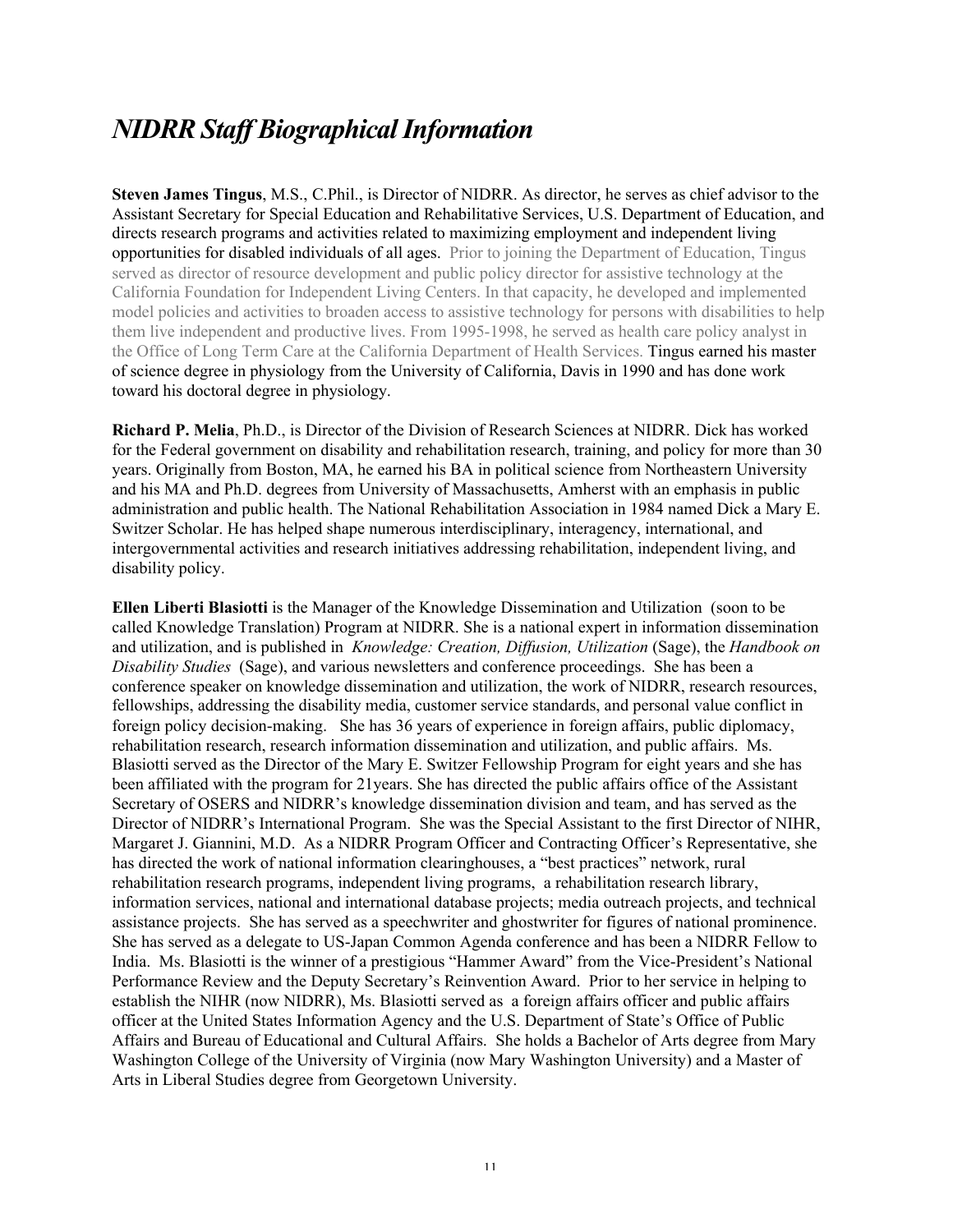# *NIDRR Staff Biographical Information*

**Steven James Tingus**, M.S., C.Phil., is Director of NIDRR. As director, he serves as chief advisor to the Assistant Secretary for Special Education and Rehabilitative Services, U.S. Department of Education, and directs research programs and activities related to maximizing employment and independent living opportunities for disabled individuals of all ages. Prior to joining the Department of Education, Tingus served as director of resource development and public policy director for assistive technology at the California Foundation for Independent Living Centers. In that capacity, he developed and implemented model policies and activities to broaden access to assistive technology for persons with disabilities to help them live independent and productive lives. From 1995-1998, he served as health care policy analyst in the Office of Long Term Care at the California Department of Health Services. Tingus earned his master of science degree in physiology from the University of California, Davis in 1990 and has done work toward his doctoral degree in physiology.

**Richard P. Melia**, Ph.D., is Director of the Division of Research Sciences at NIDRR. Dick has worked for the Federal government on disability and rehabilitation research, training, and policy for more than 30 years. Originally from Boston, MA, he earned his BA in political science from Northeastern University and his MA and Ph.D. degrees from University of Massachusetts, Amherst with an emphasis in public administration and public health. The National Rehabilitation Association in 1984 named Dick a Mary E. Switzer Scholar. He has helped shape numerous interdisciplinary, interagency, international, and intergovernmental activities and research initiatives addressing rehabilitation, independent living, and disability policy.

**Ellen Liberti Blasiotti** is the Manager of the Knowledge Dissemination and Utilization (soon to be called Knowledge Translation) Program at NIDRR. She is a national expert in information dissemination and utilization, and is published in *Knowledge: Creation, Diffusion, Utilization* (Sage), the *Handbook on Disability Studies* (Sage), and various newsletters and conference proceedings. She has been a conference speaker on knowledge dissemination and utilization, the work of NIDRR, research resources, fellowships, addressing the disability media, customer service standards, and personal value conflict in foreign policy decision-making. She has 36 years of experience in foreign affairs, public diplomacy, rehabilitation research, research information dissemination and utilization, and public affairs. Ms. Blasiotti served as the Director of the Mary E. Switzer Fellowship Program for eight years and she has been affiliated with the program for 21years. She has directed the public affairs office of the Assistant Secretary of OSERS and NIDRR's knowledge dissemination division and team, and has served as the Director of NIDRR's International Program. She was the Special Assistant to the first Director of NIHR, Margaret J. Giannini, M.D. As a NIDRR Program Officer and Contracting Officer's Representative, she has directed the work of national information clearinghouses, a "best practices" network, rural rehabilitation research programs, independent living programs, a rehabilitation research library, information services, national and international database projects; media outreach projects, and technical assistance projects. She has served as a speechwriter and ghostwriter for figures of national prominence. She has served as a delegate to US-Japan Common Agenda conference and has been a NIDRR Fellow to India. Ms. Blasiotti is the winner of a prestigious "Hammer Award" from the Vice-President's National Performance Review and the Deputy Secretary's Reinvention Award. Prior to her service in helping to establish the NIHR (now NIDRR), Ms. Blasiotti served as a foreign affairs officer and public affairs officer at the United States Information Agency and the U.S. Department of State's Office of Public Affairs and Bureau of Educational and Cultural Affairs. She holds a Bachelor of Arts degree from Mary Washington College of the University of Virginia (now Mary Washington University) and a Master of Arts in Liberal Studies degree from Georgetown University.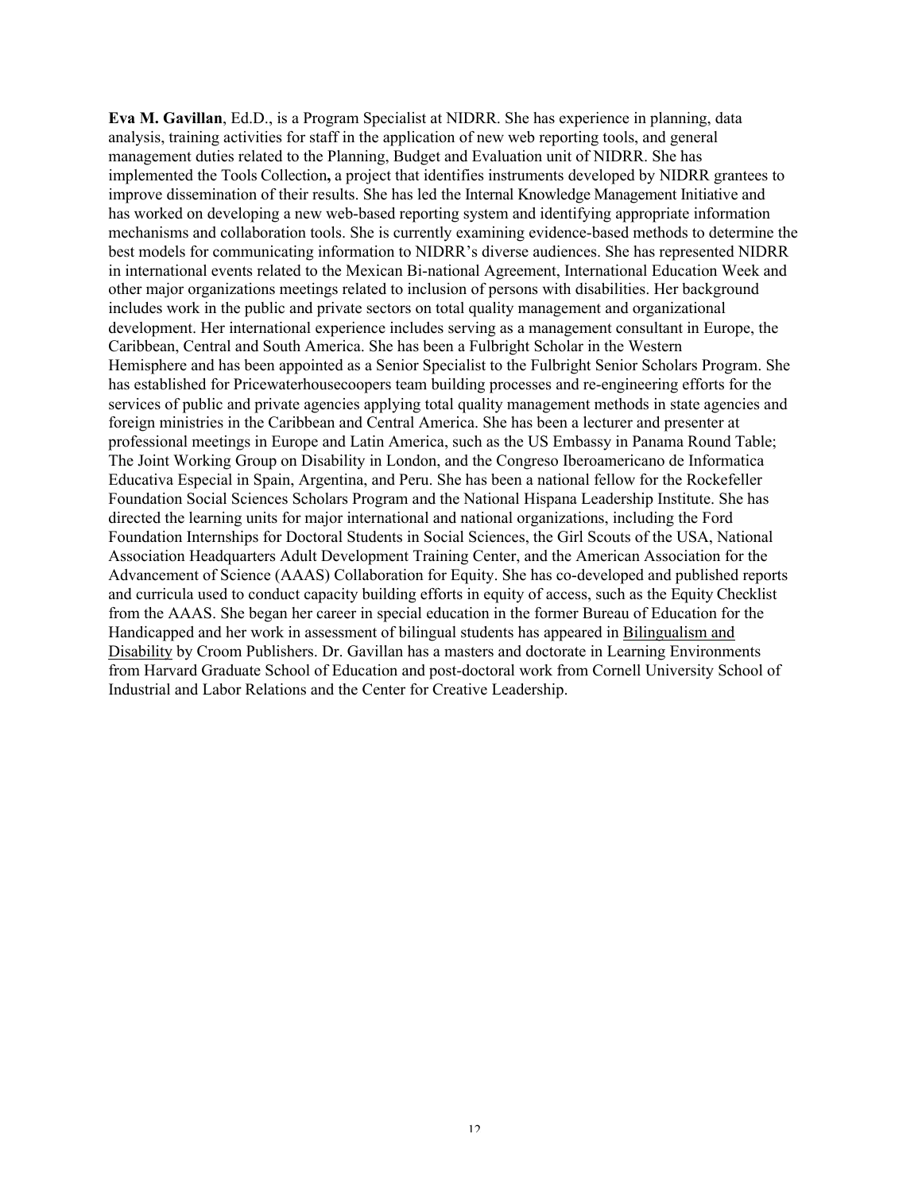**Eva M. Gavillan**, Ed.D., is a Program Specialist at NIDRR. She has experience in planning, data analysis, training activities for staff in the application of new web reporting tools, and general management duties related to the Planning, Budget and Evaluation unit of NIDRR. She has implemented the Tools Collection**,** a project that identifies instruments developed by NIDRR grantees to improve dissemination of their results. She has led the Internal Knowledge Management Initiative and has worked on developing a new web-based reporting system and identifying appropriate information mechanisms and collaboration tools. She is currently examining evidence-based methods to determine the best models for communicating information to NIDRR's diverse audiences. She has represented NIDRR in international events related to the Mexican Bi-national Agreement, International Education Week and other major organizations meetings related to inclusion of persons with disabilities. Her background includes work in the public and private sectors on total quality management and organizational development. Her international experience includes serving as a management consultant in Europe, the Caribbean, Central and South America. She has been a Fulbright Scholar in the Western Hemisphere and has been appointed as a Senior Specialist to the Fulbright Senior Scholars Program. She has established for Pricewaterhousecoopers team building processes and re-engineering efforts for the services of public and private agencies applying total quality management methods in state agencies and foreign ministries in the Caribbean and Central America. She has been a lecturer and presenter at professional meetings in Europe and Latin America, such as the US Embassy in Panama Round Table; The Joint Working Group on Disability in London, and the Congreso Iberoamericano de Informatica Educativa Especial in Spain, Argentina, and Peru. She has been a national fellow for the Rockefeller Foundation Social Sciences Scholars Program and the National Hispana Leadership Institute. She has directed the learning units for major international and national organizations, including the Ford Foundation Internships for Doctoral Students in Social Sciences, the Girl Scouts of the USA, National Association Headquarters Adult Development Training Center, and the American Association for the Advancement of Science (AAAS) Collaboration for Equity. She has co-developed and published reports and curricula used to conduct capacity building efforts in equity of access, such as the Equity Checklist from the AAAS. She began her career in special education in the former Bureau of Education for the Handicapped and her work in assessment of bilingual students has appeared in Bilingualism and Disability by Croom Publishers. Dr. Gavillan has a masters and doctorate in Learning Environments from Harvard Graduate School of Education and post-doctoral work from Cornell University School of Industrial and Labor Relations and the Center for Creative Leadership.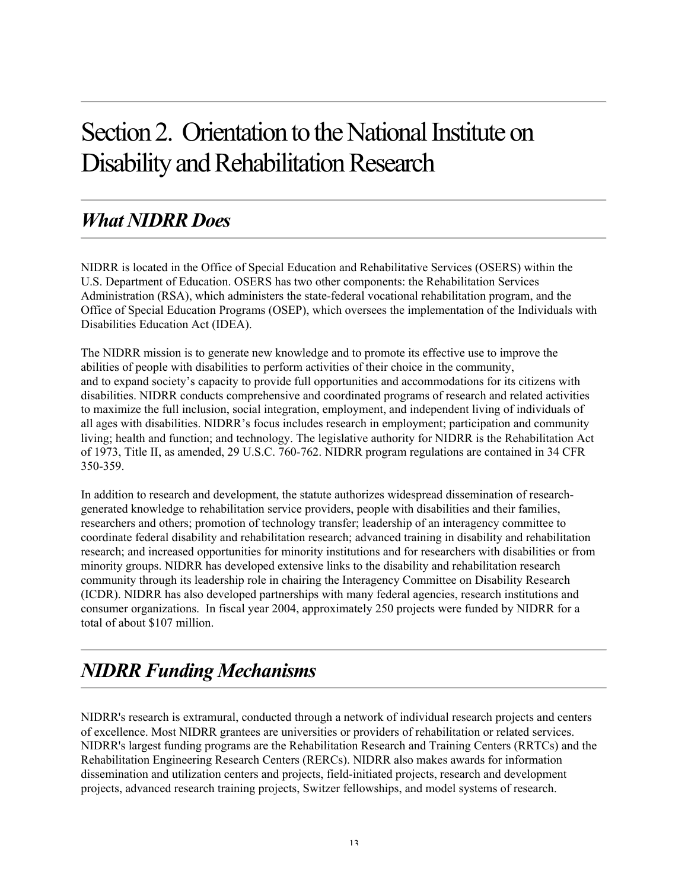# Section 2. Orientation to the National Institute on Disability and Rehabilitation Research

## *What NIDRR Does*

NIDRR is located in the Office of Special Education and Rehabilitative Services (OSERS) within the U.S. Department of Education. OSERS has two other components: the Rehabilitation Services Administration (RSA), which administers the state-federal vocational rehabilitation program, and the Office of Special Education Programs (OSEP), which oversees the implementation of the Individuals with Disabilities Education Act (IDEA).

The NIDRR mission is to generate new knowledge and to promote its effective use to improve the abilities of people with disabilities to perform activities of their choice in the community, and to expand society's capacity to provide full opportunities and accommodations for its citizens with disabilities. NIDRR conducts comprehensive and coordinated programs of research and related activities to maximize the full inclusion, social integration, employment, and independent living of individuals of all ages with disabilities. NIDRR's focus includes research in employment; participation and community living; health and function; and technology. The legislative authority for NIDRR is the Rehabilitation Act of 1973, Title II, as amended, 29 U.S.C. 760-762. NIDRR program regulations are contained in 34 CFR 350-359.

In addition to research and development, the statute authorizes widespread dissemination of research-generated knowledge to rehabilitation service providers, people with disabilities and their families, researchers and others; promotion of technology transfer; leadership of an interagency committee to coordinate federal disability and rehabilitation research; advanced training in disability and rehabilitation research; and increased opportunities for minority institutions and for researchers with disabilities or from minority groups. NIDRR has developed extensive links to the disability and rehabilitation research community through its leadership role in chairing the Interagency Committee on Disability Research (ICDR). NIDRR has also developed partnerships with many federal agencies, research institutions and consumer organizations. In fiscal year 2004, approximately 250 projects were funded by NIDRR for a total of about $107 million.

## *NIDRR Funding Mechanisms*

NIDRR's research is extramural, conducted through a network of individual research projects and centers of excellence. Most NIDRR grantees are universities or providers of rehabilitation or related services. NIDRR's largest funding programs are the Rehabilitation Research and Training Centers (RRTCs) and the Rehabilitation Engineering Research Centers (RERCs). NIDRR also makes awards for information dissemination and utilization centers and projects, field-initiated projects, research and development projects, advanced research training projects, Switzer fellowships, and model systems of research.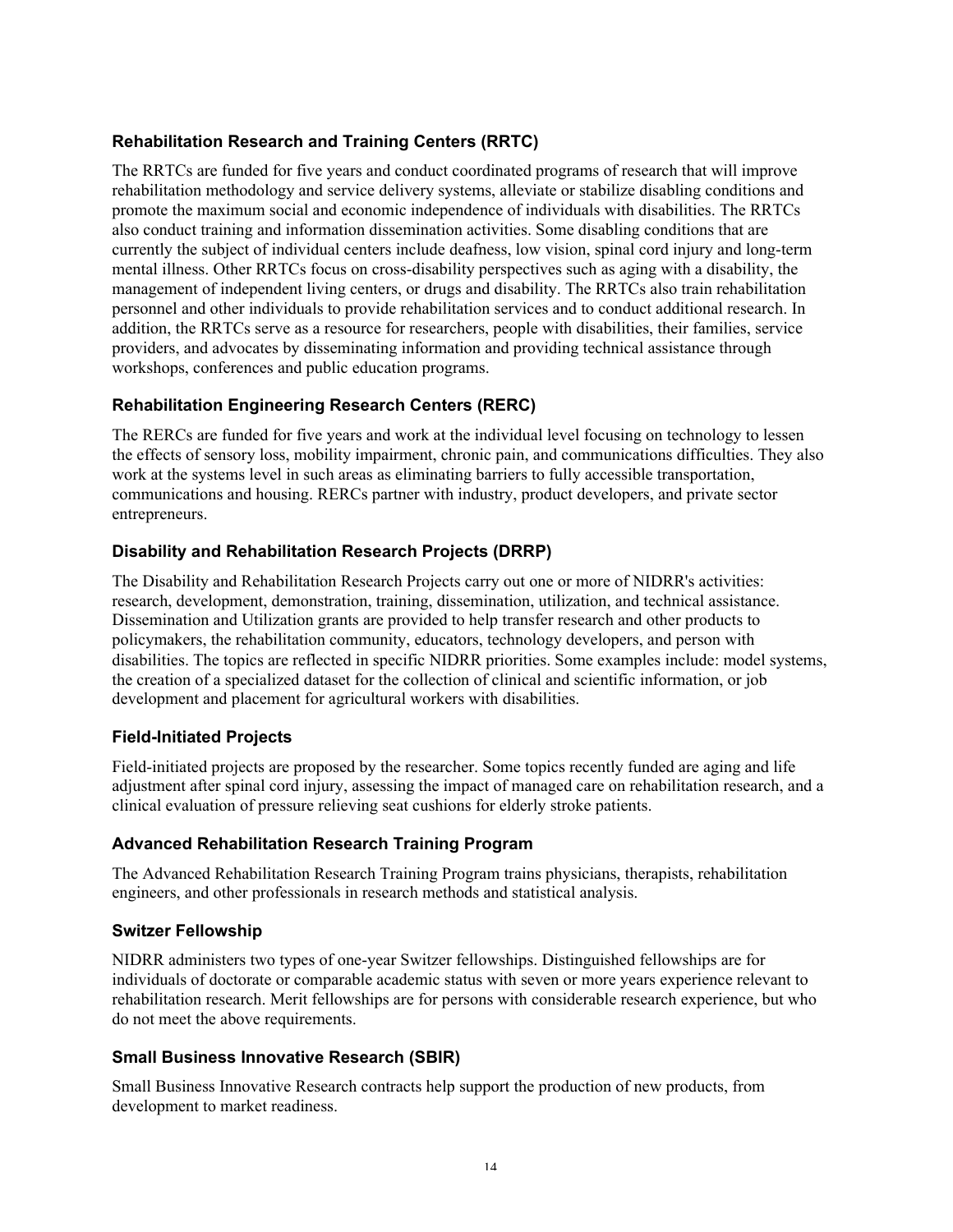### Rehabilitation Research and Training Centers (RRTC)

The RRTCs are funded for five years and conduct coordinated programs of research that will improve rehabilitation methodology and service delivery systems, alleviate or stabilize disabling conditions and promote the maximum social and economic independence of individuals with disabilities. The RRTCs also conduct training and information dissemination activities. Some disabling conditions that are currently the subject of individual centers include deafness, low vision, spinal cord injury and long-term mental illness. Other RRTCs focus on cross-disability perspectives such as aging with a disability, the management of independent living centers, or drugs and disability. The RRTCs also train rehabilitation personnel and other individuals to provide rehabilitation services and to conduct additional research. In addition, the RRTCs serve as a resource for researchers, people with disabilities, their families, service providers, and advocates by disseminating information and providing technical assistance through workshops, conferences and public education programs.

### Rehabilitation Engineering Research Centers (RERC)

The RERCs are funded for five years and work at the individual level focusing on technology to lessen the effects of sensory loss, mobility impairment, chronic pain, and communications difficulties. They also work at the systems level in such areas as eliminating barriers to fully accessible transportation, communications and housing. RERCs partner with industry, product developers, and private sector entrepreneurs.

### Disability and Rehabilitation Research Projects (DRRP)

The Disability and Rehabilitation Research Projects carry out one or more of NIDRR's activities: research, development, demonstration, training, dissemination, utilization, and technical assistance. Dissemination and Utilization grants are provided to help transfer research and other products to policymakers, the rehabilitation community, educators, technology developers, and person with disabilities. The topics are reflected in specific NIDRR priorities. Some examples include: model systems, the creation of a specialized dataset for the collection of clinical and scientific information, or job development and placement for agricultural workers with disabilities.

### Field-Initiated Projects

Field-initiated projects are proposed by the researcher. Some topics recently funded are aging and life adjustment after spinal cord injury, assessing the impact of managed care on rehabilitation research, and a clinical evaluation of pressure relieving seat cushions for elderly stroke patients.

### Advanced Rehabilitation Research Training Program

The Advanced Rehabilitation Research Training Program trains physicians, therapists, rehabilitation engineers, and other professionals in research methods and statistical analysis.

### Switzer Fellowship

NIDRR administers two types of one-year Switzer fellowships. Distinguished fellowships are for individuals of doctorate or comparable academic status with seven or more years experience relevant to rehabilitation research. Merit fellowships are for persons with considerable research experience, but who do not meet the above requirements.

### Small Business Innovative Research (SBIR)

Small Business Innovative Research contracts help support the production of new products, from development to market readiness.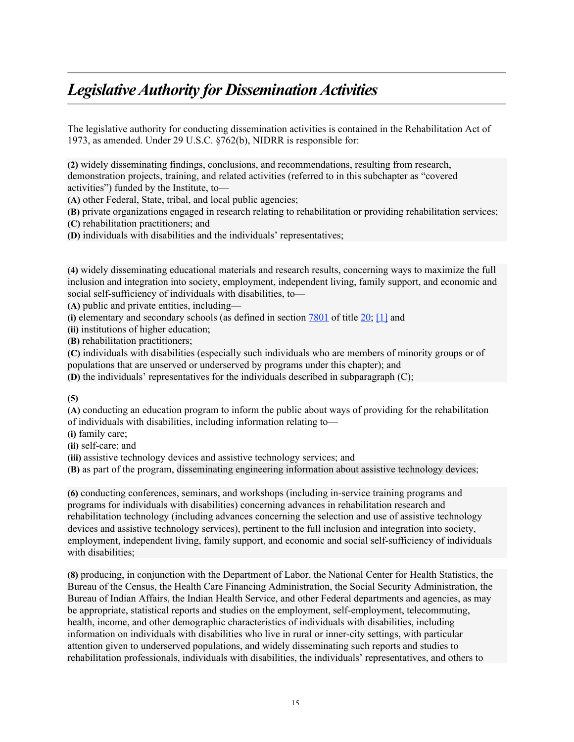# *Legislative Authority for Dissemination Activities*

The legislative authority for conducting dissemination activities is contained in the Rehabilitation Act of 1973, as amended. Under 29 U.S.C. §762(b), NIDRR is responsible for:

**(2)** widely disseminating findings, conclusions, and recommendations, resulting from research, demonstration projects, training, and related activities (referred to in this subchapter as "covered activities") funded by the Institute, to—
**(A)** other Federal, State, tribal, and local public agencies;
**(B)** private organizations engaged in research relating to rehabilitation or providing rehabilitation services;
**(C)** rehabilitation practitioners; and
**(D)** individuals with disabilities and the individuals' representatives;

**(4)** widely disseminating educational materials and research results, concerning ways to maximize the full inclusion and integration into society, employment, independent living, family support, and economic and social self-sufficiency of individuals with disabilities, to—
**(A)** public and private entities, including—
**(i)** elementary and secondary schools (as defined in section 7801 of title 20; [1] and
**(ii)** institutions of higher education;
**(B)** rehabilitation practitioners;
**(C)** individuals with disabilities (especially such individuals who are members of minority groups or of populations that are unserved or underserved by programs under this chapter); and
**(D)** the individuals' representatives for the individuals described in subparagraph (C);

**(5)**
**(A)** conducting an education program to inform the public about ways of providing for the rehabilitation of individuals with disabilities, including information relating to—
**(i)** family care;
**(ii)** self-care; and
**(iii)** assistive technology devices and assistive technology services; and
**(B)** as part of the program, disseminating engineering information about assistive technology devices;

**(6)** conducting conferences, seminars, and workshops (including in-service training programs and programs for individuals with disabilities) concerning advances in rehabilitation research and rehabilitation technology (including advances concerning the selection and use of assistive technology devices and assistive technology services), pertinent to the full inclusion and integration into society, employment, independent living, family support, and economic and social self-sufficiency of individuals with disabilities;

**(8)** producing, in conjunction with the Department of Labor, the National Center for Health Statistics, the Bureau of the Census, the Health Care Financing Administration, the Social Security Administration, the Bureau of Indian Affairs, the Indian Health Service, and other Federal departments and agencies, as may be appropriate, statistical reports and studies on the employment, self-employment, telecommuting, health, income, and other demographic characteristics of individuals with disabilities, including information on individuals with disabilities who live in rural or inner-city settings, with particular attention given to underserved populations, and widely disseminating such reports and studies to rehabilitation professionals, individuals with disabilities, the individuals' representatives, and others to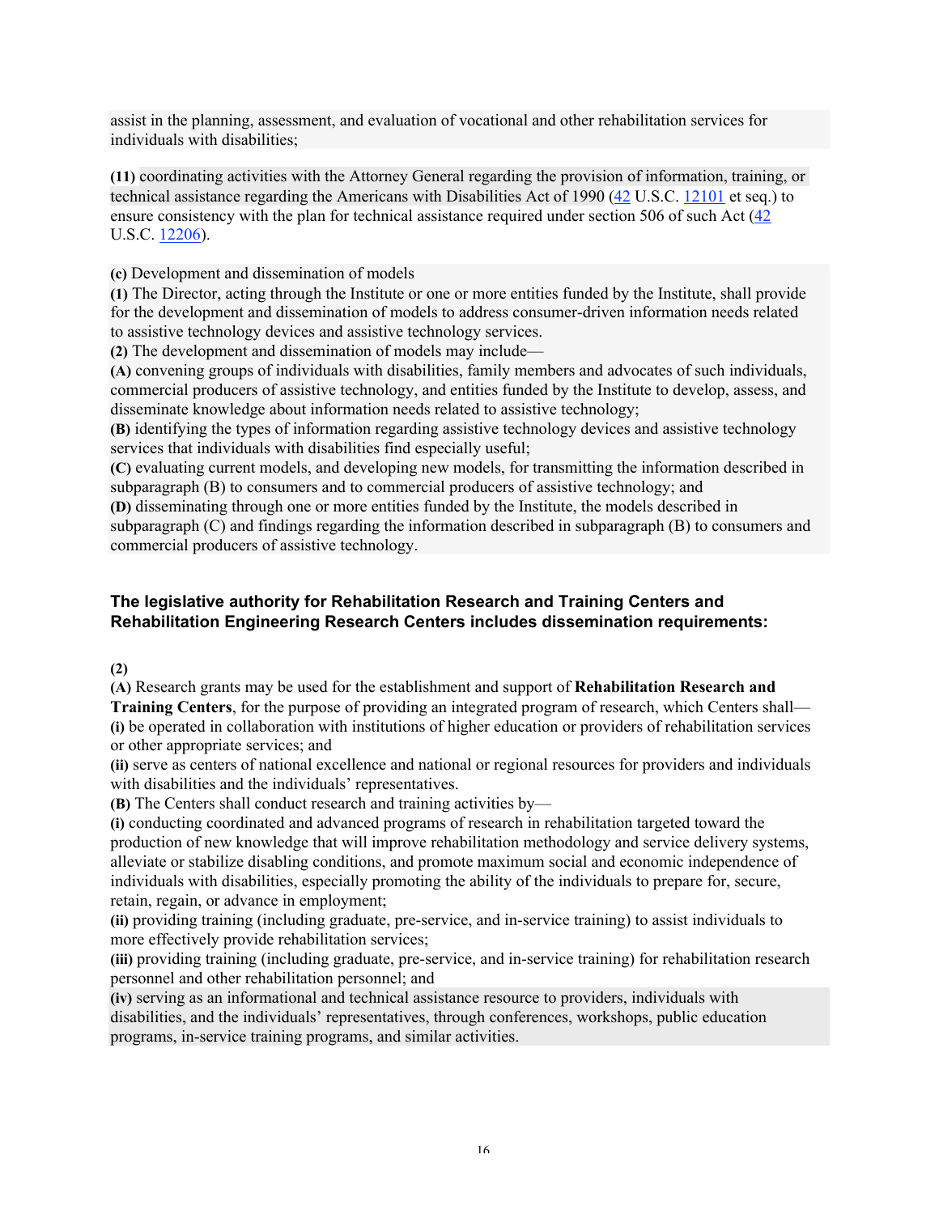assist in the planning, assessment, and evaluation of vocational and other rehabilitation services for individuals with disabilities;

**(11)** coordinating activities with the Attorney General regarding the provision of information, training, or technical assistance regarding the Americans with Disabilities Act of 1990 (42 U.S.C. 12101 et seq.) to ensure consistency with the plan for technical assistance required under section 506 of such Act (42 U.S.C. 12206).

**(c)** Development and dissemination of models

**(1)** The Director, acting through the Institute or one or more entities funded by the Institute, shall provide for the development and dissemination of models to address consumer-driven information needs related to assistive technology devices and assistive technology services.

**(2)** The development and dissemination of models may include—

**(A)** convening groups of individuals with disabilities, family members and advocates of such individuals, commercial producers of assistive technology, and entities funded by the Institute to develop, assess, and disseminate knowledge about information needs related to assistive technology;

**(B)** identifying the types of information regarding assistive technology devices and assistive technology services that individuals with disabilities find especially useful;

**(C)** evaluating current models, and developing new models, for transmitting the information described in subparagraph (B) to consumers and to commercial producers of assistive technology; and

**(D)** disseminating through one or more entities funded by the Institute, the models described in subparagraph (C) and findings regarding the information described in subparagraph (B) to consumers and commercial producers of assistive technology.

### The legislative authority for Rehabilitation Research and Training Centers and Rehabilitation Engineering Research Centers includes dissemination requirements:

**(2)**

**(A)** Research grants may be used for the establishment and support of **Rehabilitation Research and Training Centers**, for the purpose of providing an integrated program of research, which Centers shall—

**(i)** be operated in collaboration with institutions of higher education or providers of rehabilitation services or other appropriate services; and

**(ii)** serve as centers of national excellence and national or regional resources for providers and individuals with disabilities and the individuals' representatives.

**(B)** The Centers shall conduct research and training activities by—

**(i)** conducting coordinated and advanced programs of research in rehabilitation targeted toward the production of new knowledge that will improve rehabilitation methodology and service delivery systems, alleviate or stabilize disabling conditions, and promote maximum social and economic independence of individuals with disabilities, especially promoting the ability of the individuals to prepare for, secure, retain, regain, or advance in employment;

**(ii)** providing training (including graduate, pre-service, and in-service training) to assist individuals to more effectively provide rehabilitation services;

**(iii)** providing training (including graduate, pre-service, and in-service training) for rehabilitation research personnel and other rehabilitation personnel; and

**(iv)** serving as an informational and technical assistance resource to providers, individuals with disabilities, and the individuals' representatives, through conferences, workshops, public education programs, in-service training programs, and similar activities.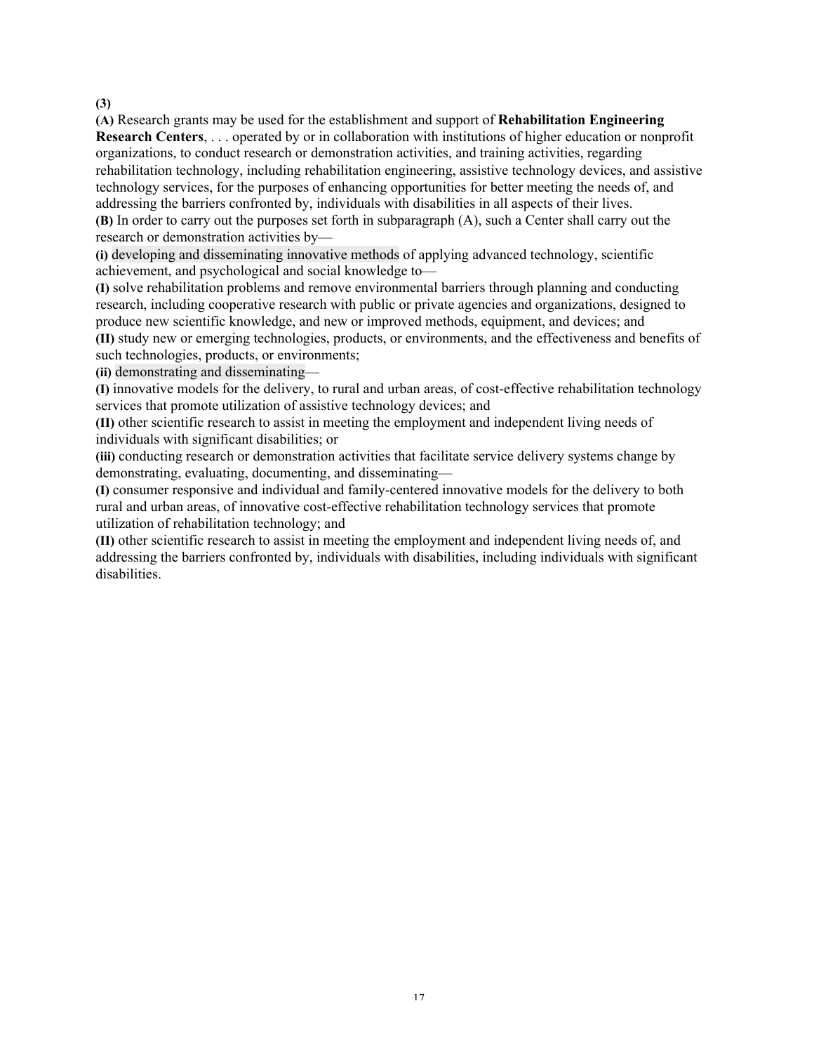**(3)**

**(A)** Research grants may be used for the establishment and support of **Rehabilitation Engineering Research Centers**, . . . operated by or in collaboration with institutions of higher education or nonprofit organizations, to conduct research or demonstration activities, and training activities, regarding rehabilitation technology, including rehabilitation engineering, assistive technology devices, and assistive technology services, for the purposes of enhancing opportunities for better meeting the needs of, and addressing the barriers confronted by, individuals with disabilities in all aspects of their lives.

**(B)** In order to carry out the purposes set forth in subparagraph (A), such a Center shall carry out the research or demonstration activities by—

**(i)** developing and disseminating innovative methods of applying advanced technology, scientific achievement, and psychological and social knowledge to—

**(I)** solve rehabilitation problems and remove environmental barriers through planning and conducting research, including cooperative research with public or private agencies and organizations, designed to produce new scientific knowledge, and new or improved methods, equipment, and devices; and

**(II)** study new or emerging technologies, products, or environments, and the effectiveness and benefits of such technologies, products, or environments;

**(ii)** demonstrating and disseminating—

**(I)** innovative models for the delivery, to rural and urban areas, of cost-effective rehabilitation technology services that promote utilization of assistive technology devices; and

**(II)** other scientific research to assist in meeting the employment and independent living needs of individuals with significant disabilities; or

**(iii)** conducting research or demonstration activities that facilitate service delivery systems change by demonstrating, evaluating, documenting, and disseminating—

**(I)** consumer responsive and individual and family-centered innovative models for the delivery to both rural and urban areas, of innovative cost-effective rehabilitation technology services that promote utilization of rehabilitation technology; and

**(II)** other scientific research to assist in meeting the employment and independent living needs of, and addressing the barriers confronted by, individuals with disabilities, including individuals with significant disabilities.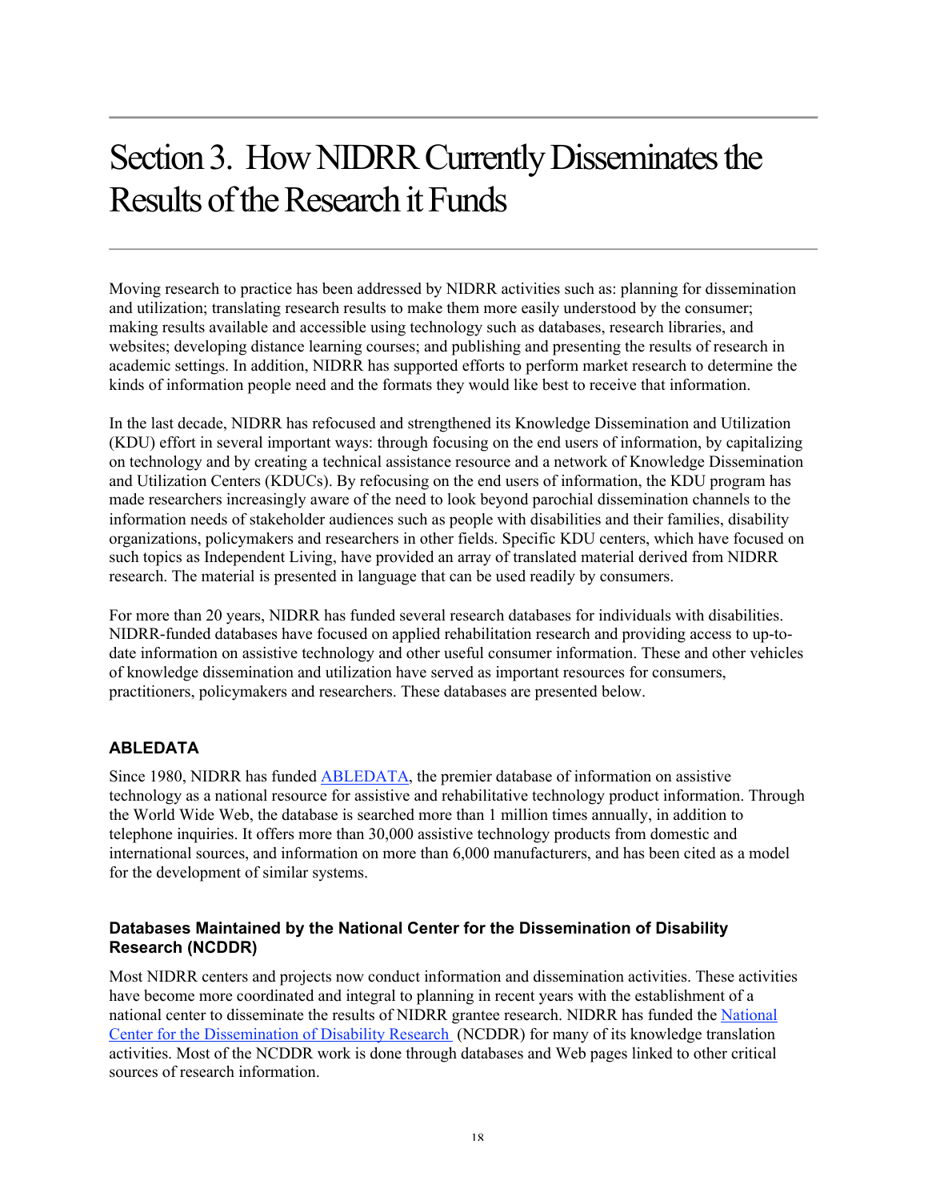# Section 3. How NIDRR Currently Disseminates the Results of the Research it Funds

Moving research to practice has been addressed by NIDRR activities such as: planning for dissemination and utilization; translating research results to make them more easily understood by the consumer; making results available and accessible using technology such as databases, research libraries, and websites; developing distance learning courses; and publishing and presenting the results of research in academic settings. In addition, NIDRR has supported efforts to perform market research to determine the kinds of information people need and the formats they would like best to receive that information.

In the last decade, NIDRR has refocused and strengthened its Knowledge Dissemination and Utilization (KDU) effort in several important ways: through focusing on the end users of information, by capitalizing on technology and by creating a technical assistance resource and a network of Knowledge Dissemination and Utilization Centers (KDUCs). By refocusing on the end users of information, the KDU program has made researchers increasingly aware of the need to look beyond parochial dissemination channels to the information needs of stakeholder audiences such as people with disabilities and their families, disability organizations, policymakers and researchers in other fields. Specific KDU centers, which have focused on such topics as Independent Living, have provided an array of translated material derived from NIDRR research. The material is presented in language that can be used readily by consumers.

For more than 20 years, NIDRR has funded several research databases for individuals with disabilities. NIDRR-funded databases have focused on applied rehabilitation research and providing access to up-to-date information on assistive technology and other useful consumer information. These and other vehicles of knowledge dissemination and utilization have served as important resources for consumers, practitioners, policymakers and researchers. These databases are presented below.

### ABLEDATA

Since 1980, NIDRR has funded ABLEDATA, the premier database of information on assistive technology as a national resource for assistive and rehabilitative technology product information. Through the World Wide Web, the database is searched more than 1 million times annually, in addition to telephone inquiries. It offers more than 30,000 assistive technology products from domestic and international sources, and information on more than 6,000 manufacturers, and has been cited as a model for the development of similar systems.

### Databases Maintained by the National Center for the Dissemination of Disability Research (NCDDR)

Most NIDRR centers and projects now conduct information and dissemination activities. These activities have become more coordinated and integral to planning in recent years with the establishment of a national center to disseminate the results of NIDRR grantee research. NIDRR has funded the National Center for the Dissemination of Disability Research (NCDDR) for many of its knowledge translation activities. Most of the NCDDR work is done through databases and Web pages linked to other critical sources of research information.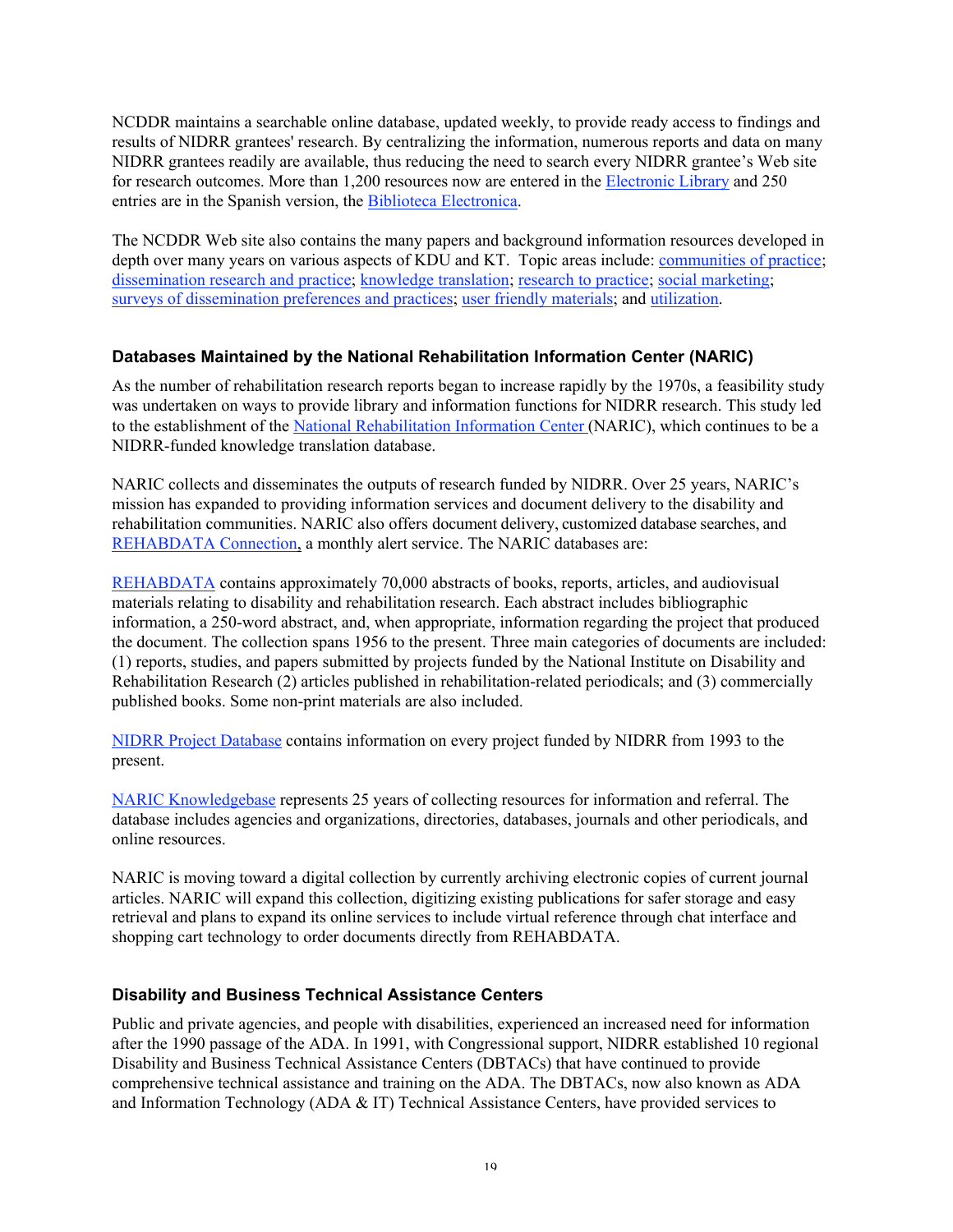NCDDR maintains a searchable online database, updated weekly, to provide ready access to findings and results of NIDRR grantees' research. By centralizing the information, numerous reports and data on many NIDRR grantees readily are available, thus reducing the need to search every NIDRR grantee's Web site for research outcomes. More than 1,200 resources now are entered in the Electronic Library and 250 entries are in the Spanish version, the Biblioteca Electronica.

The NCDDR Web site also contains the many papers and background information resources developed in depth over many years on various aspects of KDU and KT. Topic areas include: communities of practice; dissemination research and practice; knowledge translation; research to practice; social marketing; surveys of dissemination preferences and practices; user friendly materials; and utilization.

### Databases Maintained by the National Rehabilitation Information Center (NARIC)

As the number of rehabilitation research reports began to increase rapidly by the 1970s, a feasibility study was undertaken on ways to provide library and information functions for NIDRR research. This study led to the establishment of the National Rehabilitation Information Center (NARIC), which continues to be a NIDRR-funded knowledge translation database.

NARIC collects and disseminates the outputs of research funded by NIDRR. Over 25 years, NARIC's mission has expanded to providing information services and document delivery to the disability and rehabilitation communities. NARIC also offers document delivery, customized database searches, and REHABDATA Connection, a monthly alert service. The NARIC databases are:

REHABDATA contains approximately 70,000 abstracts of books, reports, articles, and audiovisual materials relating to disability and rehabilitation research. Each abstract includes bibliographic information, a 250-word abstract, and, when appropriate, information regarding the project that produced the document. The collection spans 1956 to the present. Three main categories of documents are included: (1) reports, studies, and papers submitted by projects funded by the National Institute on Disability and Rehabilitation Research (2) articles published in rehabilitation-related periodicals; and (3) commercially published books. Some non-print materials are also included.

NIDRR Project Database contains information on every project funded by NIDRR from 1993 to the present.

NARIC Knowledgebase represents 25 years of collecting resources for information and referral. The database includes agencies and organizations, directories, databases, journals and other periodicals, and online resources.

NARIC is moving toward a digital collection by currently archiving electronic copies of current journal articles. NARIC will expand this collection, digitizing existing publications for safer storage and easy retrieval and plans to expand its online services to include virtual reference through chat interface and shopping cart technology to order documents directly from REHABDATA.

### Disability and Business Technical Assistance Centers

Public and private agencies, and people with disabilities, experienced an increased need for information after the 1990 passage of the ADA. In 1991, with Congressional support, NIDRR established 10 regional Disability and Business Technical Assistance Centers (DBTACs) that have continued to provide comprehensive technical assistance and training on the ADA. The DBTACs, now also known as ADA and Information Technology (ADA & IT) Technical Assistance Centers, have provided services to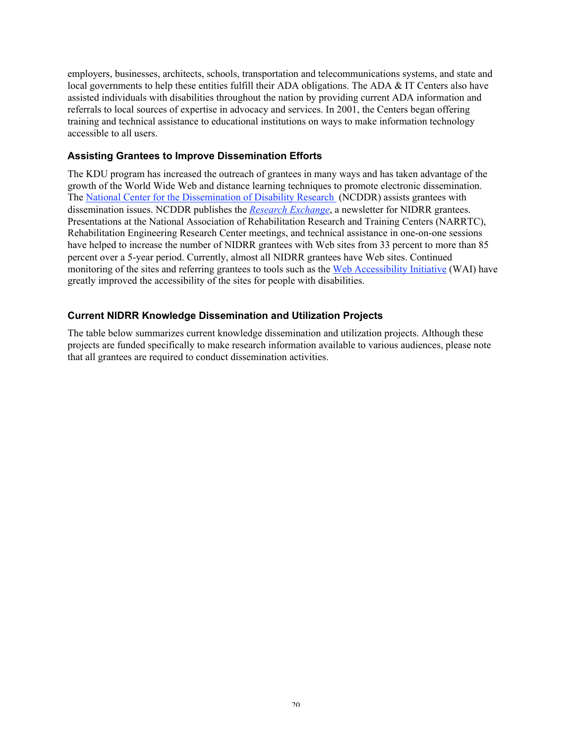employers, businesses, architects, schools, transportation and telecommunications systems, and state and local governments to help these entities fulfill their ADA obligations. The ADA & IT Centers also have assisted individuals with disabilities throughout the nation by providing current ADA information and referrals to local sources of expertise in advocacy and services. In 2001, the Centers began offering training and technical assistance to educational institutions on ways to make information technology accessible to all users.

### Assisting Grantees to Improve Dissemination Efforts

The KDU program has increased the outreach of grantees in many ways and has taken advantage of the growth of the World Wide Web and distance learning techniques to promote electronic dissemination. The National Center for the Dissemination of Disability Research (NCDDR) assists grantees with dissemination issues. NCDDR publishes the *Research Exchange*, a newsletter for NIDRR grantees. Presentations at the National Association of Rehabilitation Research and Training Centers (NARRTC), Rehabilitation Engineering Research Center meetings, and technical assistance in one-on-one sessions have helped to increase the number of NIDRR grantees with Web sites from 33 percent to more than 85 percent over a 5-year period. Currently, almost all NIDRR grantees have Web sites. Continued monitoring of the sites and referring grantees to tools such as the Web Accessibility Initiative (WAI) have greatly improved the accessibility of the sites for people with disabilities.

### Current NIDRR Knowledge Dissemination and Utilization Projects

The table below summarizes current knowledge dissemination and utilization projects. Although these projects are funded specifically to make research information available to various audiences, please note that all grantees are required to conduct dissemination activities.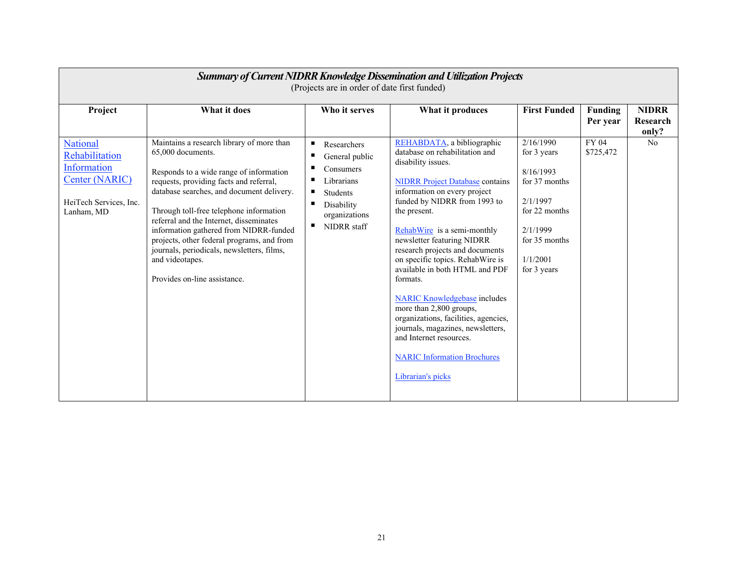| ***Summary of Current NIDRR Knowledge Dissemination and Utilization Projects*** (Projects are in order of date first funded) | | | | | | |
|---|---|---|---|---|---|---|
| **Project** | **What it does** | **Who it serves** | **What it produces** | **First Funded** | **Funding Per year** | **NIDRR Research only?** |
| National Rehabilitation Information Center (NARIC)<br><br>HeiTech Services, Inc. Lanham, MD | Maintains a research library of more than 65,000 documents.<br><br>Responds to a wide range of information requests, providing facts and referral, database searches, and document delivery.<br><br>Through toll-free telephone information referral and the Internet, disseminates information gathered from NIDRR-funded projects, other federal programs, and from journals, periodicals, newsletters, films, and videotapes.<br><br>Provides on-line assistance. | ▪ Researchers<br>▪ General public<br>▪ Consumers<br>▪ Librarians<br>▪ Students<br>▪ Disability organizations<br>▪ NIDRR staff | REHABDATA, a bibliographic database on rehabilitation and disability issues.<br><br>NIDRR Project Database contains information on every project funded by NIDRR from 1993 to the present.<br><br>RehabWire is a semi-monthly newsletter featuring NIDRR research projects and documents on specific topics. RehabWire is available in both HTML and PDF formats.<br><br>NARIC Knowledgebase includes more than 2,800 groups, organizations, facilities, agencies, journals, magazines, newsletters, and Internet resources.<br><br>NARIC Information Brochures<br><br>Librarian's picks | 2/16/1990 for 3 years<br><br>8/16/1993 for 37 months<br><br>2/1/1997 for 22 months<br><br>2/1/1999 for 35 months<br><br>1/1/2001 for 3 years | FY 04 $725,472 | No |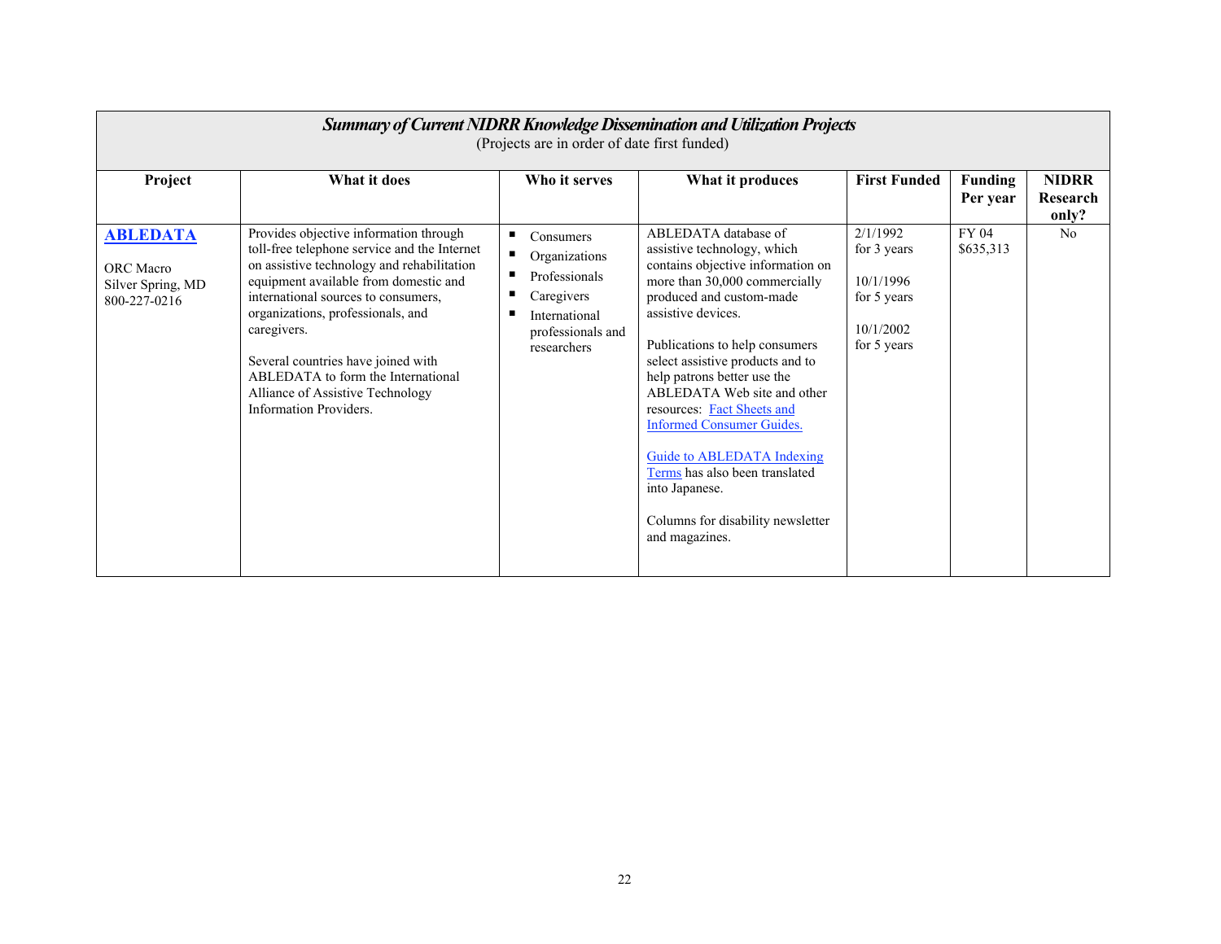| ***Summary of Current NIDRR Knowledge Dissemination and Utilization Projects*** (Projects are in order of date first funded) | | | | | | |
|---|---|---|---|---|---|---|
| **Project** | **What it does** | **Who it serves** | **What it produces** | **First Funded** | **Funding Per year** | **NIDRR Research only?** |
| **ABLEDATA**<br><br>ORC Macro<br>Silver Spring, MD<br>800-227-0216 | Provides objective information through toll-free telephone service and the Internet on assistive technology and rehabilitation equipment available from domestic and international sources to consumers, organizations, professionals, and caregivers.<br><br>Several countries have joined with ABLEDATA to form the International Alliance of Assistive Technology Information Providers. | ▪ Consumers<br>▪ Organizations<br>▪ Professionals<br>▪ Caregivers<br>▪ International professionals and researchers | ABLEDATA database of assistive technology, which contains objective information on more than 30,000 commercially produced and custom-made assistive devices.<br><br>Publications to help consumers select assistive products and to help patrons better use the ABLEDATA Web site and other resources: Fact Sheets and Informed Consumer Guides.<br><br>Guide to ABLEDATA Indexing Terms has also been translated into Japanese.<br><br>Columns for disability newsletter and magazines. | 2/1/1992 for 3 years<br><br>10/1/1996 for 5 years<br><br>10/1/2002 for 5 years | FY 04 $635,313 | No |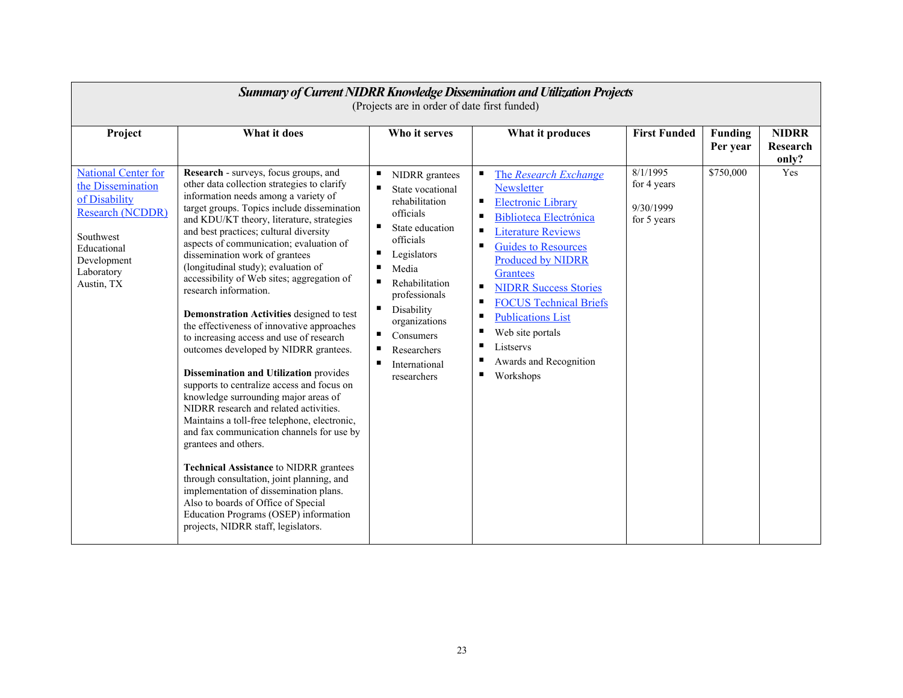***Summary of Current NIDRR Knowledge Dissemination and Utilization Projects***

(Projects are in order of date first funded)

| Project | What it does | Who it serves | What it produces | First Funded | Funding Per year | NIDRR Research only? |
|---|---|---|---|---|---|---|
| National Center for the Dissemination of Disability Research (NCDDR)<br><br>Southwest Educational Development Laboratory Austin, TX | **Research** - surveys, focus groups, and other data collection strategies to clarify information needs among a variety of target groups. Topics include dissemination and KDU/KT theory, literature, strategies and best practices; cultural diversity aspects of communication; evaluation of dissemination work of grantees (longitudinal study); evaluation of accessibility of Web sites; aggregation of research information.<br><br>**Demonstration Activities** designed to test the effectiveness of innovative approaches to increasing access and use of research outcomes developed by NIDRR grantees.<br><br>**Dissemination and Utilization** provides supports to centralize access and focus on knowledge surrounding major areas of NIDRR research and related activities. Maintains a toll-free telephone, electronic, and fax communication channels for use by grantees and others.<br><br>**Technical Assistance** to NIDRR grantees through consultation, joint planning, and implementation of dissemination plans. Also to boards of Office of Special Education Programs (OSEP) information projects, NIDRR staff, legislators. | ▪ NIDRR grantees<br>▪ State vocational rehabilitation officials<br>▪ State education officials<br>▪ Legislators<br>▪ Media<br>▪ Rehabilitation professionals<br>▪ Disability organizations<br>▪ Consumers<br>▪ Researchers<br>▪ International researchers | ▪ The *Research Exchange* Newsletter<br>▪ Electronic Library<br>▪ Biblioteca Electrónica<br>▪ Literature Reviews<br>▪ Guides to Resources Produced by NIDRR Grantees<br>▪ NIDRR Success Stories<br>▪ FOCUS Technical Briefs<br>▪ Publications List<br>▪ Web site portals<br>▪ Listservs<br>▪ Awards and Recognition<br>▪ Workshops | 8/1/1995 for 4 years<br><br>9/30/1999 for 5 years | $750,000 | Yes |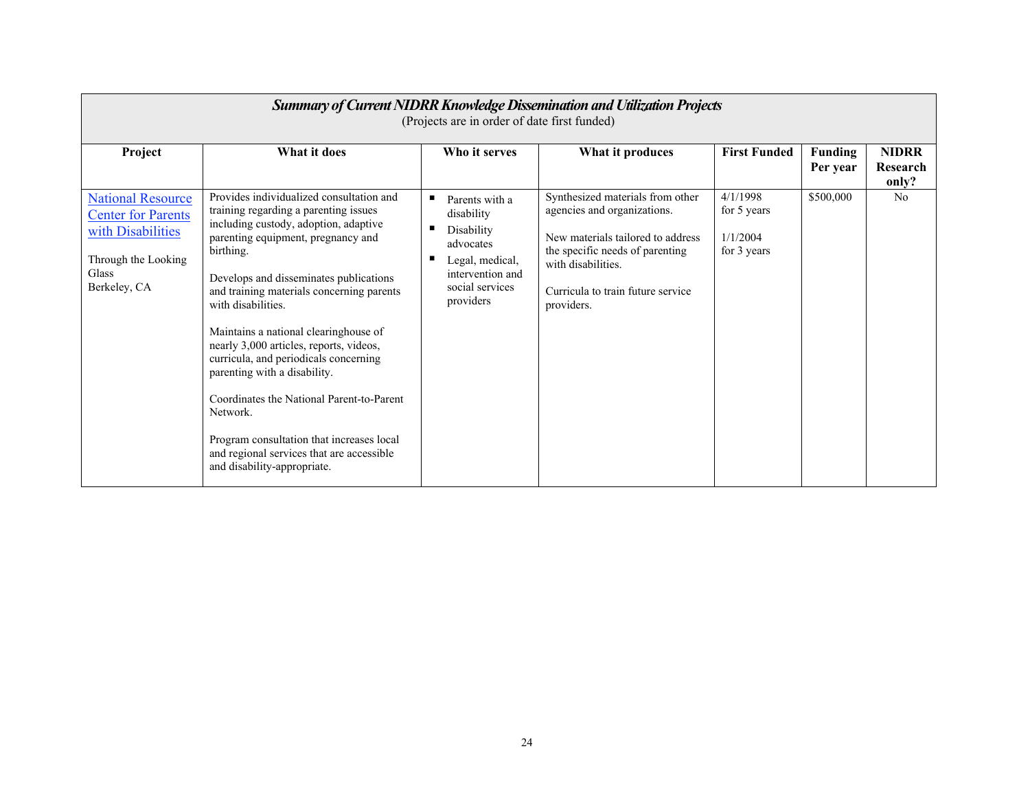| ***Summary of Current NIDRR Knowledge Dissemination and Utilization Projects*** (Projects are in order of date first funded) | | | | | | |
|---|---|---|---|---|---|---|
| **Project** | **What it does** | **Who it serves** | **What it produces** | **First Funded** | **Funding Per year** | **NIDRR Research only?** |
| National Resource Center for Parents with Disabilities<br><br>Through the Looking Glass<br>Berkeley, CA | Provides individualized consultation and training regarding a parenting issues including custody, adoption, adaptive parenting equipment, pregnancy and birthing.<br><br>Develops and disseminates publications and training materials concerning parents with disabilities.<br><br>Maintains a national clearinghouse of nearly 3,000 articles, reports, videos, curricula, and periodicals concerning parenting with a disability.<br><br>Coordinates the National Parent-to-Parent Network.<br><br>Program consultation that increases local and regional services that are accessible and disability-appropriate. | ▪ Parents with a disability<br>▪ Disability advocates<br>▪ Legal, medical, intervention and social services providers | Synthesized materials from other agencies and organizations.<br><br>New materials tailored to address the specific needs of parenting with disabilities.<br><br>Curricula to train future service providers. | 4/1/1998 for 5 years<br><br>1/1/2004 for 3 years | $500,000 | No |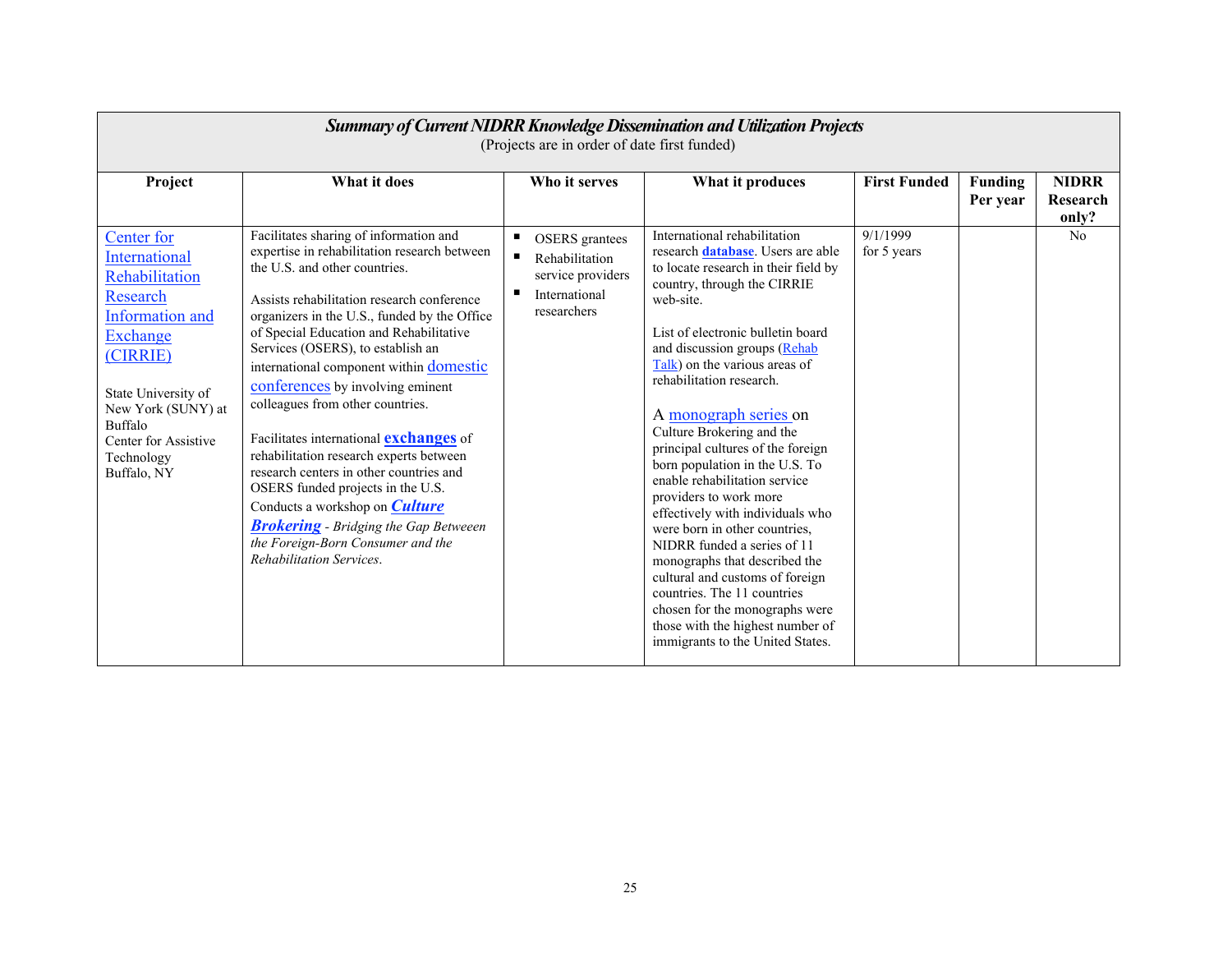| ***Summary of Current NIDRR Knowledge Dissemination and Utilization Projects*** (Projects are in order of date first funded) | | | | | | |
|---|---|---|---|---|---|---|
| **Project** | **What it does** | **Who it serves** | **What it produces** | **First Funded** | **Funding Per year** | **NIDRR Research only?** |
| Center for International Rehabilitation Research Information and Exchange (CIRRIE)<br><br>State University of New York (SUNY) at Buffalo<br>Center for Assistive Technology<br>Buffalo, NY | Facilitates sharing of information and expertise in rehabilitation research between the U.S. and other countries.<br><br>Assists rehabilitation research conference organizers in the U.S., funded by the Office of Special Education and Rehabilitative Services (OSERS), to establish an international component within domestic conferences by involving eminent colleagues from other countries.<br><br>Facilitates international **exchanges** of rehabilitation research experts between research centers in other countries and OSERS funded projects in the U.S.<br>Conducts a workshop on ***Culture Brokering*** - *Bridging the Gap Betweeen the Foreign-Born Consumer and the Rehabilitation Services*. | ▪ OSERS grantees<br>▪ Rehabilitation service providers<br>▪ International researchers | International rehabilitation research **database**. Users are able to locate research in their field by country, through the CIRRIE web-site.<br><br>List of electronic bulletin board and discussion groups (Rehab Talk) on the various areas of rehabilitation research.<br><br>A monograph series on Culture Brokering and the principal cultures of the foreign born population in the U.S. To enable rehabilitation service providers to work more effectively with individuals who were born in other countries, NIDRR funded a series of 11 monographs that described the cultural and customs of foreign countries. The 11 countries chosen for the monographs were those with the highest number of immigrants to the United States. | 9/1/1999 for 5 years | | No |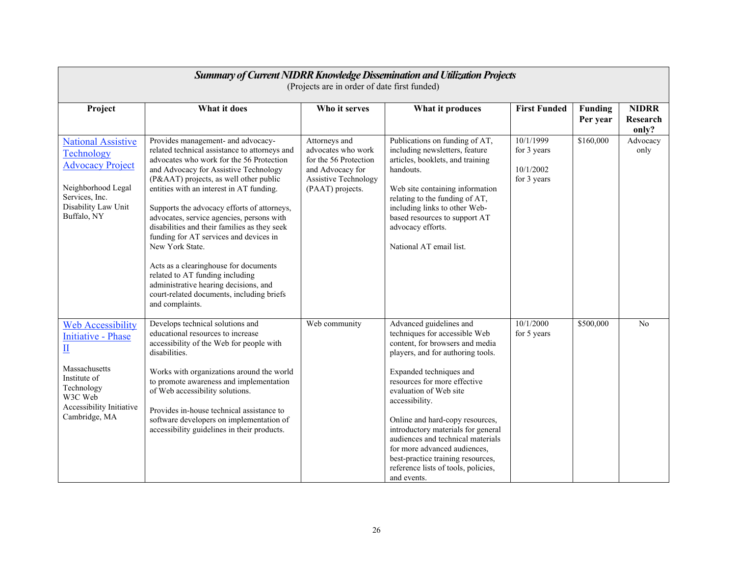***Summary of Current NIDRR Knowledge Dissemination and Utilization Projects***

(Projects are in order of date first funded)

| Project | What it does | Who it serves | What it produces | First Funded | Funding Per year | NIDRR Research only? |
|---|---|---|---|---|---|---|
| [National Assistive Technology Advocacy Project]<br><br>Neighborhood Legal Services, Inc. Disability Law Unit Buffalo, NY | Provides management- and advocacy-related technical assistance to attorneys and advocates who work for the 56 Protection and Advocacy for Assistive Technology (P&AAT) projects, as well other public entities with an interest in AT funding.<br><br>Supports the advocacy efforts of attorneys, advocates, service agencies, persons with disabilities and their families as they seek funding for AT services and devices in New York State.<br><br>Acts as a clearinghouse for documents related to AT funding including administrative hearing decisions, and court-related documents, including briefs and complaints. | Attorneys and advocates who work for the 56 Protection and Advocacy for Assistive Technology (PAAT) projects. | Publications on funding of AT, including newsletters, feature articles, booklets, and training handouts.<br><br>Web site containing information relating to the funding of AT, including links to other Web-based resources to support AT advocacy efforts.<br><br>National AT email list. | 10/1/1999 for 3 years<br><br>10/1/2002 for 3 years | $160,000 | Advocacy only |
| [Web Accessibility Initiative - Phase II]<br><br>Massachusetts Institute of Technology W3C Web Accessibility Initiative Cambridge, MA | Develops technical solutions and educational resources to increase accessibility of the Web for people with disabilities.<br><br>Works with organizations around the world to promote awareness and implementation of Web accessibility solutions.<br><br>Provides in-house technical assistance to software developers on implementation of accessibility guidelines in their products. | Web community | Advanced guidelines and techniques for accessible Web content, for browsers and media players, and for authoring tools.<br><br>Expanded techniques and resources for more effective evaluation of Web site accessibility.<br><br>Online and hard-copy resources, introductory materials for general audiences and technical materials for more advanced audiences, best-practice training resources, reference lists of tools, policies, and events. | 10/1/2000 for 5 years | $500,000 | No |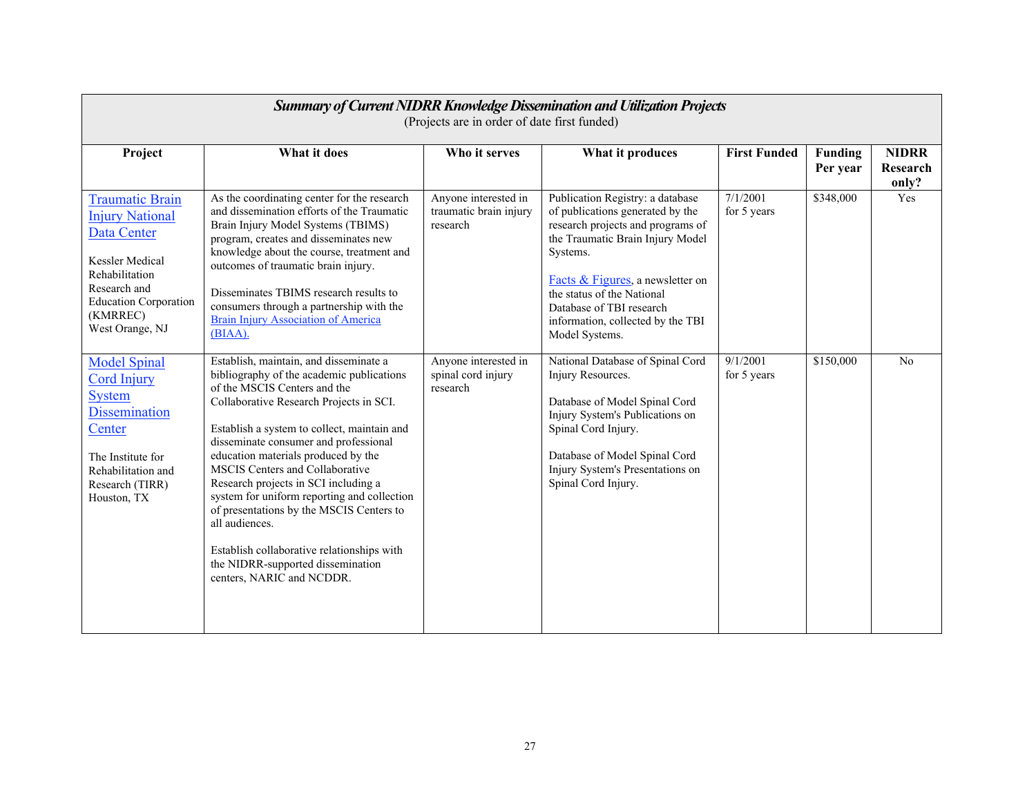| ***Summary of Current NIDRR Knowledge Dissemination and Utilization Projects***<br>(Projects are in order of date first funded) | | | | | | |
|---|---|---|---|---|---|---|
| **Project** | **What it does** | **Who it serves** | **What it produces** | **First Funded** | **Funding Per year** | **NIDRR Research only?** |
| Traumatic Brain Injury National Data Center<br><br>Kessler Medical Rehabilitation Research and Education Corporation (KMRREC)<br>West Orange, NJ | As the coordinating center for the research and dissemination efforts of the Traumatic Brain Injury Model Systems (TBIMS) program, creates and disseminates new knowledge about the course, treatment and outcomes of traumatic brain injury.<br><br>Disseminates TBIMS research results to consumers through a partnership with the Brain Injury Association of America (BIAA). | Anyone interested in traumatic brain injury research | Publication Registry: a database of publications generated by the research projects and programs of the Traumatic Brain Injury Model Systems.<br><br>Facts & Figures, a newsletter on the status of the National Database of TBI research information, collected by the TBI Model Systems. | 7/1/2001 for 5 years | $348,000 | Yes |
| Model Spinal Cord Injury System Dissemination Center<br><br>The Institute for Rehabilitation and Research (TIRR)<br>Houston, TX | Establish, maintain, and disseminate a bibliography of the academic publications of the MSCIS Centers and the Collaborative Research Projects in SCI.<br><br>Establish a system to collect, maintain and disseminate consumer and professional education materials produced by the MSCIS Centers and Collaborative Research projects in SCI including a system for uniform reporting and collection of presentations by the MSCIS Centers to all audiences.<br><br>Establish collaborative relationships with the NIDRR-supported dissemination centers, NARIC and NCDDR. | Anyone interested in spinal cord injury research | National Database of Spinal Cord Injury Resources.<br><br>Database of Model Spinal Cord Injury System's Publications on Spinal Cord Injury.<br><br>Database of Model Spinal Cord Injury System's Presentations on Spinal Cord Injury. | 9/1/2001 for 5 years | $150,000 | No |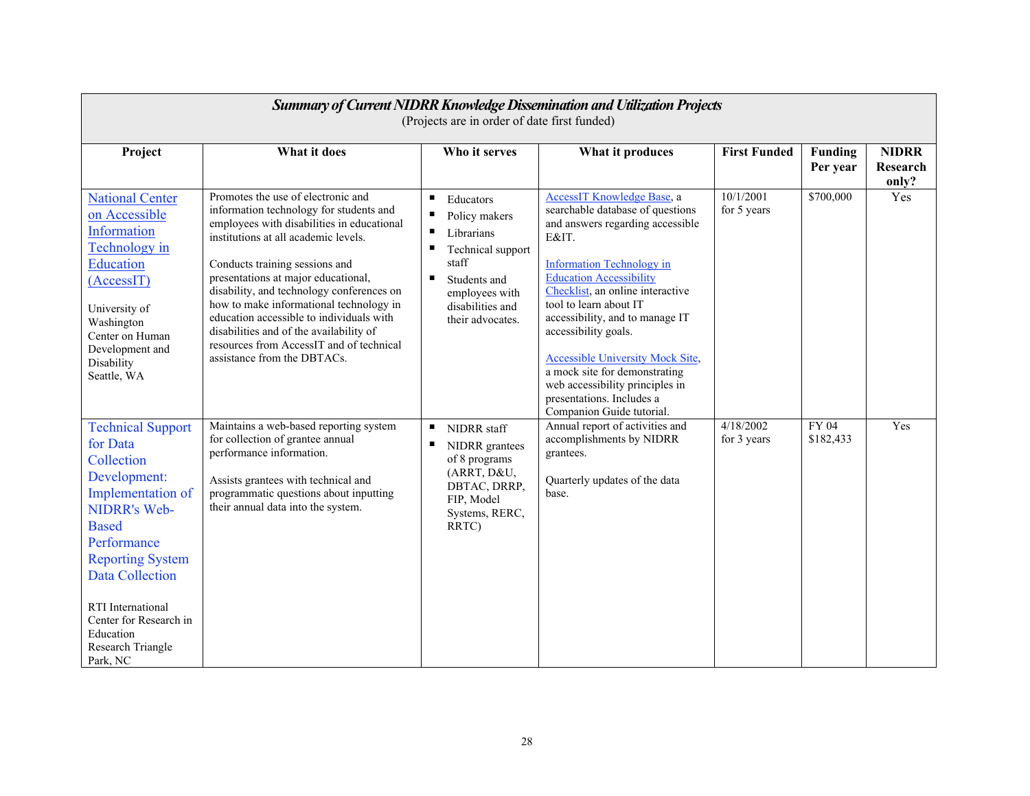***Summary of Current NIDRR Knowledge Dissemination and Utilization Projects***
(Projects are in order of date first funded)

| Project | What it does | Who it serves | What it produces | First Funded | Funding Per year | NIDRR Research only? |
|---|---|---|---|---|---|---|
| National Center on Accessible Information Technology in Education (AccessIT)<br><br>University of Washington Center on Human Development and Disability Seattle, WA | Promotes the use of electronic and information technology for students and employees with disabilities in educational institutions at all academic levels.<br><br>Conducts training sessions and presentations at major educational, disability, and technology conferences on how to make informational technology in education accessible to individuals with disabilities and of the availability of resources from AccessIT and of technical assistance from the DBTACs. | ▪ Educators<br>▪ Policy makers<br>▪ Librarians<br>▪ Technical support staff<br>▪ Students and employees with disabilities and their advocates. | AccessIT Knowledge Base, a searchable database of questions and answers regarding accessible E&IT.<br><br>Information Technology in Education Accessibility Checklist, an online interactive tool to learn about IT accessibility, and to manage IT accessibility goals.<br><br>Accessible University Mock Site, a mock site for demonstrating web accessibility principles in presentations. Includes a Companion Guide tutorial. | 10/1/2001 for 5 years | $700,000 | Yes |
| Technical Support for Data Collection Development: Implementation of NIDRR's Web-Based Performance Reporting System Data Collection<br><br>RTI International Center for Research in Education Research Triangle Park, NC | Maintains a web-based reporting system for collection of grantee annual performance information.<br><br>Assists grantees with technical and programmatic questions about inputting their annual data into the system. | ▪ NIDRR staff<br>▪ NIDRR grantees of 8 programs (ARRT, D&U, DBTAC, DRRP, FIP, Model Systems, RERC, RRTC) | Annual report of activities and accomplishments by NIDRR grantees.<br><br>Quarterly updates of the data base. | 4/18/2002 for 3 years | FY 04 $182,433 | Yes |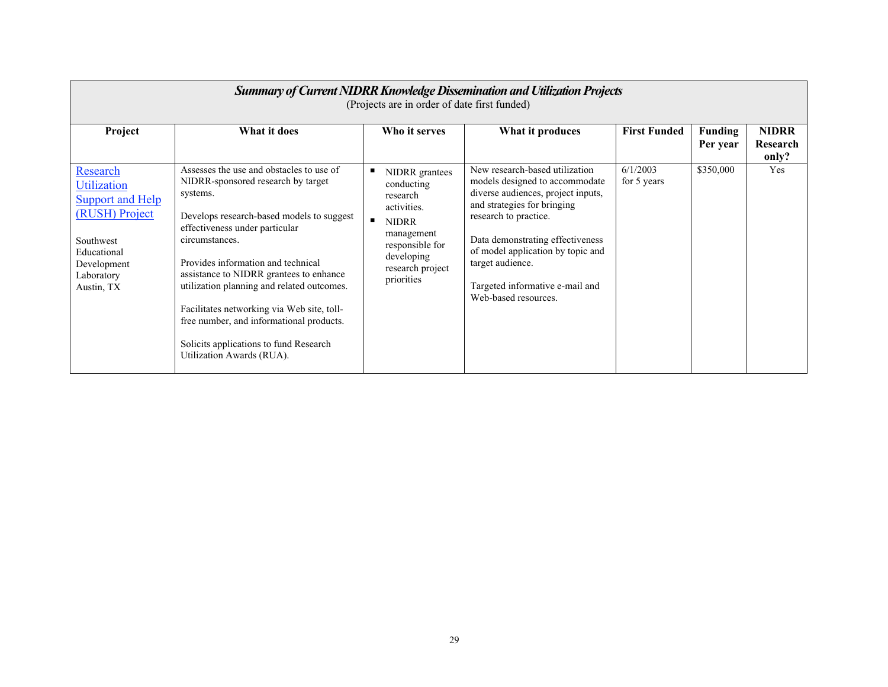| ***Summary of Current NIDRR Knowledge Dissemination and Utilization Projects*** (Projects are in order of date first funded) | | | | | | |
|---|---|---|---|---|---|---|
| **Project** | **What it does** | **Who it serves** | **What it produces** | **First Funded** | **Funding Per year** | **NIDRR Research only?** |
| Research Utilization Support and Help (RUSH) Project<br><br>Southwest Educational Development Laboratory Austin, TX | Assesses the use and obstacles to use of NIDRR-sponsored research by target systems.<br><br>Develops research-based models to suggest effectiveness under particular circumstances.<br><br>Provides information and technical assistance to NIDRR grantees to enhance utilization planning and related outcomes.<br><br>Facilitates networking via Web site, toll-free number, and informational products.<br><br>Solicits applications to fund Research Utilization Awards (RUA). | ▪ NIDRR grantees conducting research activities.<br>▪ NIDRR management responsible for developing research project priorities | New research-based utilization models designed to accommodate diverse audiences, project inputs, and strategies for bringing research to practice.<br><br>Data demonstrating effectiveness of model application by topic and target audience.<br><br>Targeted informative e-mail and Web-based resources. | 6/1/2003 for 5 years | $350,000 | Yes |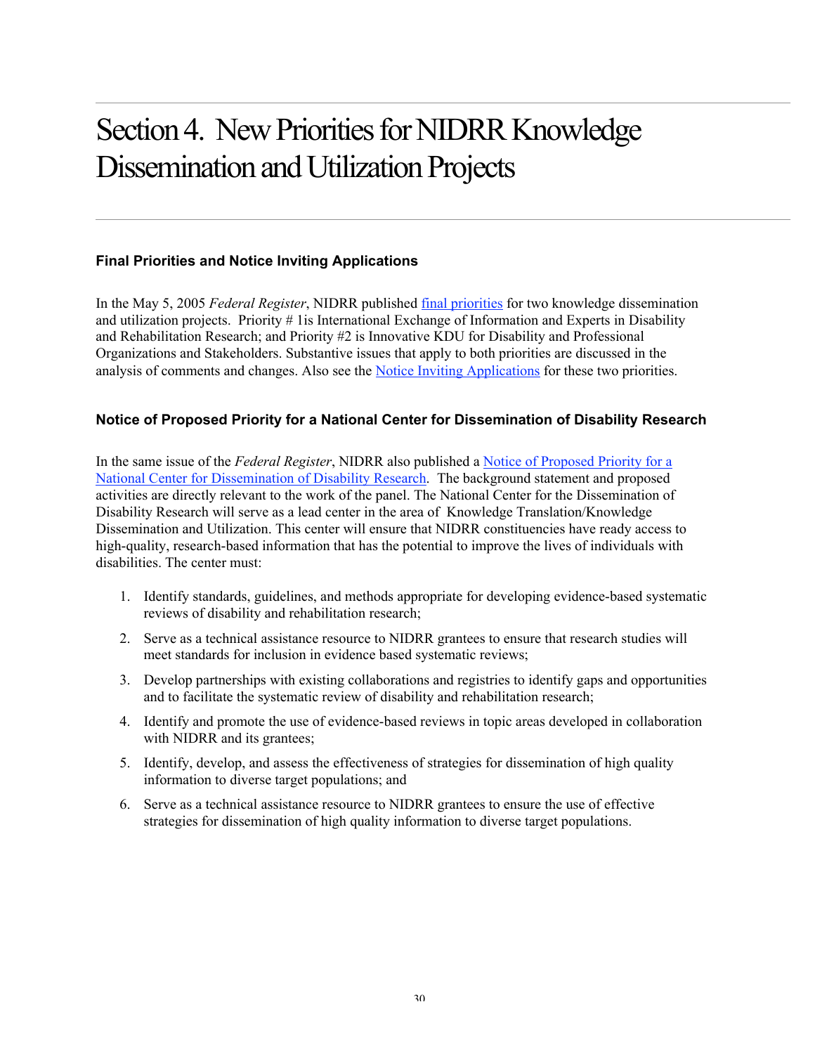# Section 4. New Priorities for NIDRR Knowledge Dissemination and Utilization Projects

### Final Priorities and Notice Inviting Applications

In the May 5, 2005 *Federal Register*, NIDRR published final priorities for two knowledge dissemination and utilization projects. Priority # 1is International Exchange of Information and Experts in Disability and Rehabilitation Research; and Priority #2 is Innovative KDU for Disability and Professional Organizations and Stakeholders. Substantive issues that apply to both priorities are discussed in the analysis of comments and changes. Also see the Notice Inviting Applications for these two priorities.

### Notice of Proposed Priority for a National Center for Dissemination of Disability Research

In the same issue of the *Federal Register*, NIDRR also published a Notice of Proposed Priority for a National Center for Dissemination of Disability Research. The background statement and proposed activities are directly relevant to the work of the panel. The National Center for the Dissemination of Disability Research will serve as a lead center in the area of Knowledge Translation/Knowledge Dissemination and Utilization. This center will ensure that NIDRR constituencies have ready access to high-quality, research-based information that has the potential to improve the lives of individuals with disabilities. The center must:

1. Identify standards, guidelines, and methods appropriate for developing evidence-based systematic reviews of disability and rehabilitation research;
2. Serve as a technical assistance resource to NIDRR grantees to ensure that research studies will meet standards for inclusion in evidence based systematic reviews;
3. Develop partnerships with existing collaborations and registries to identify gaps and opportunities and to facilitate the systematic review of disability and rehabilitation research;
4. Identify and promote the use of evidence-based reviews in topic areas developed in collaboration with NIDRR and its grantees;
5. Identify, develop, and assess the effectiveness of strategies for dissemination of high quality information to diverse target populations; and
6. Serve as a technical assistance resource to NIDRR grantees to ensure the use of effective strategies for dissemination of high quality information to diverse target populations.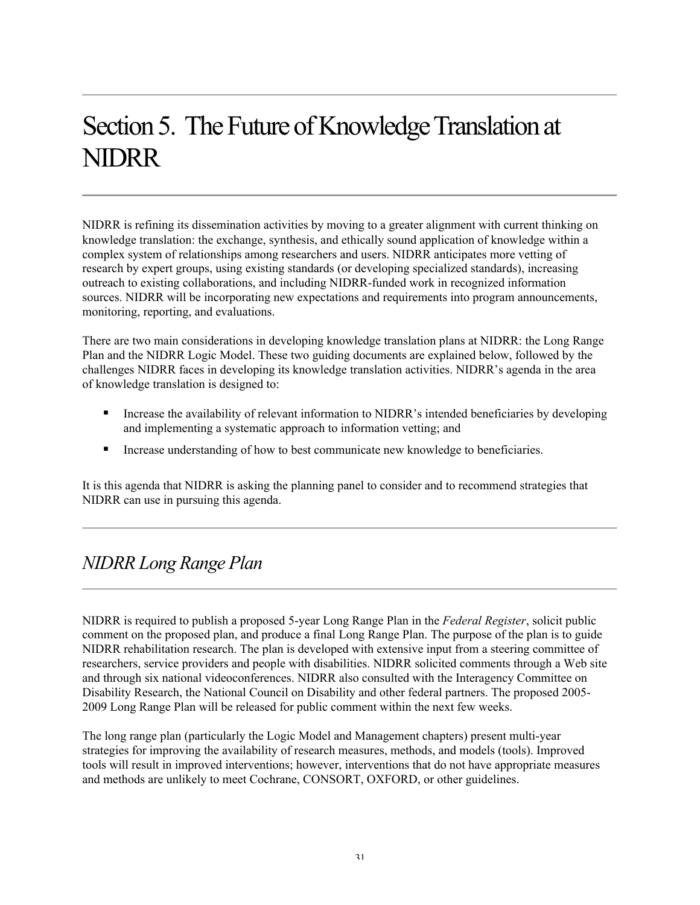# Section 5. The Future of Knowledge Translation at NIDRR

NIDRR is refining its dissemination activities by moving to a greater alignment with current thinking on knowledge translation: the exchange, synthesis, and ethically sound application of knowledge within a complex system of relationships among researchers and users. NIDRR anticipates more vetting of research by expert groups, using existing standards (or developing specialized standards), increasing outreach to existing collaborations, and including NIDRR-funded work in recognized information sources. NIDRR will be incorporating new expectations and requirements into program announcements, monitoring, reporting, and evaluations.

There are two main considerations in developing knowledge translation plans at NIDRR: the Long Range Plan and the NIDRR Logic Model. These two guiding documents are explained below, followed by the challenges NIDRR faces in developing its knowledge translation activities. NIDRR's agenda in the area of knowledge translation is designed to:

- Increase the availability of relevant information to NIDRR's intended beneficiaries by developing and implementing a systematic approach to information vetting; and
- Increase understanding of how to best communicate new knowledge to beneficiaries.

It is this agenda that NIDRR is asking the planning panel to consider and to recommend strategies that NIDRR can use in pursuing this agenda.

## *NIDRR Long Range Plan*

NIDRR is required to publish a proposed 5-year Long Range Plan in the *Federal Register*, solicit public comment on the proposed plan, and produce a final Long Range Plan. The purpose of the plan is to guide NIDRR rehabilitation research. The plan is developed with extensive input from a steering committee of researchers, service providers and people with disabilities. NIDRR solicited comments through a Web site and through six national videoconferences. NIDRR also consulted with the Interagency Committee on Disability Research, the National Council on Disability and other federal partners. The proposed 2005-2009 Long Range Plan will be released for public comment within the next few weeks.

The long range plan (particularly the Logic Model and Management chapters) present multi-year strategies for improving the availability of research measures, methods, and models (tools). Improved tools will result in improved interventions; however, interventions that do not have appropriate measures and methods are unlikely to meet Cochrane, CONSORT, OXFORD, or other guidelines.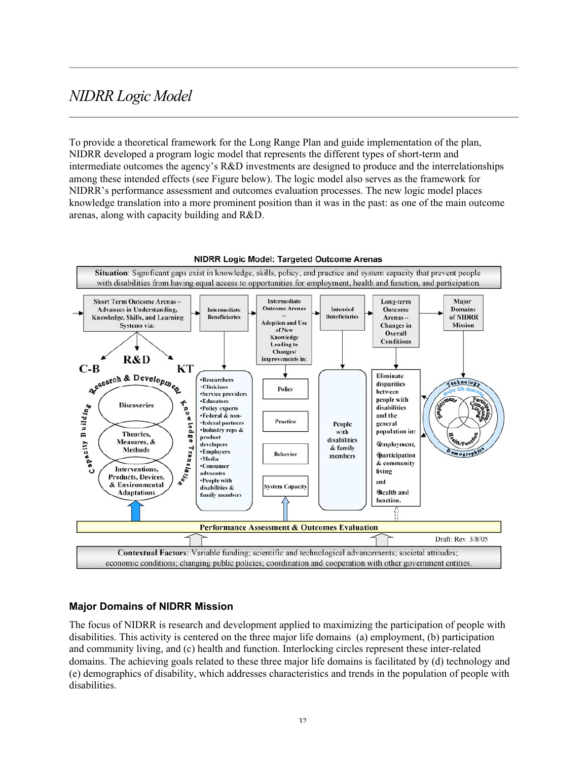# NIDRR Logic Model

To provide a theoretical framework for the Long Range Plan and guide implementation of the plan, NIDRR developed a program logic model that represents the different types of short-term and intermediate outcomes the agency's R&D investments are designed to produce and the interrelationships among these intended effects (see Figure below). The logic model also serves as the framework for NIDRR's performance assessment and outcomes evaluation processes. The new logic model places knowledge translation into a more prominent position than it was in the past: as one of the main outcome arenas, along with capacity building and R&D.

**NIDRR Logic Model: Targeted Outcome Arenas**

**Situation**: Significant gaps exist in knowledge, skills, policy, and practice and system capacity that prevent people with disabilities from having equal access to opportunities for employment, health and function, and participation.

- **Short Term Outcome Arenas – Advances in Understanding, Knowledge, Skills, and Learning Systems via:**
  - C-B (Capacity Building)
  - R&D (Research & Development)
  - KT (Knowledge Translation)
  - Discoveries
  - Theories, Measures, & Methods
  - Interventions, Products, Devices, & Environmental Adaptations
- **Intermediate Beneficiaries**
  - Researchers
  - Clinicians
  - Service providers
  - Educators
  - Policy experts
  - Federal & non-federal partners
  - Industry reps & product developers
  - Employers
  - Media
  - Consumer advocates
  - People with disabilities & family members
- **Intermediate Outcome Arenas – Adoption and Use of New Knowledge Leading to Changes/ improvements in:**
  - Policy
  - Practice
  - Behavior
  - System Capacity
- **Intended Beneficiaries**
  - People with disabilities & family members
- **Long-term Outcome Arenas – Changes in Overall Conditions**
  - Eliminate disparities between people with disabilities and the general population in:
    - Employment,
    - Participation & community living
    - and
    - Health and function.
- **Major Domains of NIDRR Mission**
  - Technology
  - Major life domains: Employment; Participation & Community Living; Health/Function
  - Demographics

**Performance Assessment & Outcomes Evaluation**

Draft: Rev. 3/8/05

**Contextual Factors**: Variable funding; scientific and technological advancements; societal attitudes; economic conditions; changing public policies; coordination and cooperation with other government entities.

### Major Domains of NIDRR Mission

The focus of NIDRR is research and development applied to maximizing the participation of people with disabilities. This activity is centered on the three major life domains (a) employment, (b) participation and community living, and (c) health and function. Interlocking circles represent these inter-related domains. The achieving goals related to these three major life domains is facilitated by (d) technology and (e) demographics of disability, which addresses characteristics and trends in the population of people with disabilities.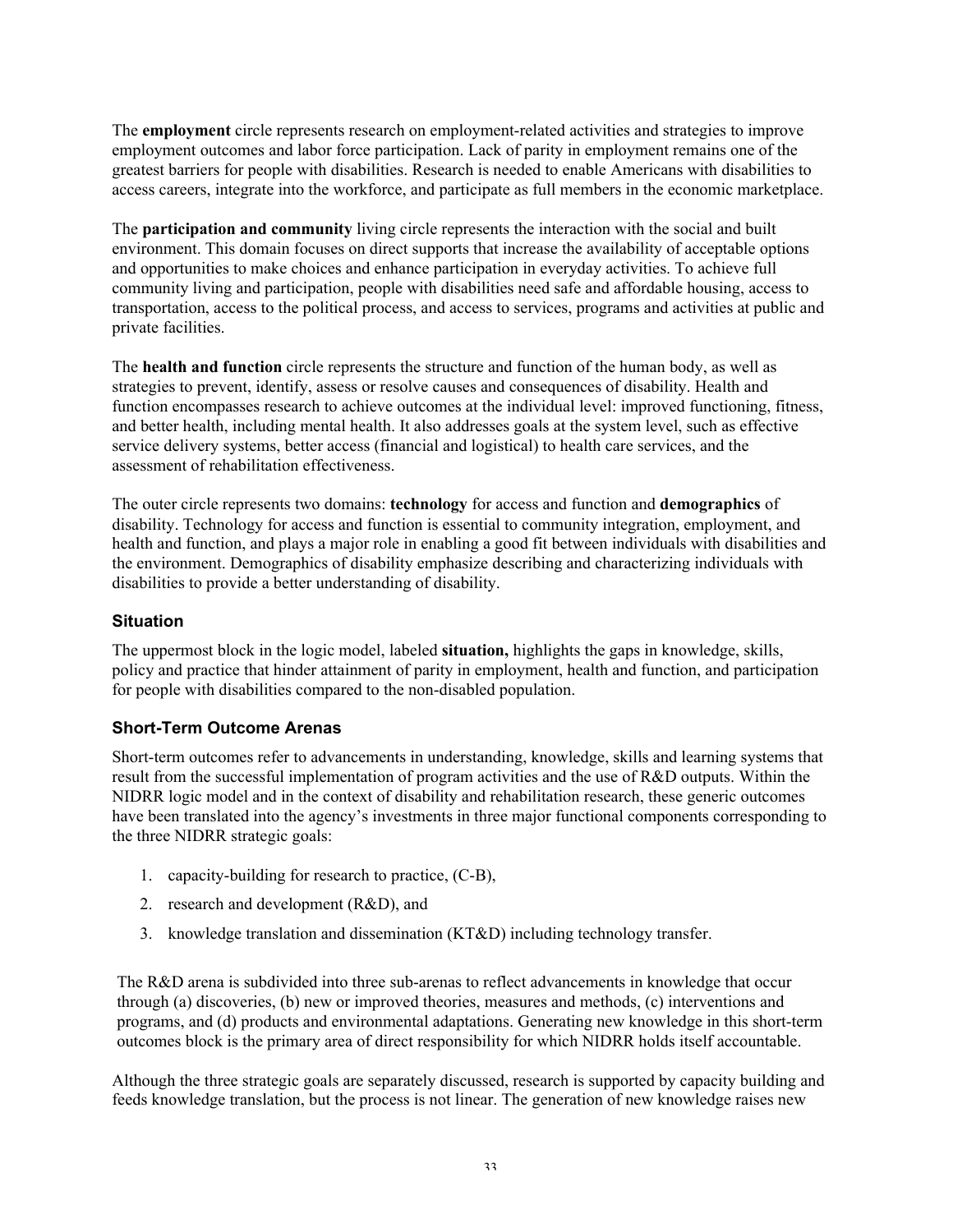The **employment** circle represents research on employment-related activities and strategies to improve employment outcomes and labor force participation. Lack of parity in employment remains one of the greatest barriers for people with disabilities. Research is needed to enable Americans with disabilities to access careers, integrate into the workforce, and participate as full members in the economic marketplace.

The **participation and community** living circle represents the interaction with the social and built environment. This domain focuses on direct supports that increase the availability of acceptable options and opportunities to make choices and enhance participation in everyday activities. To achieve full community living and participation, people with disabilities need safe and affordable housing, access to transportation, access to the political process, and access to services, programs and activities at public and private facilities.

The **health and function** circle represents the structure and function of the human body, as well as strategies to prevent, identify, assess or resolve causes and consequences of disability. Health and function encompasses research to achieve outcomes at the individual level: improved functioning, fitness, and better health, including mental health. It also addresses goals at the system level, such as effective service delivery systems, better access (financial and logistical) to health care services, and the assessment of rehabilitation effectiveness.

The outer circle represents two domains: **technology** for access and function and **demographics** of disability. Technology for access and function is essential to community integration, employment, and health and function, and plays a major role in enabling a good fit between individuals with disabilities and the environment. Demographics of disability emphasize describing and characterizing individuals with disabilities to provide a better understanding of disability.

### Situation

The uppermost block in the logic model, labeled **situation,** highlights the gaps in knowledge, skills, policy and practice that hinder attainment of parity in employment, health and function, and participation for people with disabilities compared to the non-disabled population.

### Short-Term Outcome Arenas

Short-term outcomes refer to advancements in understanding, knowledge, skills and learning systems that result from the successful implementation of program activities and the use of R&D outputs. Within the NIDRR logic model and in the context of disability and rehabilitation research, these generic outcomes have been translated into the agency's investments in three major functional components corresponding to the three NIDRR strategic goals:

1. capacity-building for research to practice, (C-B),
2. research and development (R&D), and
3. knowledge translation and dissemination (KT&D) including technology transfer.

The R&D arena is subdivided into three sub-arenas to reflect advancements in knowledge that occur through (a) discoveries, (b) new or improved theories, measures and methods, (c) interventions and programs, and (d) products and environmental adaptations. Generating new knowledge in this short-term outcomes block is the primary area of direct responsibility for which NIDRR holds itself accountable.

Although the three strategic goals are separately discussed, research is supported by capacity building and feeds knowledge translation, but the process is not linear. The generation of new knowledge raises new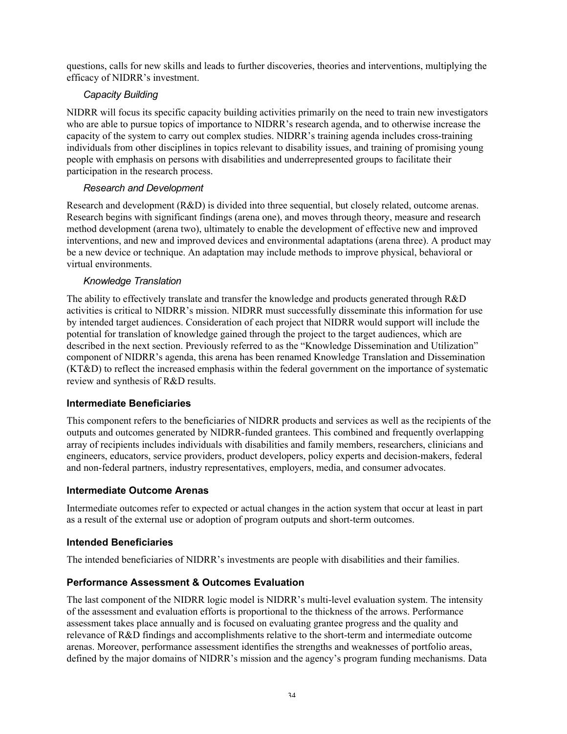questions, calls for new skills and leads to further discoveries, theories and interventions, multiplying the efficacy of NIDRR's investment.

#### *Capacity Building*

NIDRR will focus its specific capacity building activities primarily on the need to train new investigators who are able to pursue topics of importance to NIDRR's research agenda, and to otherwise increase the capacity of the system to carry out complex studies. NIDRR's training agenda includes cross-training individuals from other disciplines in topics relevant to disability issues, and training of promising young people with emphasis on persons with disabilities and underrepresented groups to facilitate their participation in the research process.

#### *Research and Development*

Research and development (R&D) is divided into three sequential, but closely related, outcome arenas. Research begins with significant findings (arena one), and moves through theory, measure and research method development (arena two), ultimately to enable the development of effective new and improved interventions, and new and improved devices and environmental adaptations (arena three). A product may be a new device or technique. An adaptation may include methods to improve physical, behavioral or virtual environments.

#### *Knowledge Translation*

The ability to effectively translate and transfer the knowledge and products generated through R&D activities is critical to NIDRR's mission. NIDRR must successfully disseminate this information for use by intended target audiences. Consideration of each project that NIDRR would support will include the potential for translation of knowledge gained through the project to the target audiences, which are described in the next section. Previously referred to as the "Knowledge Dissemination and Utilization" component of NIDRR's agenda, this arena has been renamed Knowledge Translation and Dissemination (KT&D) to reflect the increased emphasis within the federal government on the importance of systematic review and synthesis of R&D results.

### Intermediate Beneficiaries

This component refers to the beneficiaries of NIDRR products and services as well as the recipients of the outputs and outcomes generated by NIDRR-funded grantees. This combined and frequently overlapping array of recipients includes individuals with disabilities and family members, researchers, clinicians and engineers, educators, service providers, product developers, policy experts and decision-makers, federal and non-federal partners, industry representatives, employers, media, and consumer advocates.

### Intermediate Outcome Arenas

Intermediate outcomes refer to expected or actual changes in the action system that occur at least in part as a result of the external use or adoption of program outputs and short-term outcomes.

### Intended Beneficiaries

The intended beneficiaries of NIDRR's investments are people with disabilities and their families.

### Performance Assessment & Outcomes Evaluation

The last component of the NIDRR logic model is NIDRR's multi-level evaluation system. The intensity of the assessment and evaluation efforts is proportional to the thickness of the arrows. Performance assessment takes place annually and is focused on evaluating grantee progress and the quality and relevance of R&D findings and accomplishments relative to the short-term and intermediate outcome arenas. Moreover, performance assessment identifies the strengths and weaknesses of portfolio areas, defined by the major domains of NIDRR's mission and the agency's program funding mechanisms. Data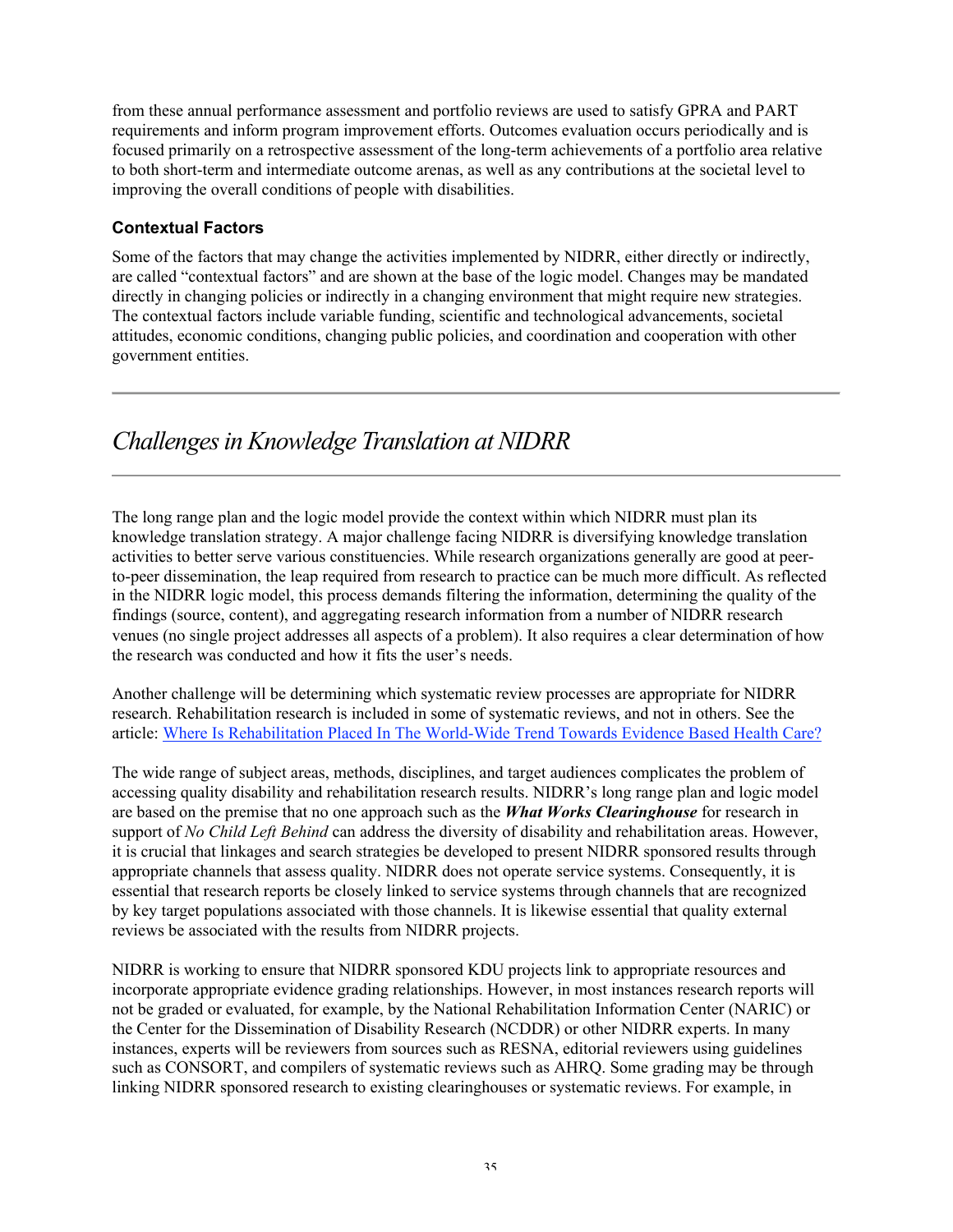from these annual performance assessment and portfolio reviews are used to satisfy GPRA and PART requirements and inform program improvement efforts. Outcomes evaluation occurs periodically and is focused primarily on a retrospective assessment of the long-term achievements of a portfolio area relative to both short-term and intermediate outcome arenas, as well as any contributions at the societal level to improving the overall conditions of people with disabilities.

### Contextual Factors

Some of the factors that may change the activities implemented by NIDRR, either directly or indirectly, are called "contextual factors" and are shown at the base of the logic model. Changes may be mandated directly in changing policies or indirectly in a changing environment that might require new strategies. The contextual factors include variable funding, scientific and technological advancements, societal attitudes, economic conditions, changing public policies, and coordination and cooperation with other government entities.

---

## *Challenges in Knowledge Translation at NIDRR*

---

The long range plan and the logic model provide the context within which NIDRR must plan its knowledge translation strategy. A major challenge facing NIDRR is diversifying knowledge translation activities to better serve various constituencies. While research organizations generally are good at peer-to-peer dissemination, the leap required from research to practice can be much more difficult. As reflected in the NIDRR logic model, this process demands filtering the information, determining the quality of the findings (source, content), and aggregating research information from a number of NIDRR research venues (no single project addresses all aspects of a problem). It also requires a clear determination of how the research was conducted and how it fits the user's needs.

Another challenge will be determining which systematic review processes are appropriate for NIDRR research. Rehabilitation research is included in some of systematic reviews, and not in others. See the article: Where Is Rehabilitation Placed In The World-Wide Trend Towards Evidence Based Health Care?

The wide range of subject areas, methods, disciplines, and target audiences complicates the problem of accessing quality disability and rehabilitation research results. NIDRR's long range plan and logic model are based on the premise that no one approach such as the ***What Works Clearinghouse*** for research in support of *No Child Left Behind* can address the diversity of disability and rehabilitation areas. However, it is crucial that linkages and search strategies be developed to present NIDRR sponsored results through appropriate channels that assess quality. NIDRR does not operate service systems. Consequently, it is essential that research reports be closely linked to service systems through channels that are recognized by key target populations associated with those channels. It is likewise essential that quality external reviews be associated with the results from NIDRR projects.

NIDRR is working to ensure that NIDRR sponsored KDU projects link to appropriate resources and incorporate appropriate evidence grading relationships. However, in most instances research reports will not be graded or evaluated, for example, by the National Rehabilitation Information Center (NARIC) or the Center for the Dissemination of Disability Research (NCDDR) or other NIDRR experts. In many instances, experts will be reviewers from sources such as RESNA, editorial reviewers using guidelines such as CONSORT, and compilers of systematic reviews such as AHRQ. Some grading may be through linking NIDRR sponsored research to existing clearinghouses or systematic reviews. For example, in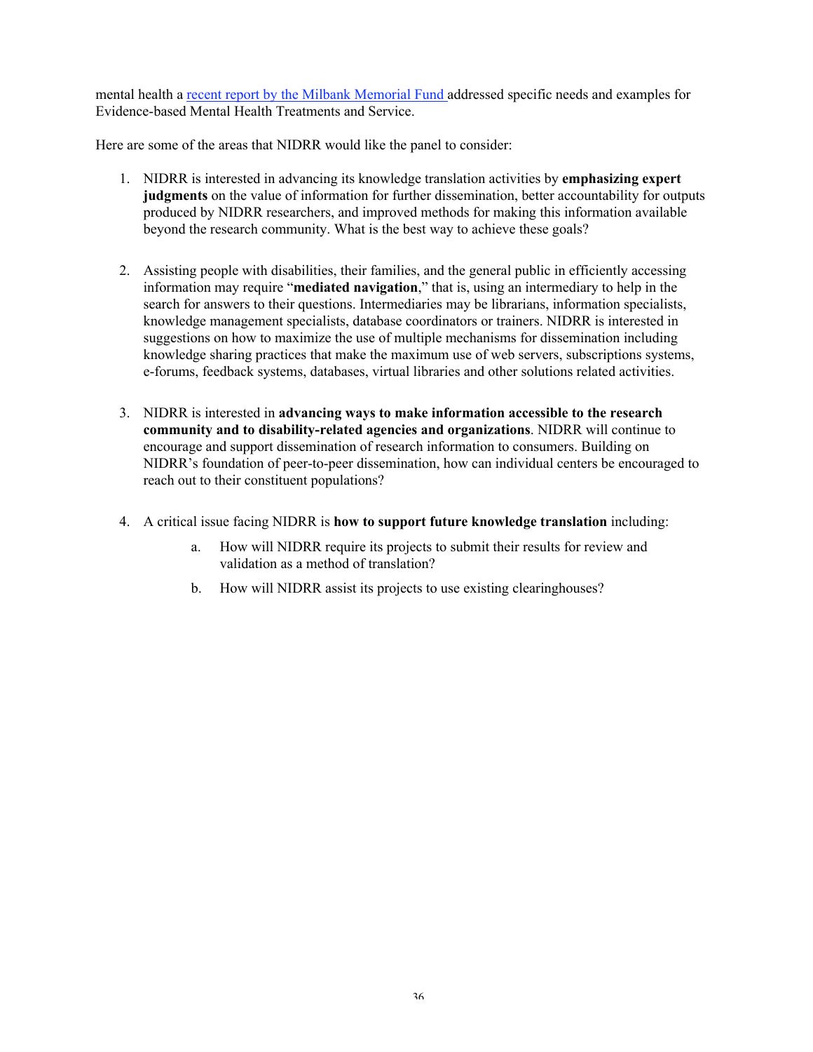mental health a [recent report by the Milbank Memorial Fund ](#)addressed specific needs and examples for Evidence-based Mental Health Treatments and Service.

Here are some of the areas that NIDRR would like the panel to consider:

1. NIDRR is interested in advancing its knowledge translation activities by **emphasizing expert judgments** on the value of information for further dissemination, better accountability for outputs produced by NIDRR researchers, and improved methods for making this information available beyond the research community. What is the best way to achieve these goals?

2. Assisting people with disabilities, their families, and the general public in efficiently accessing information may require "**mediated navigation**," that is, using an intermediary to help in the search for answers to their questions. Intermediaries may be librarians, information specialists, knowledge management specialists, database coordinators or trainers. NIDRR is interested in suggestions on how to maximize the use of multiple mechanisms for dissemination including knowledge sharing practices that make the maximum use of web servers, subscriptions systems, e-forums, feedback systems, databases, virtual libraries and other solutions related activities.

3. NIDRR is interested in **advancing ways to make information accessible to the research community and to disability-related agencies and organizations**. NIDRR will continue to encourage and support dissemination of research information to consumers. Building on NIDRR's foundation of peer-to-peer dissemination, how can individual centers be encouraged to reach out to their constituent populations?

4. A critical issue facing NIDRR is **how to support future knowledge translation** including:
   a. How will NIDRR require its projects to submit their results for review and validation as a method of translation?
   b. How will NIDRR assist its projects to use existing clearinghouses?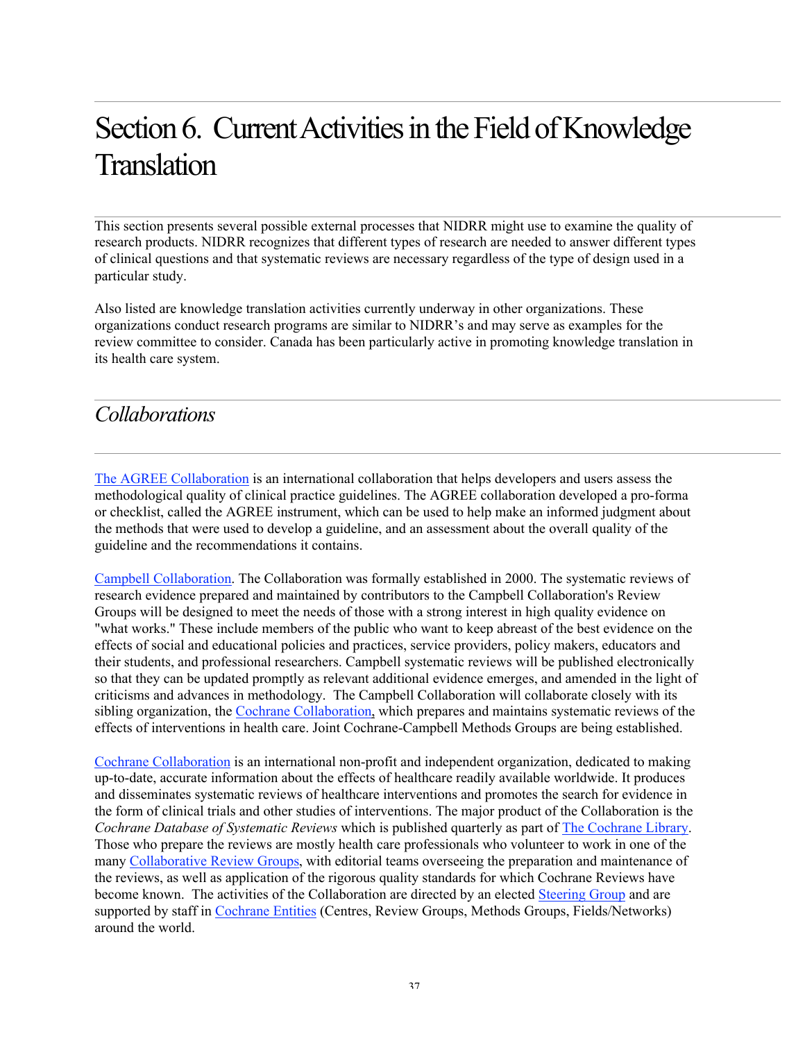# Section 6. Current Activities in the Field of Knowledge Translation

This section presents several possible external processes that NIDRR might use to examine the quality of research products. NIDRR recognizes that different types of research are needed to answer different types of clinical questions and that systematic reviews are necessary regardless of the type of design used in a particular study.

Also listed are knowledge translation activities currently underway in other organizations. These organizations conduct research programs are similar to NIDRR's and may serve as examples for the review committee to consider. Canada has been particularly active in promoting knowledge translation in its health care system.

## *Collaborations*

The AGREE Collaboration is an international collaboration that helps developers and users assess the methodological quality of clinical practice guidelines. The AGREE collaboration developed a pro-forma or checklist, called the AGREE instrument, which can be used to help make an informed judgment about the methods that were used to develop a guideline, and an assessment about the overall quality of the guideline and the recommendations it contains.

Campbell Collaboration. The Collaboration was formally established in 2000. The systematic reviews of research evidence prepared and maintained by contributors to the Campbell Collaboration's Review Groups will be designed to meet the needs of those with a strong interest in high quality evidence on "what works." These include members of the public who want to keep abreast of the best evidence on the effects of social and educational policies and practices, service providers, policy makers, educators and their students, and professional researchers. Campbell systematic reviews will be published electronically so that they can be updated promptly as relevant additional evidence emerges, and amended in the light of criticisms and advances in methodology. The Campbell Collaboration will collaborate closely with its sibling organization, the Cochrane Collaboration, which prepares and maintains systematic reviews of the effects of interventions in health care. Joint Cochrane-Campbell Methods Groups are being established.

Cochrane Collaboration is an international non-profit and independent organization, dedicated to making up-to-date, accurate information about the effects of healthcare readily available worldwide. It produces and disseminates systematic reviews of healthcare interventions and promotes the search for evidence in the form of clinical trials and other studies of interventions. The major product of the Collaboration is the *Cochrane Database of Systematic Reviews* which is published quarterly as part of The Cochrane Library. Those who prepare the reviews are mostly health care professionals who volunteer to work in one of the many Collaborative Review Groups, with editorial teams overseeing the preparation and maintenance of the reviews, as well as application of the rigorous quality standards for which Cochrane Reviews have become known. The activities of the Collaboration are directed by an elected Steering Group and are supported by staff in Cochrane Entities (Centres, Review Groups, Methods Groups, Fields/Networks) around the world.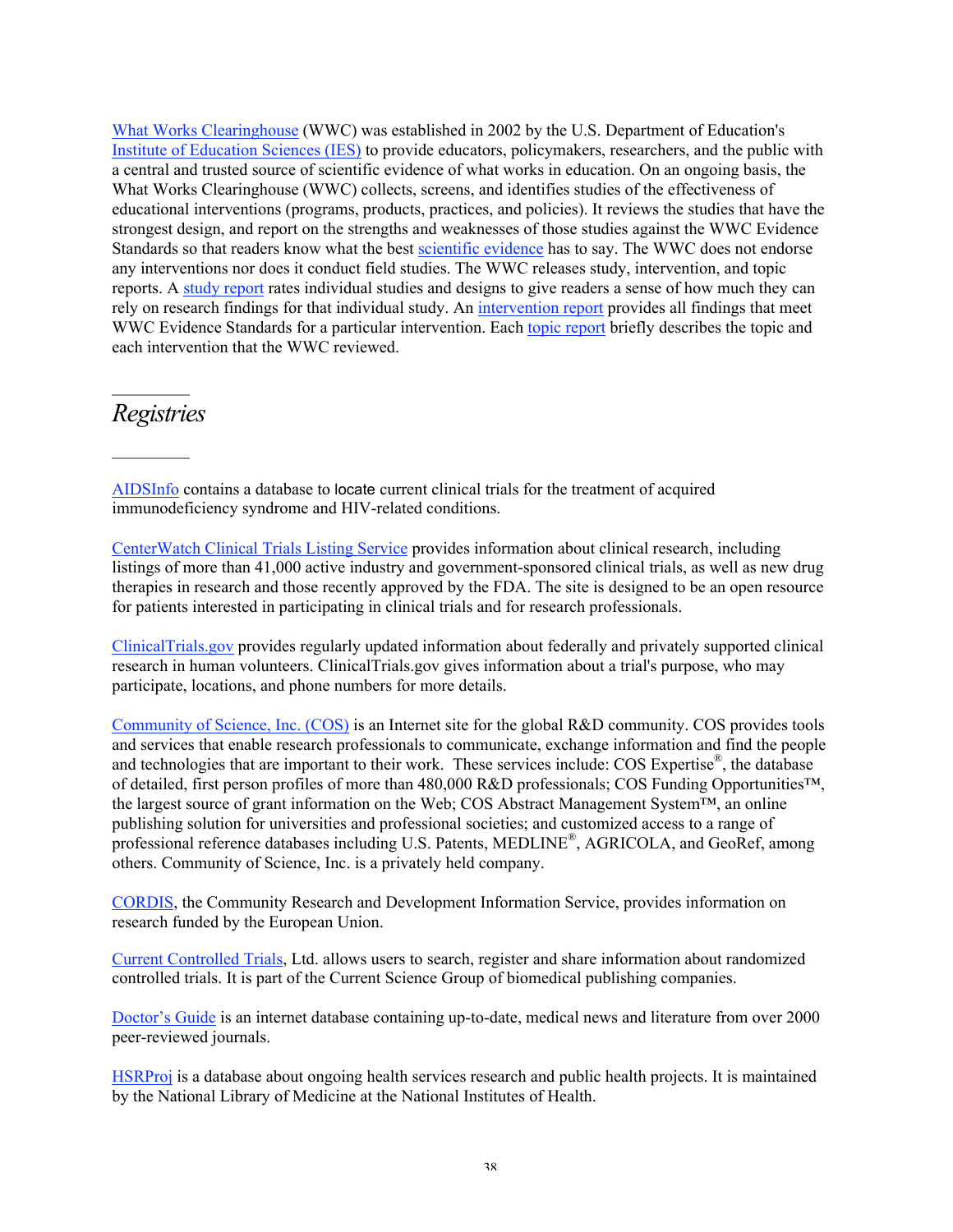What Works Clearinghouse (WWC) was established in 2002 by the U.S. Department of Education's Institute of Education Sciences (IES) to provide educators, policymakers, researchers, and the public with a central and trusted source of scientific evidence of what works in education. On an ongoing basis, the What Works Clearinghouse (WWC) collects, screens, and identifies studies of the effectiveness of educational interventions (programs, products, practices, and policies). It reviews the studies that have the strongest design, and report on the strengths and weaknesses of those studies against the WWC Evidence Standards so that readers know what the best scientific evidence has to say. The WWC does not endorse any interventions nor does it conduct field studies. The WWC releases study, intervention, and topic reports. A study report rates individual studies and designs to give readers a sense of how much they can rely on research findings for that individual study. An intervention report provides all findings that meet WWC Evidence Standards for a particular intervention. Each topic report briefly describes the topic and each intervention that the WWC reviewed.

## *Registries*

AIDSInfo contains a database to locate current clinical trials for the treatment of acquired immunodeficiency syndrome and HIV-related conditions.

CenterWatch Clinical Trials Listing Service provides information about clinical research, including listings of more than 41,000 active industry and government-sponsored clinical trials, as well as new drug therapies in research and those recently approved by the FDA. The site is designed to be an open resource for patients interested in participating in clinical trials and for research professionals.

ClinicalTrials.gov provides regularly updated information about federally and privately supported clinical research in human volunteers. ClinicalTrials.gov gives information about a trial's purpose, who may participate, locations, and phone numbers for more details.

Community of Science, Inc. (COS) is an Internet site for the global R&D community. COS provides tools and services that enable research professionals to communicate, exchange information and find the people and technologies that are important to their work.  These services include: COS Expertise®, the database of detailed, first person profiles of more than 480,000 R&D professionals; COS Funding Opportunities™, the largest source of grant information on the Web; COS Abstract Management System™, an online publishing solution for universities and professional societies; and customized access to a range of professional reference databases including U.S. Patents, MEDLINE®, AGRICOLA, and GeoRef, among others. Community of Science, Inc. is a privately held company.

CORDIS, the Community Research and Development Information Service, provides information on research funded by the European Union.

Current Controlled Trials, Ltd. allows users to search, register and share information about randomized controlled trials. It is part of the Current Science Group of biomedical publishing companies.

Doctor's Guide is an internet database containing up-to-date, medical news and literature from over 2000 peer-reviewed journals.

HSRProj is a database about ongoing health services research and public health projects. It is maintained by the National Library of Medicine at the National Institutes of Health.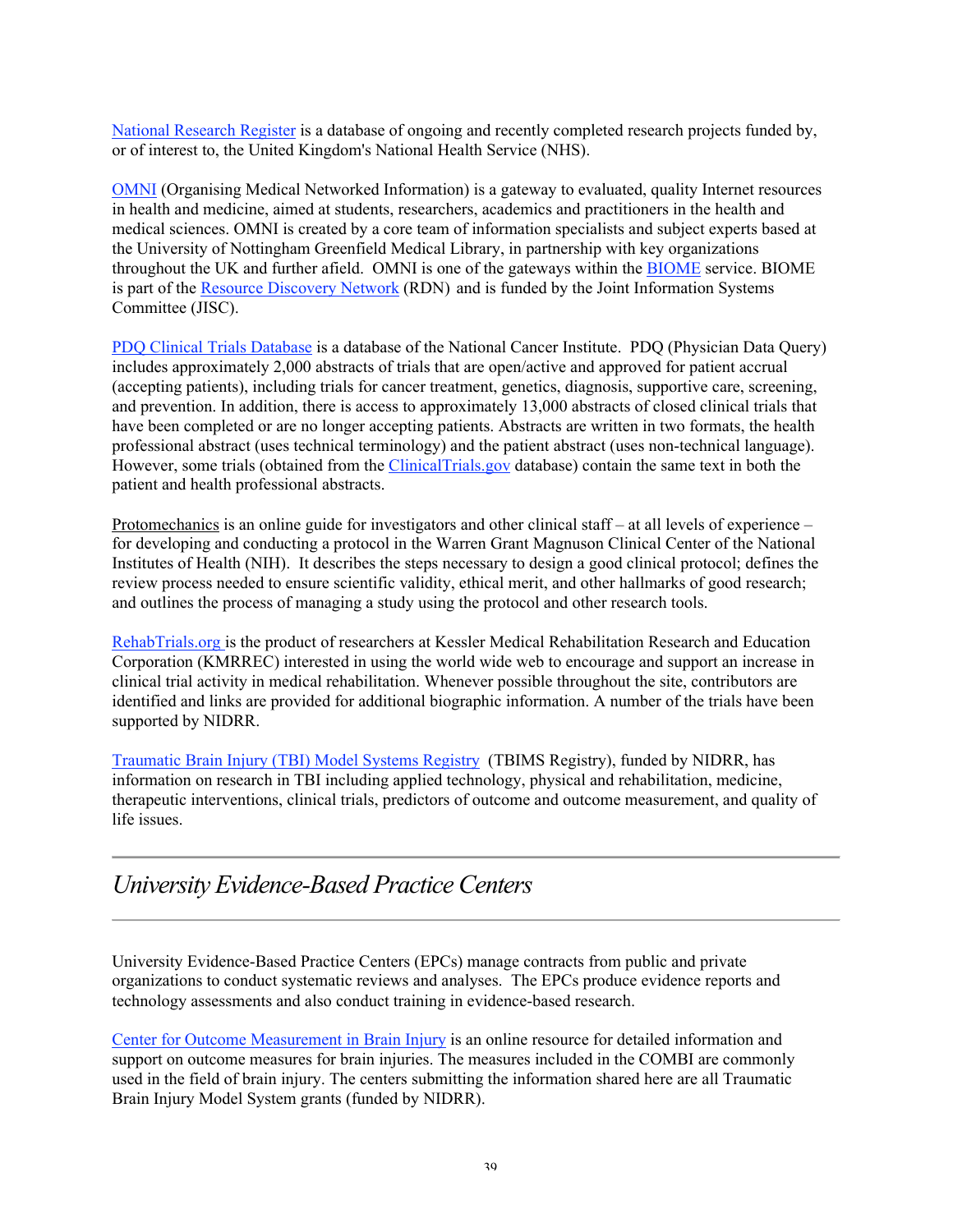National Research Register is a database of ongoing and recently completed research projects funded by, or of interest to, the United Kingdom's National Health Service (NHS).

OMNI (Organising Medical Networked Information) is a gateway to evaluated, quality Internet resources in health and medicine, aimed at students, researchers, academics and practitioners in the health and medical sciences. OMNI is created by a core team of information specialists and subject experts based at the University of Nottingham Greenfield Medical Library, in partnership with key organizations throughout the UK and further afield. OMNI is one of the gateways within the BIOME service. BIOME is part of the Resource Discovery Network (RDN) and is funded by the Joint Information Systems Committee (JISC).

PDQ Clinical Trials Database is a database of the National Cancer Institute. PDQ (Physician Data Query) includes approximately 2,000 abstracts of trials that are open/active and approved for patient accrual (accepting patients), including trials for cancer treatment, genetics, diagnosis, supportive care, screening, and prevention. In addition, there is access to approximately 13,000 abstracts of closed clinical trials that have been completed or are no longer accepting patients. Abstracts are written in two formats, the health professional abstract (uses technical terminology) and the patient abstract (uses non-technical language). However, some trials (obtained from the ClinicalTrials.gov database) contain the same text in both the patient and health professional abstracts.

Protomechanics is an online guide for investigators and other clinical staff – at all levels of experience – for developing and conducting a protocol in the Warren Grant Magnuson Clinical Center of the National Institutes of Health (NIH). It describes the steps necessary to design a good clinical protocol; defines the review process needed to ensure scientific validity, ethical merit, and other hallmarks of good research; and outlines the process of managing a study using the protocol and other research tools.

RehabTrials.org is the product of researchers at Kessler Medical Rehabilitation Research and Education Corporation (KMRREC) interested in using the world wide web to encourage and support an increase in clinical trial activity in medical rehabilitation. Whenever possible throughout the site, contributors are identified and links are provided for additional biographic information. A number of the trials have been supported by NIDRR.

Traumatic Brain Injury (TBI) Model Systems Registry (TBIMS Registry), funded by NIDRR, has information on research in TBI including applied technology, physical and rehabilitation, medicine, therapeutic interventions, clinical trials, predictors of outcome and outcome measurement, and quality of life issues.

## *University Evidence-Based Practice Centers*

University Evidence-Based Practice Centers (EPCs) manage contracts from public and private organizations to conduct systematic reviews and analyses. The EPCs produce evidence reports and technology assessments and also conduct training in evidence-based research.

Center for Outcome Measurement in Brain Injury is an online resource for detailed information and support on outcome measures for brain injuries. The measures included in the COMBI are commonly used in the field of brain injury. The centers submitting the information shared here are all Traumatic Brain Injury Model System grants (funded by NIDRR).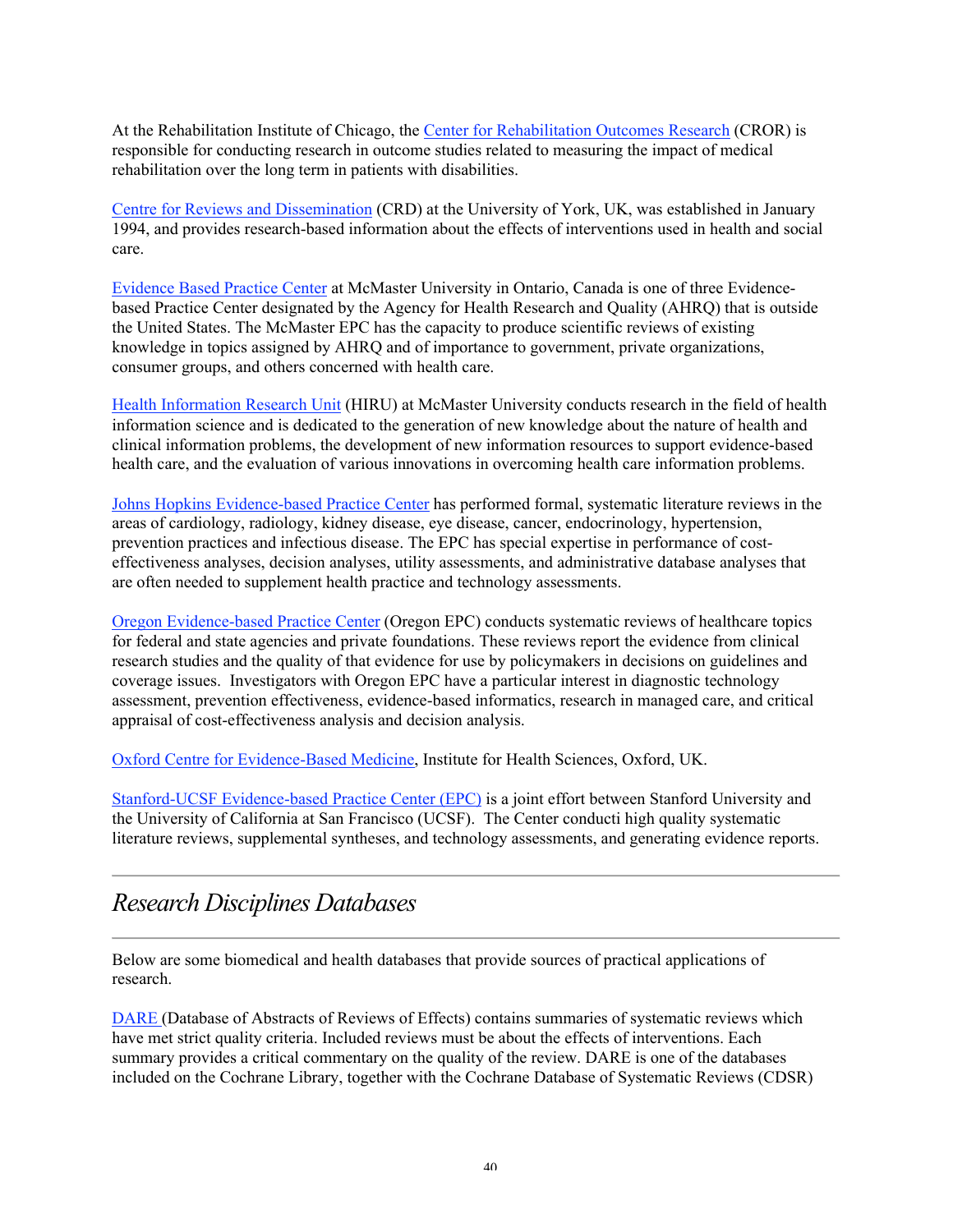At the Rehabilitation Institute of Chicago, the Center for Rehabilitation Outcomes Research (CROR) is responsible for conducting research in outcome studies related to measuring the impact of medical rehabilitation over the long term in patients with disabilities.

Centre for Reviews and Dissemination (CRD) at the University of York, UK, was established in January 1994, and provides research-based information about the effects of interventions used in health and social care.

Evidence Based Practice Center at McMaster University in Ontario, Canada is one of three Evidence-based Practice Center designated by the Agency for Health Research and Quality (AHRQ) that is outside the United States. The McMaster EPC has the capacity to produce scientific reviews of existing knowledge in topics assigned by AHRQ and of importance to government, private organizations, consumer groups, and others concerned with health care.

Health Information Research Unit (HIRU) at McMaster University conducts research in the field of health information science and is dedicated to the generation of new knowledge about the nature of health and clinical information problems, the development of new information resources to support evidence-based health care, and the evaluation of various innovations in overcoming health care information problems.

Johns Hopkins Evidence-based Practice Center has performed formal, systematic literature reviews in the areas of cardiology, radiology, kidney disease, eye disease, cancer, endocrinology, hypertension, prevention practices and infectious disease. The EPC has special expertise in performance of cost-effectiveness analyses, decision analyses, utility assessments, and administrative database analyses that are often needed to supplement health practice and technology assessments.

Oregon Evidence-based Practice Center (Oregon EPC) conducts systematic reviews of healthcare topics for federal and state agencies and private foundations. These reviews report the evidence from clinical research studies and the quality of that evidence for use by policymakers in decisions on guidelines and coverage issues. Investigators with Oregon EPC have a particular interest in diagnostic technology assessment, prevention effectiveness, evidence-based informatics, research in managed care, and critical appraisal of cost-effectiveness analysis and decision analysis.

Oxford Centre for Evidence-Based Medicine, Institute for Health Sciences, Oxford, UK.

Stanford-UCSF Evidence-based Practice Center (EPC) is a joint effort between Stanford University and the University of California at San Francisco (UCSF). The Center conducti high quality systematic literature reviews, supplemental syntheses, and technology assessments, and generating evidence reports.

---

## *Research Disciplines Databases*

---

Below are some biomedical and health databases that provide sources of practical applications of research.

DARE (Database of Abstracts of Reviews of Effects) contains summaries of systematic reviews which have met strict quality criteria. Included reviews must be about the effects of interventions. Each summary provides a critical commentary on the quality of the review. DARE is one of the databases included on the Cochrane Library, together with the Cochrane Database of Systematic Reviews (CDSR)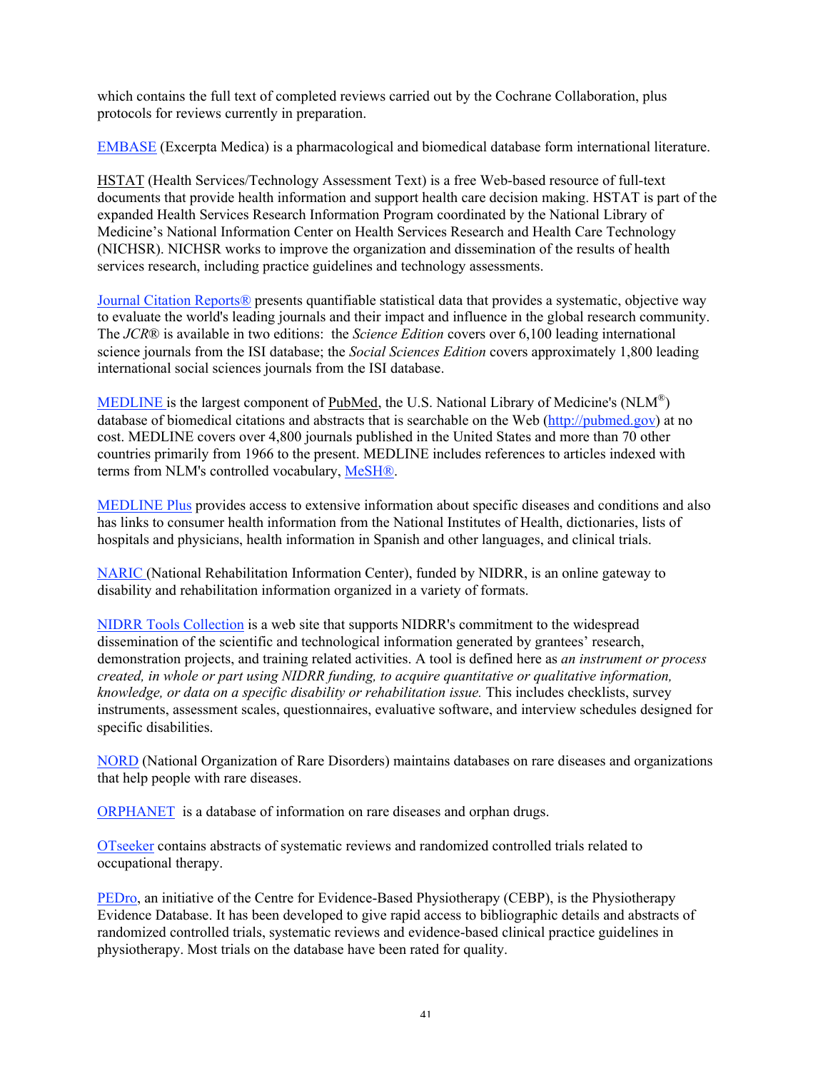which contains the full text of completed reviews carried out by the Cochrane Collaboration, plus protocols for reviews currently in preparation.

EMBASE (Excerpta Medica) is a pharmacological and biomedical database form international literature.

HSTAT (Health Services/Technology Assessment Text) is a free Web-based resource of full-text documents that provide health information and support health care decision making. HSTAT is part of the expanded Health Services Research Information Program coordinated by the National Library of Medicine's National Information Center on Health Services Research and Health Care Technology (NICHSR). NICHSR works to improve the organization and dissemination of the results of health services research, including practice guidelines and technology assessments.

Journal Citation Reports® presents quantifiable statistical data that provides a systematic, objective way to evaluate the world's leading journals and their impact and influence in the global research community. The *JCR®* is available in two editions: the *Science Edition* covers over 6,100 leading international science journals from the ISI database; the *Social Sciences Edition* covers approximately 1,800 leading international social sciences journals from the ISI database.

MEDLINE is the largest component of PubMed, the U.S. National Library of Medicine's (NLM®) database of biomedical citations and abstracts that is searchable on the Web (http://pubmed.gov) at no cost. MEDLINE covers over 4,800 journals published in the United States and more than 70 other countries primarily from 1966 to the present. MEDLINE includes references to articles indexed with terms from NLM's controlled vocabulary, MeSH®.

MEDLINE Plus provides access to extensive information about specific diseases and conditions and also has links to consumer health information from the National Institutes of Health, dictionaries, lists of hospitals and physicians, health information in Spanish and other languages, and clinical trials.

NARIC (National Rehabilitation Information Center), funded by NIDRR, is an online gateway to disability and rehabilitation information organized in a variety of formats.

NIDRR Tools Collection is a web site that supports NIDRR's commitment to the widespread dissemination of the scientific and technological information generated by grantees' research, demonstration projects, and training related activities. A tool is defined here as *an instrument or process created, in whole or part using NIDRR funding, to acquire quantitative or qualitative information, knowledge, or data on a specific disability or rehabilitation issue.* This includes checklists, survey instruments, assessment scales, questionnaires, evaluative software, and interview schedules designed for specific disabilities.

NORD (National Organization of Rare Disorders) maintains databases on rare diseases and organizations that help people with rare diseases.

ORPHANET is a database of information on rare diseases and orphan drugs.

OTseeker contains abstracts of systematic reviews and randomized controlled trials related to occupational therapy.

PEDro, an initiative of the Centre for Evidence-Based Physiotherapy (CEBP), is the Physiotherapy Evidence Database. It has been developed to give rapid access to bibliographic details and abstracts of randomized controlled trials, systematic reviews and evidence-based clinical practice guidelines in physiotherapy. Most trials on the database have been rated for quality.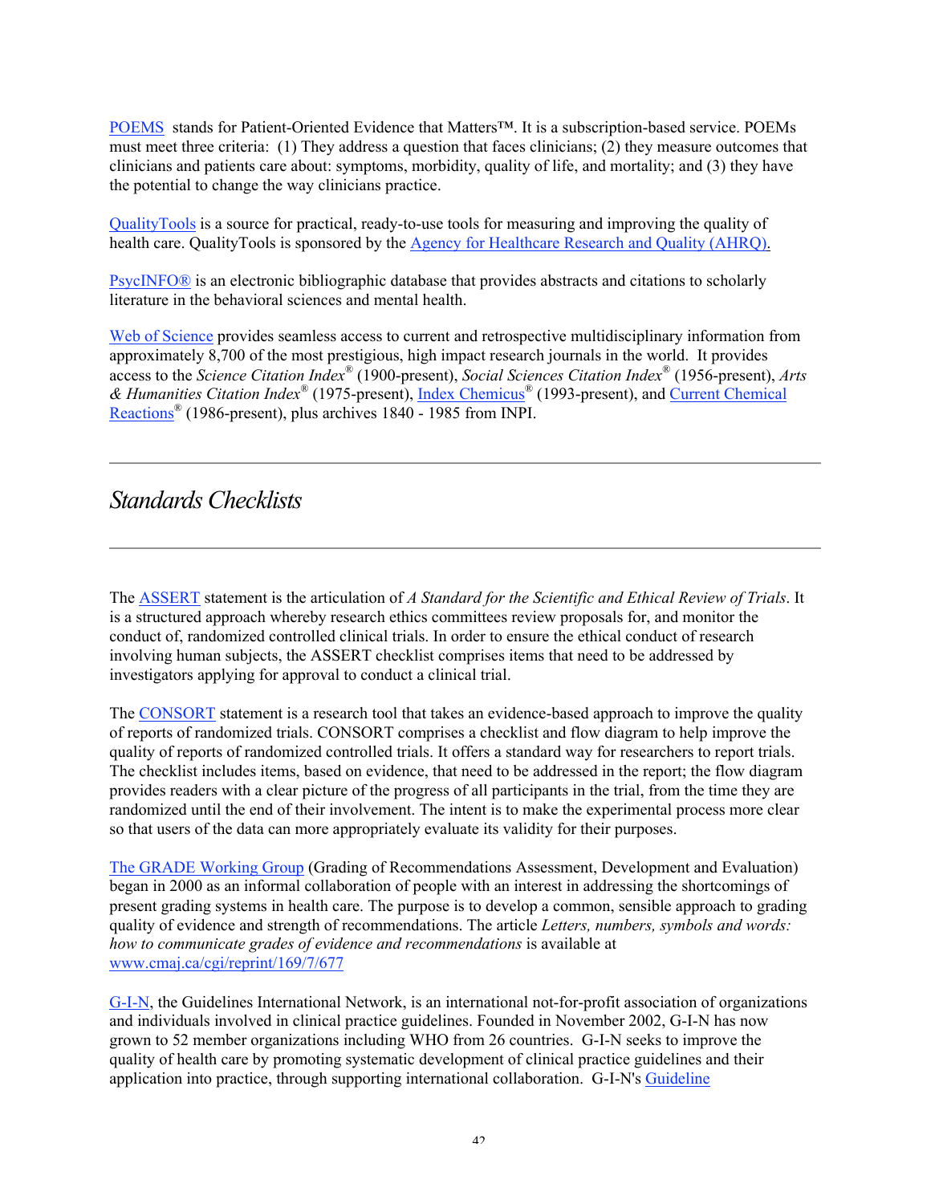POEMS stands for Patient-Oriented Evidence that Matters™. It is a subscription-based service. POEMs must meet three criteria: (1) They address a question that faces clinicians; (2) they measure outcomes that clinicians and patients care about: symptoms, morbidity, quality of life, and mortality; and (3) they have the potential to change the way clinicians practice.

QualityTools is a source for practical, ready-to-use tools for measuring and improving the quality of health care. QualityTools is sponsored by the Agency for Healthcare Research and Quality (AHRQ).

PsycINFO® is an electronic bibliographic database that provides abstracts and citations to scholarly literature in the behavioral sciences and mental health.

Web of Science provides seamless access to current and retrospective multidisciplinary information from approximately 8,700 of the most prestigious, high impact research journals in the world. It provides access to the *Science Citation Index*® (1900-present), *Social Sciences Citation Index*® (1956-present), *Arts & Humanities Citation Index*® (1975-present), Index Chemicus® (1993-present), and Current Chemical Reactions® (1986-present), plus archives 1840 - 1985 from INPI.

---

## *Standards Checklists*

---

The ASSERT statement is the articulation of *A Standard for the Scientific and Ethical Review of Trials*. It is a structured approach whereby research ethics committees review proposals for, and monitor the conduct of, randomized controlled clinical trials. In order to ensure the ethical conduct of research involving human subjects, the ASSERT checklist comprises items that need to be addressed by investigators applying for approval to conduct a clinical trial.

The CONSORT statement is a research tool that takes an evidence-based approach to improve the quality of reports of randomized trials. CONSORT comprises a checklist and flow diagram to help improve the quality of reports of randomized controlled trials. It offers a standard way for researchers to report trials. The checklist includes items, based on evidence, that need to be addressed in the report; the flow diagram provides readers with a clear picture of the progress of all participants in the trial, from the time they are randomized until the end of their involvement. The intent is to make the experimental process more clear so that users of the data can more appropriately evaluate its validity for their purposes.

The GRADE Working Group (Grading of Recommendations Assessment, Development and Evaluation) began in 2000 as an informal collaboration of people with an interest in addressing the shortcomings of present grading systems in health care. The purpose is to develop a common, sensible approach to grading quality of evidence and strength of recommendations. The article *Letters, numbers, symbols and words: how to communicate grades of evidence and recommendations* is available at www.cmaj.ca/cgi/reprint/169/7/677

G-I-N, the Guidelines International Network, is an international not-for-profit association of organizations and individuals involved in clinical practice guidelines. Founded in November 2002, G-I-N has now grown to 52 member organizations including WHO from 26 countries. G-I-N seeks to improve the quality of health care by promoting systematic development of clinical practice guidelines and their application into practice, through supporting international collaboration. G-I-N's Guideline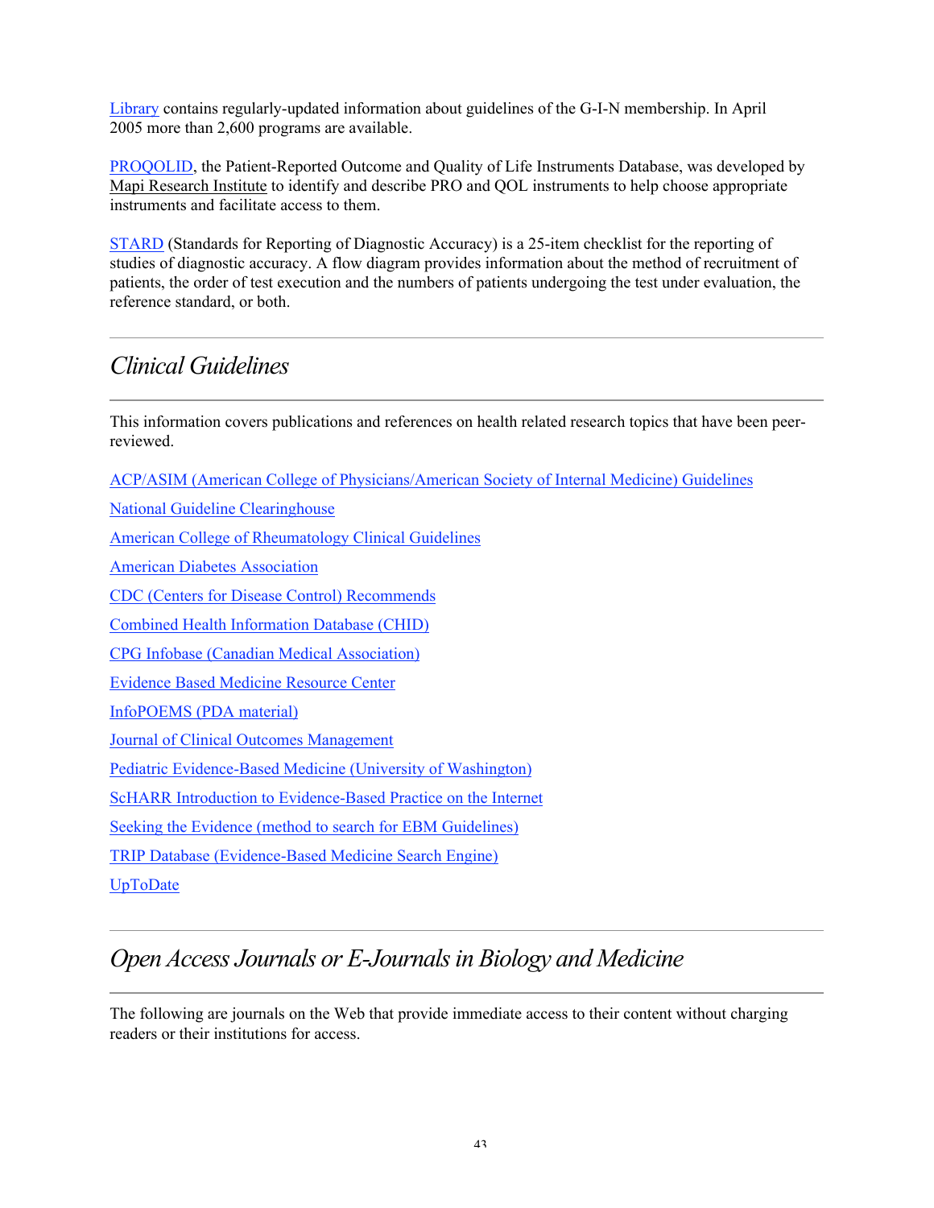Library contains regularly-updated information about guidelines of the G-I-N membership. In April 2005 more than 2,600 programs are available.

PROQOLID, the Patient-Reported Outcome and Quality of Life Instruments Database, was developed by Mapi Research Institute to identify and describe PRO and QOL instruments to help choose appropriate instruments and facilitate access to them.

STARD (Standards for Reporting of Diagnostic Accuracy) is a 25-item checklist for the reporting of studies of diagnostic accuracy. A flow diagram provides information about the method of recruitment of patients, the order of test execution and the numbers of patients undergoing the test under evaluation, the reference standard, or both.

---

## *Clinical Guidelines*

---

This information covers publications and references on health related research topics that have been peer-reviewed.

ACP/ASIM (American College of Physicians/American Society of Internal Medicine) Guidelines

National Guideline Clearinghouse

American College of Rheumatology Clinical Guidelines

American Diabetes Association

CDC (Centers for Disease Control) Recommends

Combined Health Information Database (CHID)

CPG Infobase (Canadian Medical Association)

Evidence Based Medicine Resource Center

InfoPOEMS (PDA material)

Journal of Clinical Outcomes Management

Pediatric Evidence-Based Medicine (University of Washington)

ScHARR Introduction to Evidence-Based Practice on the Internet

Seeking the Evidence (method to search for EBM Guidelines)

TRIP Database (Evidence-Based Medicine Search Engine)

UpToDate

---

## *Open Access Journals or E-Journals in Biology and Medicine*

---

The following are journals on the Web that provide immediate access to their content without charging readers or their institutions for access.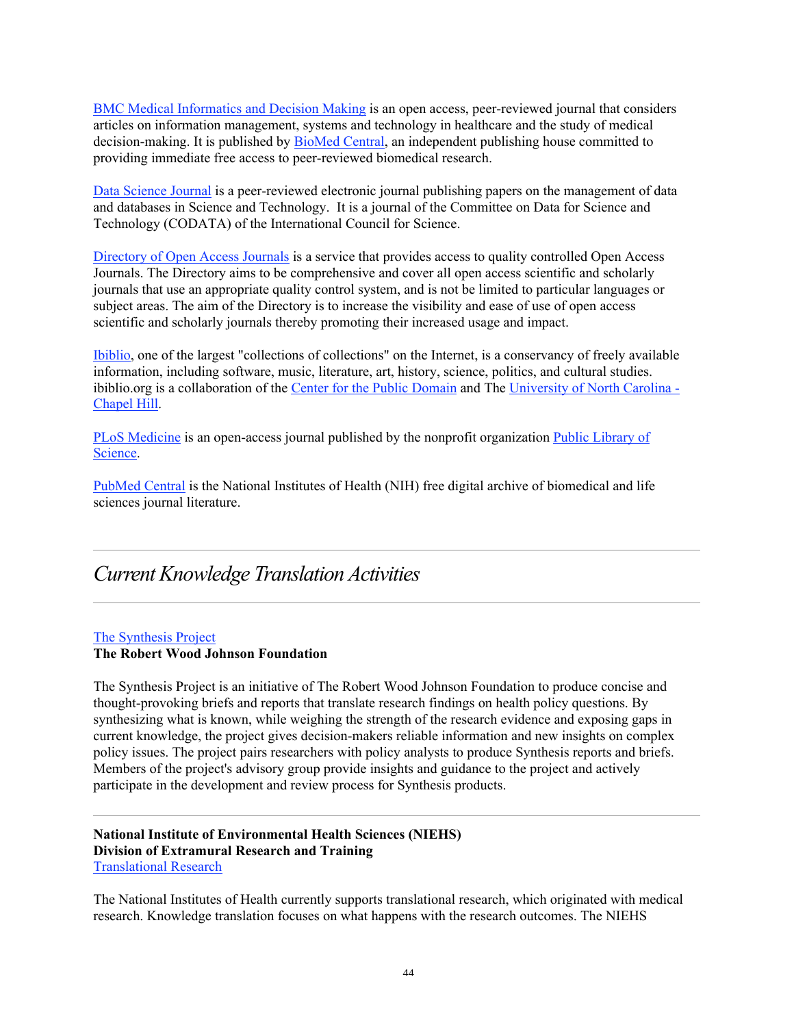BMC Medical Informatics and Decision Making is an open access, peer-reviewed journal that considers articles on information management, systems and technology in healthcare and the study of medical decision-making. It is published by BioMed Central, an independent publishing house committed to providing immediate free access to peer-reviewed biomedical research.

Data Science Journal is a peer-reviewed electronic journal publishing papers on the management of data and databases in Science and Technology. It is a journal of the Committee on Data for Science and Technology (CODATA) of the International Council for Science.

Directory of Open Access Journals is a service that provides access to quality controlled Open Access Journals. The Directory aims to be comprehensive and cover all open access scientific and scholarly journals that use an appropriate quality control system, and is not be limited to particular languages or subject areas. The aim of the Directory is to increase the visibility and ease of use of open access scientific and scholarly journals thereby promoting their increased usage and impact.

Ibiblio, one of the largest "collections of collections" on the Internet, is a conservancy of freely available information, including software, music, literature, art, history, science, politics, and cultural studies. ibiblio.org is a collaboration of the Center for the Public Domain and The University of North Carolina - Chapel Hill.

PLoS Medicine is an open-access journal published by the nonprofit organization Public Library of Science.

PubMed Central is the National Institutes of Health (NIH) free digital archive of biomedical and life sciences journal literature.

---

## *Current Knowledge Translation Activities*

---

The Synthesis Project
**The Robert Wood Johnson Foundation**

The Synthesis Project is an initiative of The Robert Wood Johnson Foundation to produce concise and thought-provoking briefs and reports that translate research findings on health policy questions. By synthesizing what is known, while weighing the strength of the research evidence and exposing gaps in current knowledge, the project gives decision-makers reliable information and new insights on complex policy issues. The project pairs researchers with policy analysts to produce Synthesis reports and briefs. Members of the project's advisory group provide insights and guidance to the project and actively participate in the development and review process for Synthesis products.

---

**National Institute of Environmental Health Sciences (NIEHS)**
**Division of Extramural Research and Training**
Translational Research

The National Institutes of Health currently supports translational research, which originated with medical research. Knowledge translation focuses on what happens with the research outcomes. The NIEHS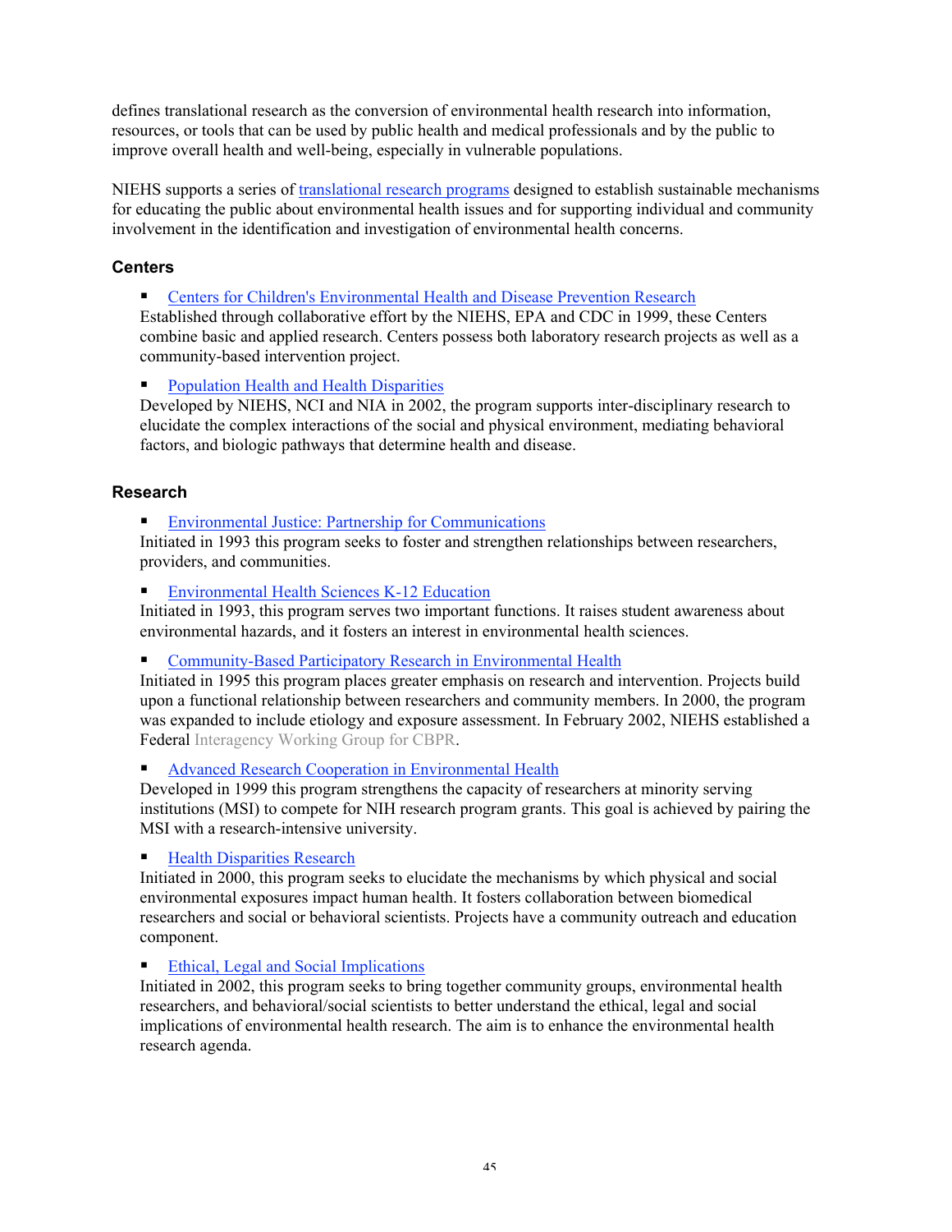defines translational research as the conversion of environmental health research into information, resources, or tools that can be used by public health and medical professionals and by the public to improve overall health and well-being, especially in vulnerable populations.

NIEHS supports a series of translational research programs designed to establish sustainable mechanisms for educating the public about environmental health issues and for supporting individual and community involvement in the identification and investigation of environmental health concerns.

### Centers

- Centers for Children's Environmental Health and Disease Prevention Research
Established through collaborative effort by the NIEHS, EPA and CDC in 1999, these Centers combine basic and applied research. Centers possess both laboratory research projects as well as a community-based intervention project.

- Population Health and Health Disparities
Developed by NIEHS, NCI and NIA in 2002, the program supports inter-disciplinary research to elucidate the complex interactions of the social and physical environment, mediating behavioral factors, and biologic pathways that determine health and disease.

### Research

- Environmental Justice: Partnership for Communications
Initiated in 1993 this program seeks to foster and strengthen relationships between researchers, providers, and communities.

- Environmental Health Sciences K-12 Education
Initiated in 1993, this program serves two important functions. It raises student awareness about environmental hazards, and it fosters an interest in environmental health sciences.

- Community-Based Participatory Research in Environmental Health
Initiated in 1995 this program places greater emphasis on research and intervention. Projects build upon a functional relationship between researchers and community members. In 2000, the program was expanded to include etiology and exposure assessment. In February 2002, NIEHS established a Federal Interagency Working Group for CBPR.

- Advanced Research Cooperation in Environmental Health
Developed in 1999 this program strengthens the capacity of researchers at minority serving institutions (MSI) to compete for NIH research program grants. This goal is achieved by pairing the MSI with a research-intensive university.

- Health Disparities Research
Initiated in 2000, this program seeks to elucidate the mechanisms by which physical and social environmental exposures impact human health. It fosters collaboration between biomedical researchers and social or behavioral scientists. Projects have a community outreach and education component.

- Ethical, Legal and Social Implications
Initiated in 2002, this program seeks to bring together community groups, environmental health researchers, and behavioral/social scientists to better understand the ethical, legal and social implications of environmental health research. The aim is to enhance the environmental health research agenda.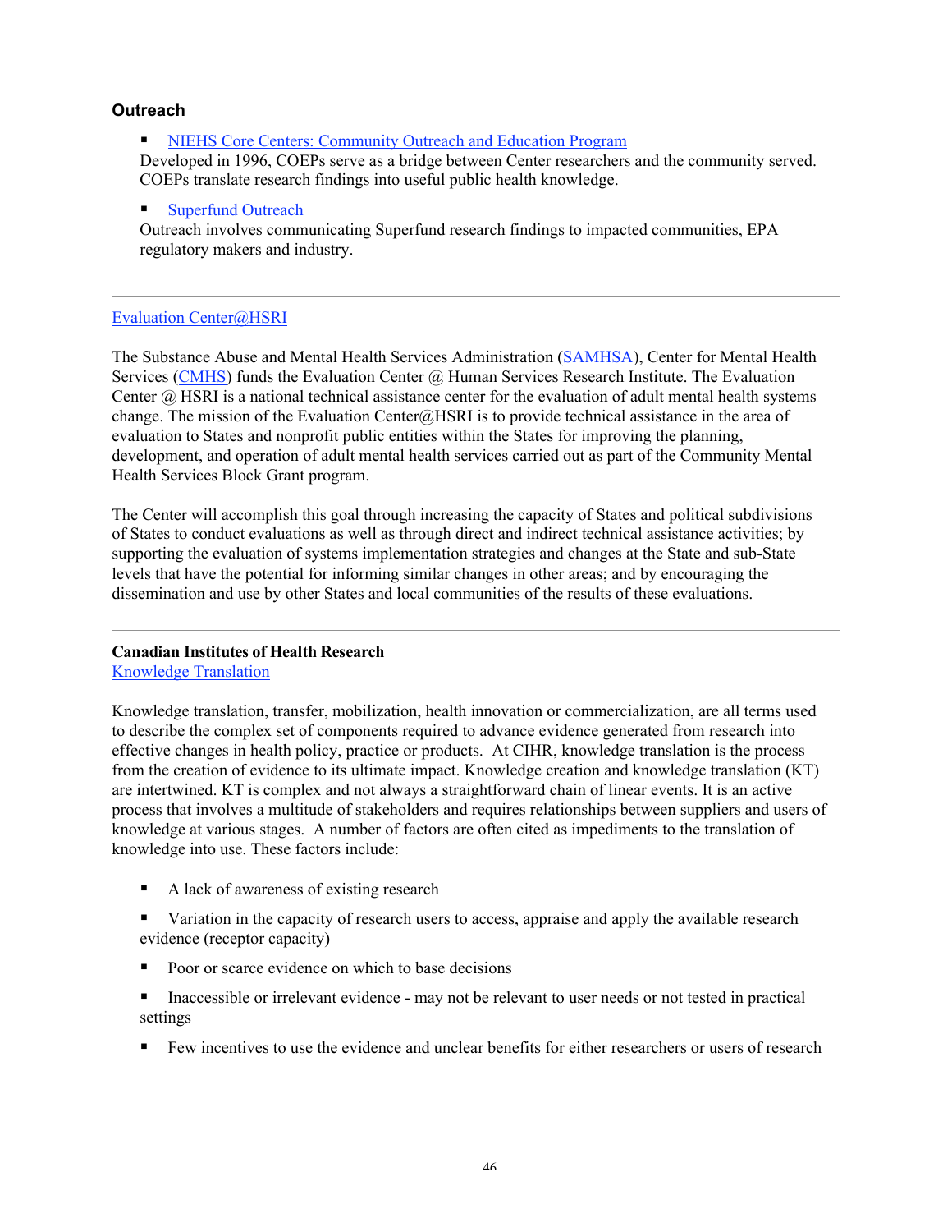### Outreach

- [NIEHS Core Centers: Community Outreach and Education Program]

Developed in 1996, COEPs serve as a bridge between Center researchers and the community served. COEPs translate research findings into useful public health knowledge.

- [Superfund Outreach]

Outreach involves communicating Superfund research findings to impacted communities, EPA regulatory makers and industry.

---

[Evaluation Center@HSRI]

The Substance Abuse and Mental Health Services Administration (SAMHSA), Center for Mental Health Services (CMHS) funds the Evaluation Center @ Human Services Research Institute. The Evaluation Center @ HSRI is a national technical assistance center for the evaluation of adult mental health systems change. The mission of the Evaluation Center@HSRI is to provide technical assistance in the area of evaluation to States and nonprofit public entities within the States for improving the planning, development, and operation of adult mental health services carried out as part of the Community Mental Health Services Block Grant program.

The Center will accomplish this goal through increasing the capacity of States and political subdivisions of States to conduct evaluations as well as through direct and indirect technical assistance activities; by supporting the evaluation of systems implementation strategies and changes at the State and sub-State levels that have the potential for informing similar changes in other areas; and by encouraging the dissemination and use by other States and local communities of the results of these evaluations.

---

**Canadian Institutes of Health Research**
[Knowledge Translation]

Knowledge translation, transfer, mobilization, health innovation or commercialization, are all terms used to describe the complex set of components required to advance evidence generated from research into effective changes in health policy, practice or products. At CIHR, knowledge translation is the process from the creation of evidence to its ultimate impact. Knowledge creation and knowledge translation (KT) are intertwined. KT is complex and not always a straightforward chain of linear events. It is an active process that involves a multitude of stakeholders and requires relationships between suppliers and users of knowledge at various stages. A number of factors are often cited as impediments to the translation of knowledge into use. These factors include:

- A lack of awareness of existing research
- Variation in the capacity of research users to access, appraise and apply the available research evidence (receptor capacity)
- Poor or scarce evidence on which to base decisions
- Inaccessible or irrelevant evidence - may not be relevant to user needs or not tested in practical settings
- Few incentives to use the evidence and unclear benefits for either researchers or users of research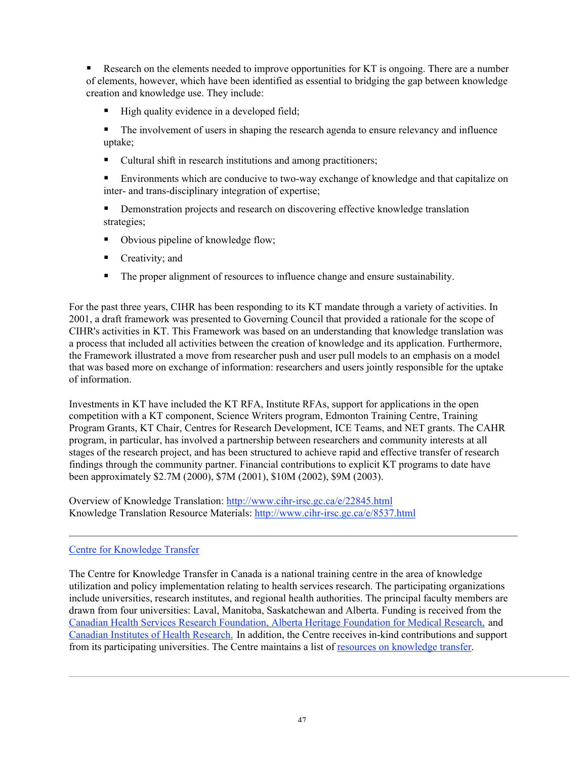- Research on the elements needed to improve opportunities for KT is ongoing. There are a number of elements, however, which have been identified as essential to bridging the gap between knowledge creation and knowledge use. They include:
  - High quality evidence in a developed field;
  - The involvement of users in shaping the research agenda to ensure relevancy and influence uptake;
  - Cultural shift in research institutions and among practitioners;
  - Environments which are conducive to two-way exchange of knowledge and that capitalize on inter- and trans-disciplinary integration of expertise;
  - Demonstration projects and research on discovering effective knowledge translation strategies;
  - Obvious pipeline of knowledge flow;
  - Creativity; and
  - The proper alignment of resources to influence change and ensure sustainability.

For the past three years, CIHR has been responding to its KT mandate through a variety of activities. In 2001, a draft framework was presented to Governing Council that provided a rationale for the scope of CIHR's activities in KT. This Framework was based on an understanding that knowledge translation was a process that included all activities between the creation of knowledge and its application. Furthermore, the Framework illustrated a move from researcher push and user pull models to an emphasis on a model that was based more on exchange of information: researchers and users jointly responsible for the uptake of information.

Investments in KT have included the KT RFA, Institute RFAs, support for applications in the open competition with a KT component, Science Writers program, Edmonton Training Centre, Training Program Grants, KT Chair, Centres for Research Development, ICE Teams, and NET grants. The CAHR program, in particular, has involved a partnership between researchers and community interests at all stages of the research project, and has been structured to achieve rapid and effective transfer of research findings through the community partner. Financial contributions to explicit KT programs to date have been approximately $2.7M (2000), $7M (2001), $10M (2002), $9M (2003).

Overview of Knowledge Translation: http://www.cihr-irsc.gc.ca/e/22845.html
Knowledge Translation Resource Materials: http://www.cihr-irsc.gc.ca/e/8537.html

---

Centre for Knowledge Transfer

The Centre for Knowledge Transfer in Canada is a national training centre in the area of knowledge utilization and policy implementation relating to health services research. The participating organizations include universities, research institutes, and regional health authorities. The principal faculty members are drawn from four universities: Laval, Manitoba, Saskatchewan and Alberta. Funding is received from the Canadian Health Services Research Foundation, Alberta Heritage Foundation for Medical Research, and Canadian Institutes of Health Research. In addition, the Centre receives in-kind contributions and support from its participating universities. The Centre maintains a list of resources on knowledge transfer.

---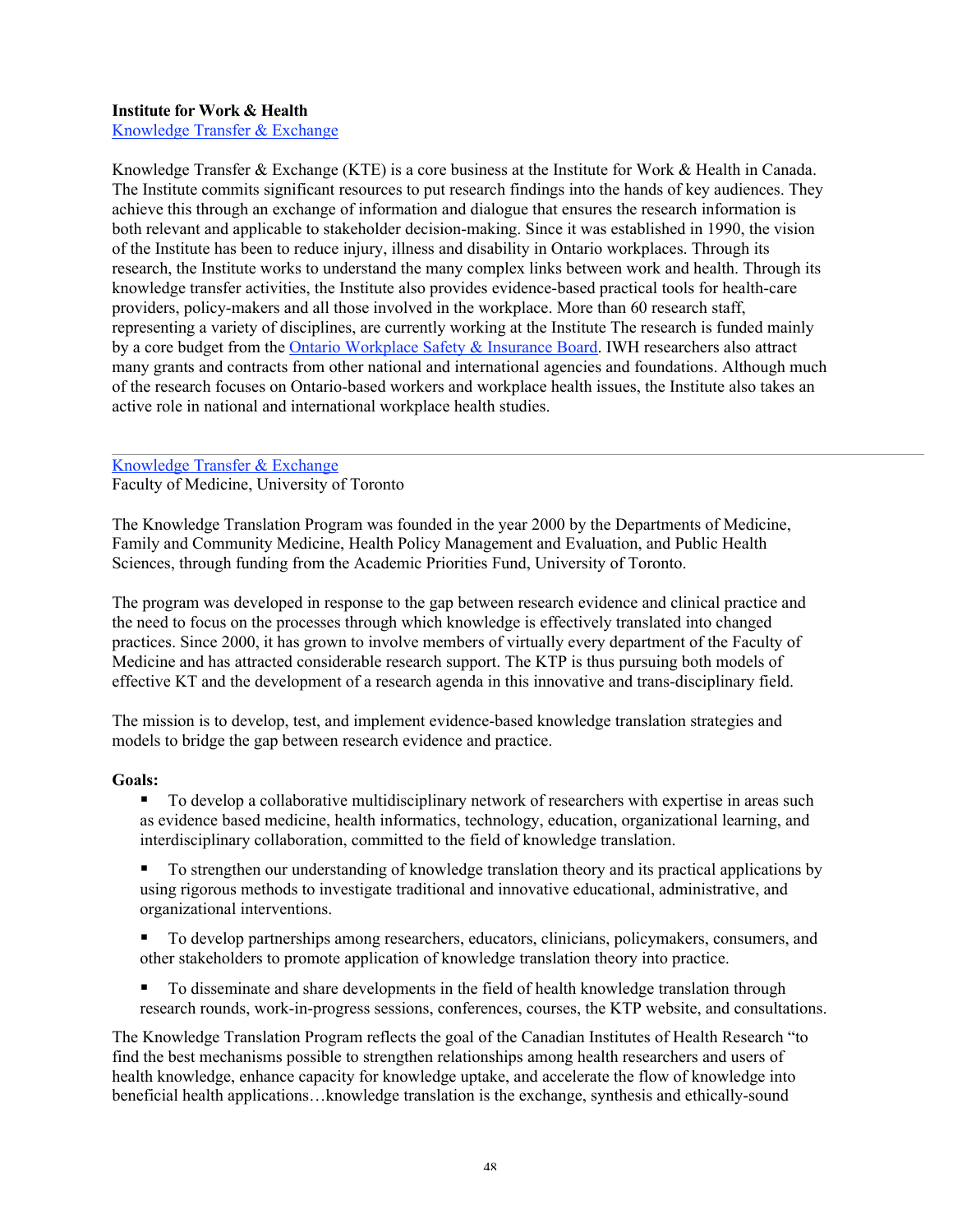**Institute for Work & Health**
[Knowledge Transfer & Exchange]

Knowledge Transfer & Exchange (KTE) is a core business at the Institute for Work & Health in Canada. The Institute commits significant resources to put research findings into the hands of key audiences. They achieve this through an exchange of information and dialogue that ensures the research information is both relevant and applicable to stakeholder decision-making. Since it was established in 1990, the vision of the Institute has been to reduce injury, illness and disability in Ontario workplaces. Through its research, the Institute works to understand the many complex links between work and health. Through its knowledge transfer activities, the Institute also provides evidence-based practical tools for health-care providers, policy-makers and all those involved in the workplace. More than 60 research staff, representing a variety of disciplines, are currently working at the Institute The research is funded mainly by a core budget from the [Ontario Workplace Safety & Insurance Board]. IWH researchers also attract many grants and contracts from other national and international agencies and foundations. Although much of the research focuses on Ontario-based workers and workplace health issues, the Institute also takes an active role in national and international workplace health studies.

---

[Knowledge Transfer & Exchange]
Faculty of Medicine, University of Toronto

The Knowledge Translation Program was founded in the year 2000 by the Departments of Medicine, Family and Community Medicine, Health Policy Management and Evaluation, and Public Health Sciences, through funding from the Academic Priorities Fund, University of Toronto.

The program was developed in response to the gap between research evidence and clinical practice and the need to focus on the processes through which knowledge is effectively translated into changed practices. Since 2000, it has grown to involve members of virtually every department of the Faculty of Medicine and has attracted considerable research support. The KTP is thus pursuing both models of effective KT and the development of a research agenda in this innovative and trans-disciplinary field.

The mission is to develop, test, and implement evidence-based knowledge translation strategies and models to bridge the gap between research evidence and practice.

**Goals:**

- To develop a collaborative multidisciplinary network of researchers with expertise in areas such as evidence based medicine, health informatics, technology, education, organizational learning, and interdisciplinary collaboration, committed to the field of knowledge translation.
- To strengthen our understanding of knowledge translation theory and its practical applications by using rigorous methods to investigate traditional and innovative educational, administrative, and organizational interventions.
- To develop partnerships among researchers, educators, clinicians, policymakers, consumers, and other stakeholders to promote application of knowledge translation theory into practice.
- To disseminate and share developments in the field of health knowledge translation through research rounds, work-in-progress sessions, conferences, courses, the KTP website, and consultations.

The Knowledge Translation Program reflects the goal of the Canadian Institutes of Health Research "to find the best mechanisms possible to strengthen relationships among health researchers and users of health knowledge, enhance capacity for knowledge uptake, and accelerate the flow of knowledge into beneficial health applications…knowledge translation is the exchange, synthesis and ethically-sound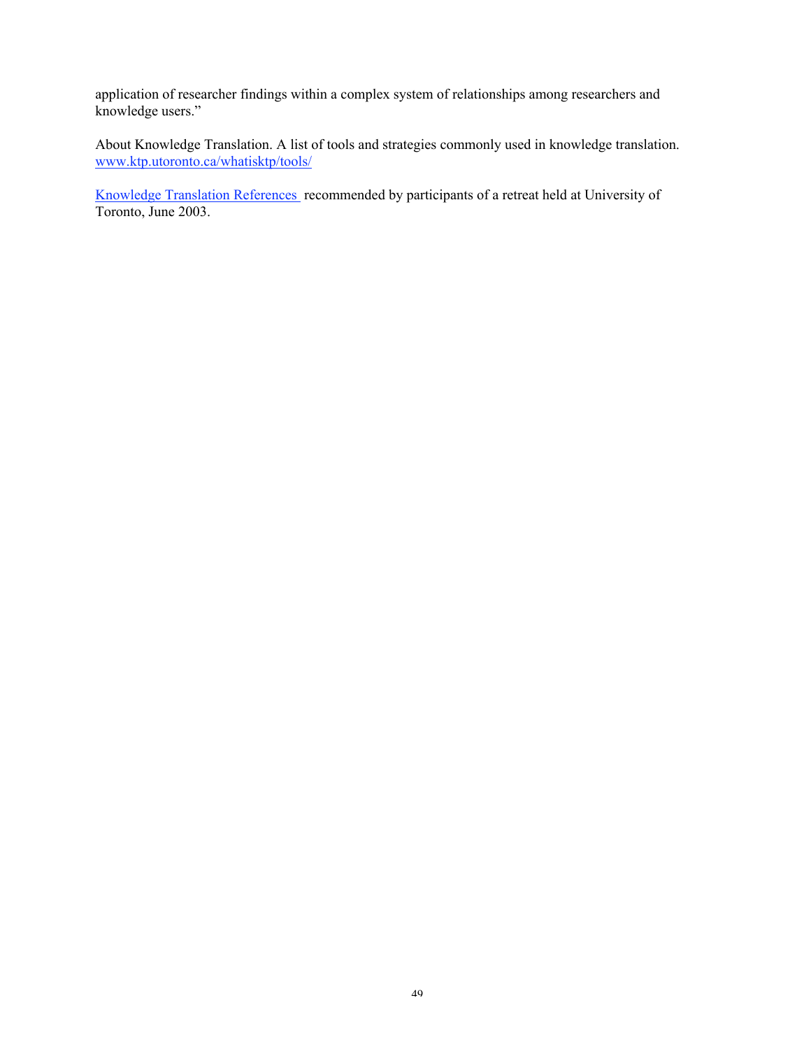application of researcher findings within a complex system of relationships among researchers and knowledge users."

About Knowledge Translation. A list of tools and strategies commonly used in knowledge translation. www.ktp.utoronto.ca/whatisktp/tools/

Knowledge Translation References recommended by participants of a retreat held at University of Toronto, June 2003.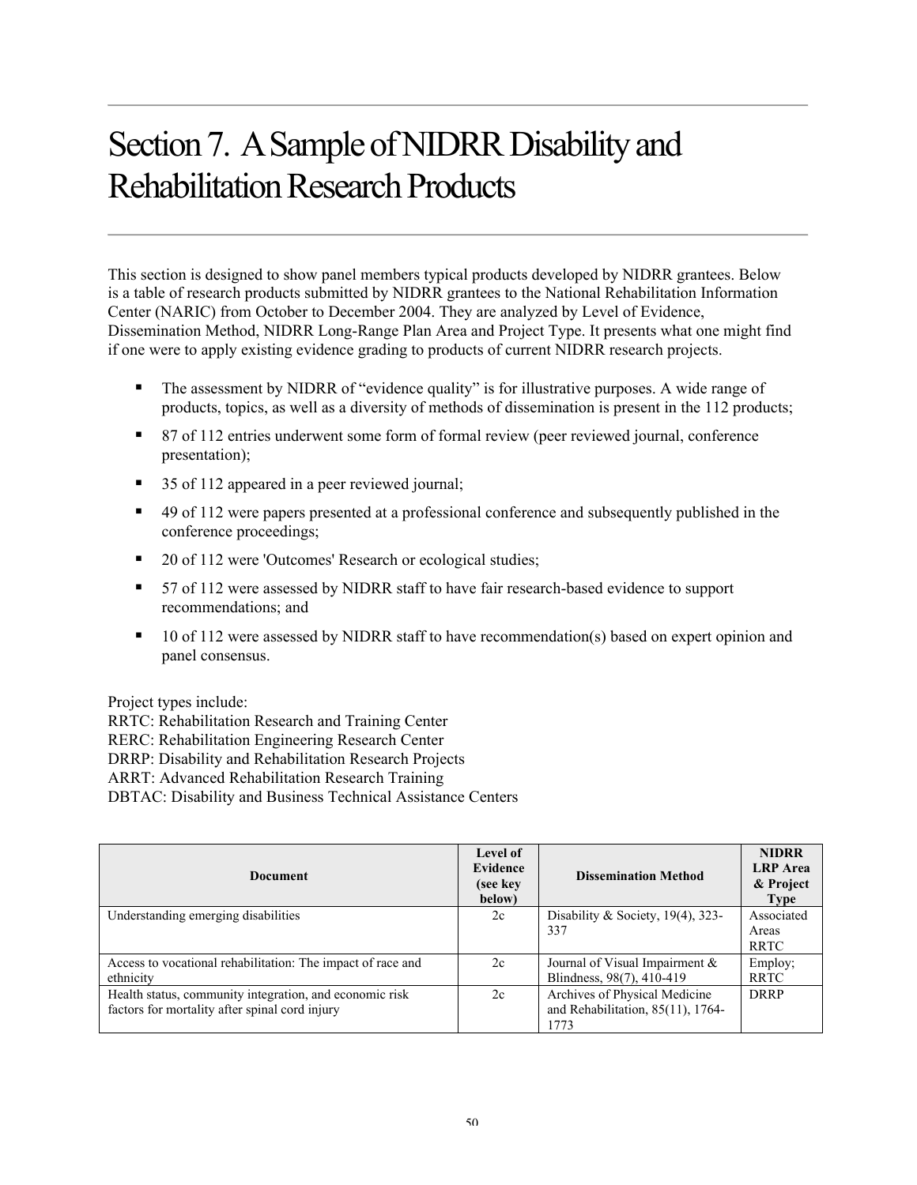# Section 7. A Sample of NIDRR Disability and Rehabilitation Research Products

This section is designed to show panel members typical products developed by NIDRR grantees. Below is a table of research products submitted by NIDRR grantees to the National Rehabilitation Information Center (NARIC) from October to December 2004. They are analyzed by Level of Evidence, Dissemination Method, NIDRR Long-Range Plan Area and Project Type. It presents what one might find if one were to apply existing evidence grading to products of current NIDRR research projects.

- The assessment by NIDRR of "evidence quality" is for illustrative purposes. A wide range of products, topics, as well as a diversity of methods of dissemination is present in the 112 products;
- 87 of 112 entries underwent some form of formal review (peer reviewed journal, conference presentation);
- 35 of 112 appeared in a peer reviewed journal;
- 49 of 112 were papers presented at a professional conference and subsequently published in the conference proceedings;
- 20 of 112 were 'Outcomes' Research or ecological studies;
- 57 of 112 were assessed by NIDRR staff to have fair research-based evidence to support recommendations; and
- 10 of 112 were assessed by NIDRR staff to have recommendation(s) based on expert opinion and panel consensus.

Project types include:
RRTC: Rehabilitation Research and Training Center
RERC: Rehabilitation Engineering Research Center
DRRP: Disability and Rehabilitation Research Projects
ARRT: Advanced Rehabilitation Research Training
DBTAC: Disability and Business Technical Assistance Centers

| Document | Level of Evidence (see key below) | Dissemination Method | NIDRR LRP Area & Project Type |
|---|---|---|---|
| Understanding emerging disabilities | 2c | Disability & Society, 19(4), 323-337 | Associated Areas RRTC |
| Access to vocational rehabilitation: The impact of race and ethnicity | 2c | Journal of Visual Impairment & Blindness, 98(7), 410-419 | Employ; RRTC |
| Health status, community integration, and economic risk factors for mortality after spinal cord injury | 2c | Archives of Physical Medicine and Rehabilitation, 85(11), 1764-1773 | DRRP |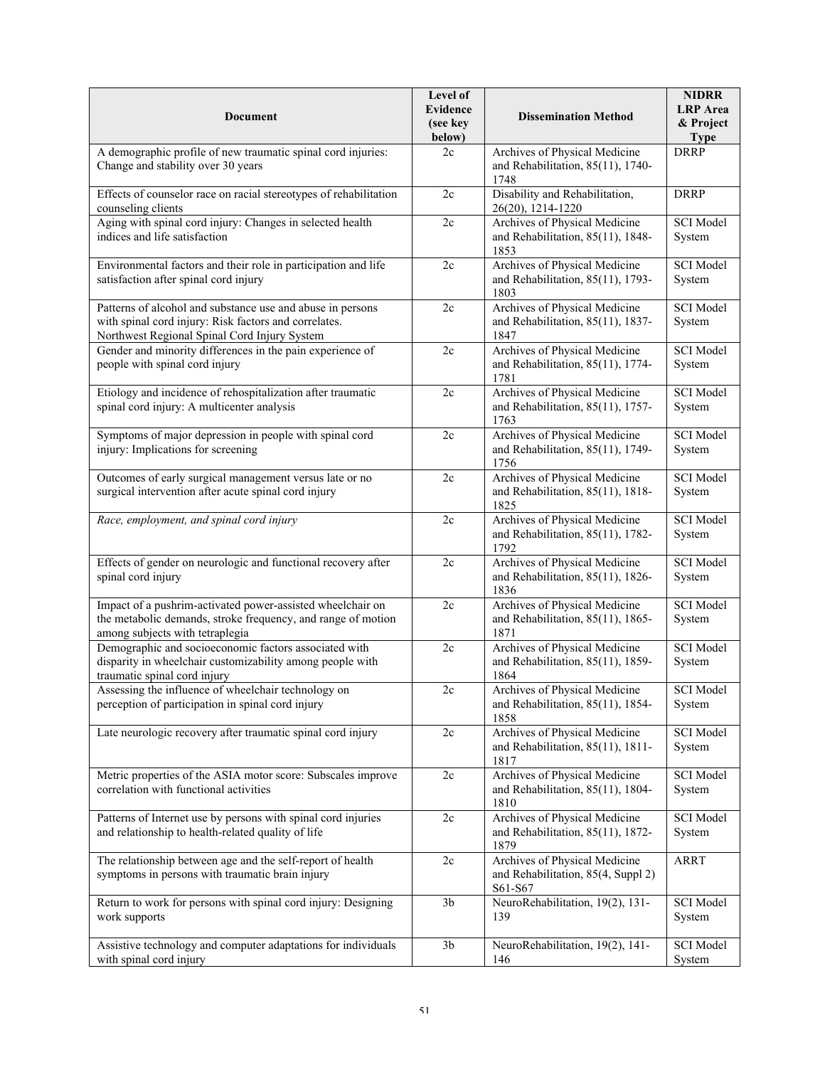| Document | Level of Evidence (see key below) | Dissemination Method | NIDRR LRP Area & Project Type |
|---|---|---|---|
| A demographic profile of new traumatic spinal cord injuries: Change and stability over 30 years | 2c | Archives of Physical Medicine and Rehabilitation, 85(11), 1740-1748 | DRRP |
| Effects of counselor race on racial stereotypes of rehabilitation counseling clients | 2c | Disability and Rehabilitation, 26(20), 1214-1220 | DRRP |
| Aging with spinal cord injury: Changes in selected health indices and life satisfaction | 2c | Archives of Physical Medicine and Rehabilitation, 85(11), 1848-1853 | SCI Model System |
| Environmental factors and their role in participation and life satisfaction after spinal cord injury | 2c | Archives of Physical Medicine and Rehabilitation, 85(11), 1793-1803 | SCI Model System |
| Patterns of alcohol and substance use and abuse in persons with spinal cord injury: Risk factors and correlates. Northwest Regional Spinal Cord Injury System | 2c | Archives of Physical Medicine and Rehabilitation, 85(11), 1837-1847 | SCI Model System |
| Gender and minority differences in the pain experience of people with spinal cord injury | 2c | Archives of Physical Medicine and Rehabilitation, 85(11), 1774-1781 | SCI Model System |
| Etiology and incidence of rehospitalization after traumatic spinal cord injury: A multicenter analysis | 2c | Archives of Physical Medicine and Rehabilitation, 85(11), 1757-1763 | SCI Model System |
| Symptoms of major depression in people with spinal cord injury: Implications for screening | 2c | Archives of Physical Medicine and Rehabilitation, 85(11), 1749-1756 | SCI Model System |
| Outcomes of early surgical management versus late or no surgical intervention after acute spinal cord injury | 2c | Archives of Physical Medicine and Rehabilitation, 85(11), 1818-1825 | SCI Model System |
| *Race, employment, and spinal cord injury* | 2c | Archives of Physical Medicine and Rehabilitation, 85(11), 1782-1792 | SCI Model System |
| Effects of gender on neurologic and functional recovery after spinal cord injury | 2c | Archives of Physical Medicine and Rehabilitation, 85(11), 1826-1836 | SCI Model System |
| Impact of a pushrim-activated power-assisted wheelchair on the metabolic demands, stroke frequency, and range of motion among subjects with tetraplegia | 2c | Archives of Physical Medicine and Rehabilitation, 85(11), 1865-1871 | SCI Model System |
| Demographic and socioeconomic factors associated with disparity in wheelchair customizability among people with traumatic spinal cord injury | 2c | Archives of Physical Medicine and Rehabilitation, 85(11), 1859-1864 | SCI Model System |
| Assessing the influence of wheelchair technology on perception of participation in spinal cord injury | 2c | Archives of Physical Medicine and Rehabilitation, 85(11), 1854-1858 | SCI Model System |
| Late neurologic recovery after traumatic spinal cord injury | 2c | Archives of Physical Medicine and Rehabilitation, 85(11), 1811-1817 | SCI Model System |
| Metric properties of the ASIA motor score: Subscales improve correlation with functional activities | 2c | Archives of Physical Medicine and Rehabilitation, 85(11), 1804-1810 | SCI Model System |
| Patterns of Internet use by persons with spinal cord injuries and relationship to health-related quality of life | 2c | Archives of Physical Medicine and Rehabilitation, 85(11), 1872-1879 | SCI Model System |
| The relationship between age and the self-report of health symptoms in persons with traumatic brain injury | 2c | Archives of Physical Medicine and Rehabilitation, 85(4, Suppl 2) S61-S67 | ARRT |
| Return to work for persons with spinal cord injury: Designing work supports | 3b | NeuroRehabilitation, 19(2), 131-139 | SCI Model System |
| Assistive technology and computer adaptations for individuals with spinal cord injury | 3b | NeuroRehabilitation, 19(2), 141-146 | SCI Model System |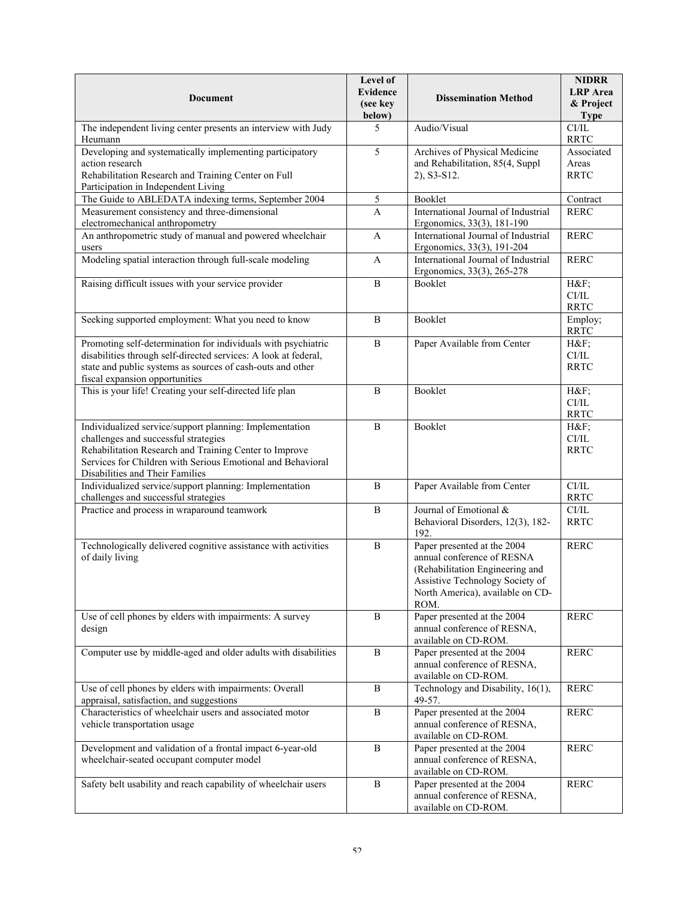| Document | Level of Evidence (see key below) | Dissemination Method | NIDRR LRP Area & Project Type |
|---|---|---|---|
| The independent living center presents an interview with Judy Heumann | 5 | Audio/Visual | CI/IL RRTC |
| Developing and systematically implementing participatory action research Rehabilitation Research and Training Center on Full Participation in Independent Living | 5 | Archives of Physical Medicine and Rehabilitation, 85(4, Suppl 2), S3-S12. | Associated Areas RRTC |
| The Guide to ABLEDATA indexing terms, September 2004 | 5 | Booklet | Contract |
| Measurement consistency and three-dimensional electromechanical anthropometry | A | International Journal of Industrial Ergonomics, 33(3), 181-190 | RERC |
| An anthropometric study of manual and powered wheelchair users | A | International Journal of Industrial Ergonomics, 33(3), 191-204 | RERC |
| Modeling spatial interaction through full-scale modeling | A | International Journal of Industrial Ergonomics, 33(3), 265-278 | RERC |
| Raising difficult issues with your service provider | B | Booklet | H&F; CI/IL RRTC |
| Seeking supported employment: What you need to know | B | Booklet | Employ; RRTC |
| Promoting self-determination for individuals with psychiatric disabilities through self-directed services: A look at federal, state and public systems as sources of cash-outs and other fiscal expansion opportunities | B | Paper Available from Center | H&F; CI/IL RRTC |
| This is your life! Creating your self-directed life plan | B | Booklet | H&F; CI/IL RRTC |
| Individualized service/support planning: Implementation challenges and successful strategies Rehabilitation Research and Training Center to Improve Services for Children with Serious Emotional and Behavioral Disabilities and Their Families | B | Booklet | H&F; CI/IL RRTC |
| Individualized service/support planning: Implementation challenges and successful strategies | B | Paper Available from Center | CI/IL RRTC |
| Practice and process in wraparound teamwork | B | Journal of Emotional & Behavioral Disorders, 12(3), 182-192. | CI/IL RRTC |
| Technologically delivered cognitive assistance with activities of daily living | B | Paper presented at the 2004 annual conference of RESNA (Rehabilitation Engineering and Assistive Technology Society of North America), available on CD-ROM. | RERC |
| Use of cell phones by elders with impairments: A survey design | B | Paper presented at the 2004 annual conference of RESNA, available on CD-ROM. | RERC |
| Computer use by middle-aged and older adults with disabilities | B | Paper presented at the 2004 annual conference of RESNA, available on CD-ROM. | RERC |
| Use of cell phones by elders with impairments: Overall appraisal, satisfaction, and suggestions | B | Technology and Disability, 16(1), 49-57. | RERC |
| Characteristics of wheelchair users and associated motor vehicle transportation usage | B | Paper presented at the 2004 annual conference of RESNA, available on CD-ROM. | RERC |
| Development and validation of a frontal impact 6-year-old wheelchair-seated occupant computer model | B | Paper presented at the 2004 annual conference of RESNA, available on CD-ROM. | RERC |
| Safety belt usability and reach capability of wheelchair users | B | Paper presented at the 2004 annual conference of RESNA, available on CD-ROM. | RERC |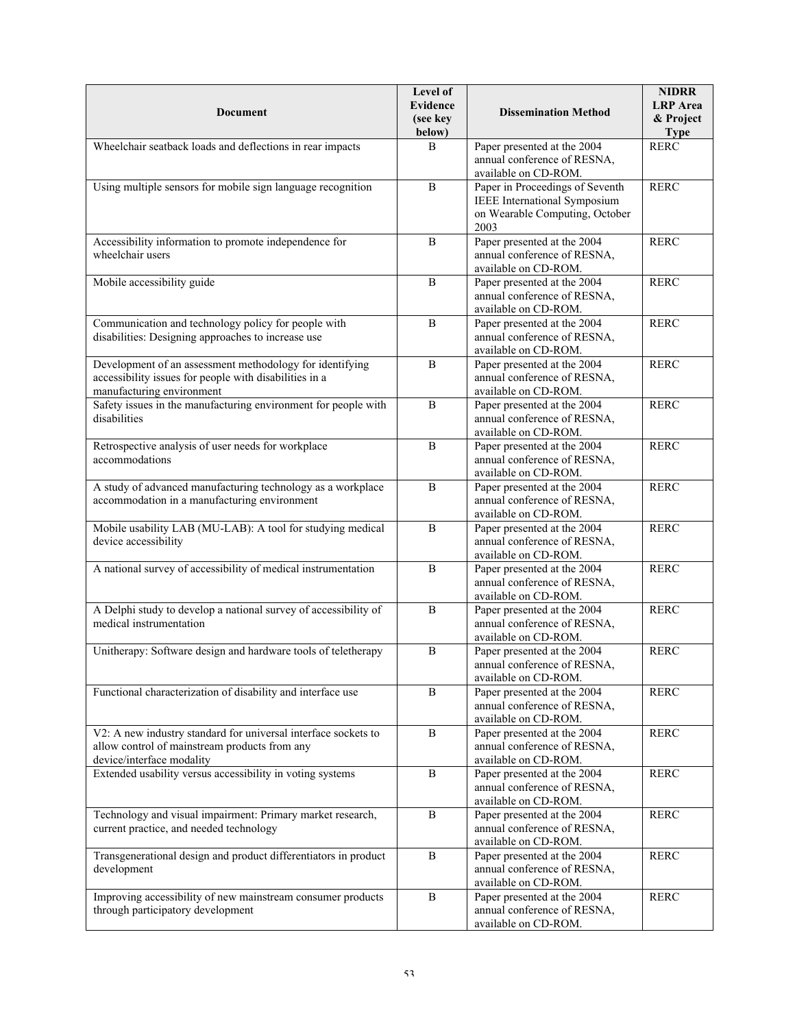| Document | Level of Evidence (see key below) | Dissemination Method | NIDRR LRP Area & Project Type |
|---|---|---|---|
| Wheelchair seatback loads and deflections in rear impacts | B | Paper presented at the 2004 annual conference of RESNA, available on CD-ROM. | RERC |
| Using multiple sensors for mobile sign language recognition | B | Paper in Proceedings of Seventh IEEE International Symposium on Wearable Computing, October 2003 | RERC |
| Accessibility information to promote independence for wheelchair users | B | Paper presented at the 2004 annual conference of RESNA, available on CD-ROM. | RERC |
| Mobile accessibility guide | B | Paper presented at the 2004 annual conference of RESNA, available on CD-ROM. | RERC |
| Communication and technology policy for people with disabilities: Designing approaches to increase use | B | Paper presented at the 2004 annual conference of RESNA, available on CD-ROM. | RERC |
| Development of an assessment methodology for identifying accessibility issues for people with disabilities in a manufacturing environment | B | Paper presented at the 2004 annual conference of RESNA, available on CD-ROM. | RERC |
| Safety issues in the manufacturing environment for people with disabilities | B | Paper presented at the 2004 annual conference of RESNA, available on CD-ROM. | RERC |
| Retrospective analysis of user needs for workplace accommodations | B | Paper presented at the 2004 annual conference of RESNA, available on CD-ROM. | RERC |
| A study of advanced manufacturing technology as a workplace accommodation in a manufacturing environment | B | Paper presented at the 2004 annual conference of RESNA, available on CD-ROM. | RERC |
| Mobile usability LAB (MU-LAB): A tool for studying medical device accessibility | B | Paper presented at the 2004 annual conference of RESNA, available on CD-ROM. | RERC |
| A national survey of accessibility of medical instrumentation | B | Paper presented at the 2004 annual conference of RESNA, available on CD-ROM. | RERC |
| A Delphi study to develop a national survey of accessibility of medical instrumentation | B | Paper presented at the 2004 annual conference of RESNA, available on CD-ROM. | RERC |
| Unitherapy: Software design and hardware tools of teletherapy | B | Paper presented at the 2004 annual conference of RESNA, available on CD-ROM. | RERC |
| Functional characterization of disability and interface use | B | Paper presented at the 2004 annual conference of RESNA, available on CD-ROM. | RERC |
| V2: A new industry standard for universal interface sockets to allow control of mainstream products from any device/interface modality | B | Paper presented at the 2004 annual conference of RESNA, available on CD-ROM. | RERC |
| Extended usability versus accessibility in voting systems | B | Paper presented at the 2004 annual conference of RESNA, available on CD-ROM. | RERC |
| Technology and visual impairment: Primary market research, current practice, and needed technology | B | Paper presented at the 2004 annual conference of RESNA, available on CD-ROM. | RERC |
| Transgenerational design and product differentiators in product development | B | Paper presented at the 2004 annual conference of RESNA, available on CD-ROM. | RERC |
| Improving accessibility of new mainstream consumer products through participatory development | B | Paper presented at the 2004 annual conference of RESNA, available on CD-ROM. | RERC |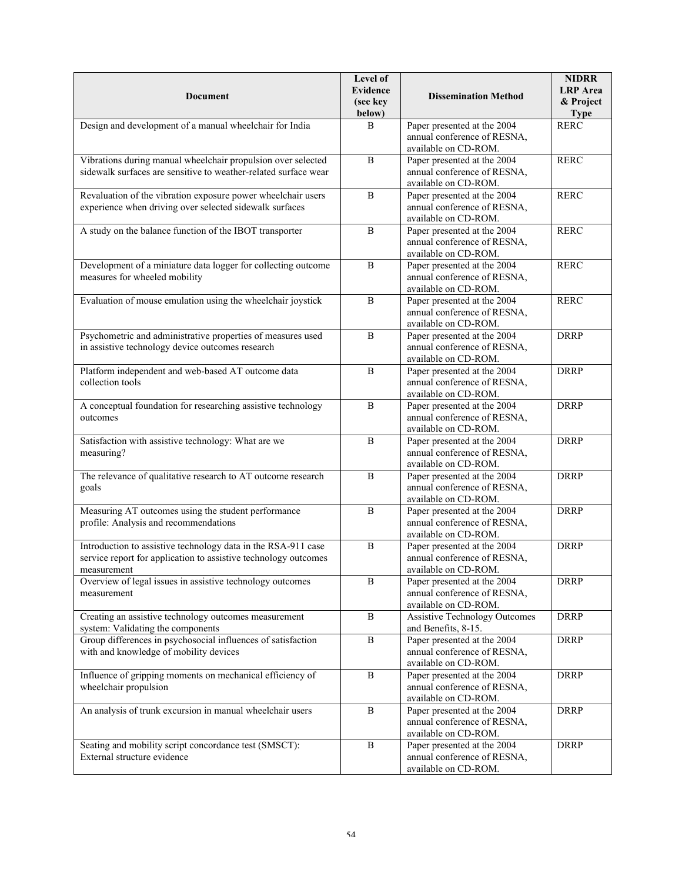| Document | Level of Evidence (see key below) | Dissemination Method | NIDRR LRP Area & Project Type |
|---|---|---|---|
| Design and development of a manual wheelchair for India | B | Paper presented at the 2004 annual conference of RESNA, available on CD-ROM. | RERC |
| Vibrations during manual wheelchair propulsion over selected sidewalk surfaces are sensitive to weather-related surface wear | B | Paper presented at the 2004 annual conference of RESNA, available on CD-ROM. | RERC |
| Revaluation of the vibration exposure power wheelchair users experience when driving over selected sidewalk surfaces | B | Paper presented at the 2004 annual conference of RESNA, available on CD-ROM. | RERC |
| A study on the balance function of the IBOT transporter | B | Paper presented at the 2004 annual conference of RESNA, available on CD-ROM. | RERC |
| Development of a miniature data logger for collecting outcome measures for wheeled mobility | B | Paper presented at the 2004 annual conference of RESNA, available on CD-ROM. | RERC |
| Evaluation of mouse emulation using the wheelchair joystick | B | Paper presented at the 2004 annual conference of RESNA, available on CD-ROM. | RERC |
| Psychometric and administrative properties of measures used in assistive technology device outcomes research | B | Paper presented at the 2004 annual conference of RESNA, available on CD-ROM. | DRRP |
| Platform independent and web-based AT outcome data collection tools | B | Paper presented at the 2004 annual conference of RESNA, available on CD-ROM. | DRRP |
| A conceptual foundation for researching assistive technology outcomes | B | Paper presented at the 2004 annual conference of RESNA, available on CD-ROM. | DRRP |
| Satisfaction with assistive technology: What are we measuring? | B | Paper presented at the 2004 annual conference of RESNA, available on CD-ROM. | DRRP |
| The relevance of qualitative research to AT outcome research goals | B | Paper presented at the 2004 annual conference of RESNA, available on CD-ROM. | DRRP |
| Measuring AT outcomes using the student performance profile: Analysis and recommendations | B | Paper presented at the 2004 annual conference of RESNA, available on CD-ROM. | DRRP |
| Introduction to assistive technology data in the RSA-911 case service report for application to assistive technology outcomes measurement | B | Paper presented at the 2004 annual conference of RESNA, available on CD-ROM. | DRRP |
| Overview of legal issues in assistive technology outcomes measurement | B | Paper presented at the 2004 annual conference of RESNA, available on CD-ROM. | DRRP |
| Creating an assistive technology outcomes measurement system: Validating the components | B | Assistive Technology Outcomes and Benefits, 8-15. | DRRP |
| Group differences in psychosocial influences of satisfaction with and knowledge of mobility devices | B | Paper presented at the 2004 annual conference of RESNA, available on CD-ROM. | DRRP |
| Influence of gripping moments on mechanical efficiency of wheelchair propulsion | B | Paper presented at the 2004 annual conference of RESNA, available on CD-ROM. | DRRP |
| An analysis of trunk excursion in manual wheelchair users | B | Paper presented at the 2004 annual conference of RESNA, available on CD-ROM. | DRRP |
| Seating and mobility script concordance test (SMSCT): External structure evidence | B | Paper presented at the 2004 annual conference of RESNA, available on CD-ROM. | DRRP |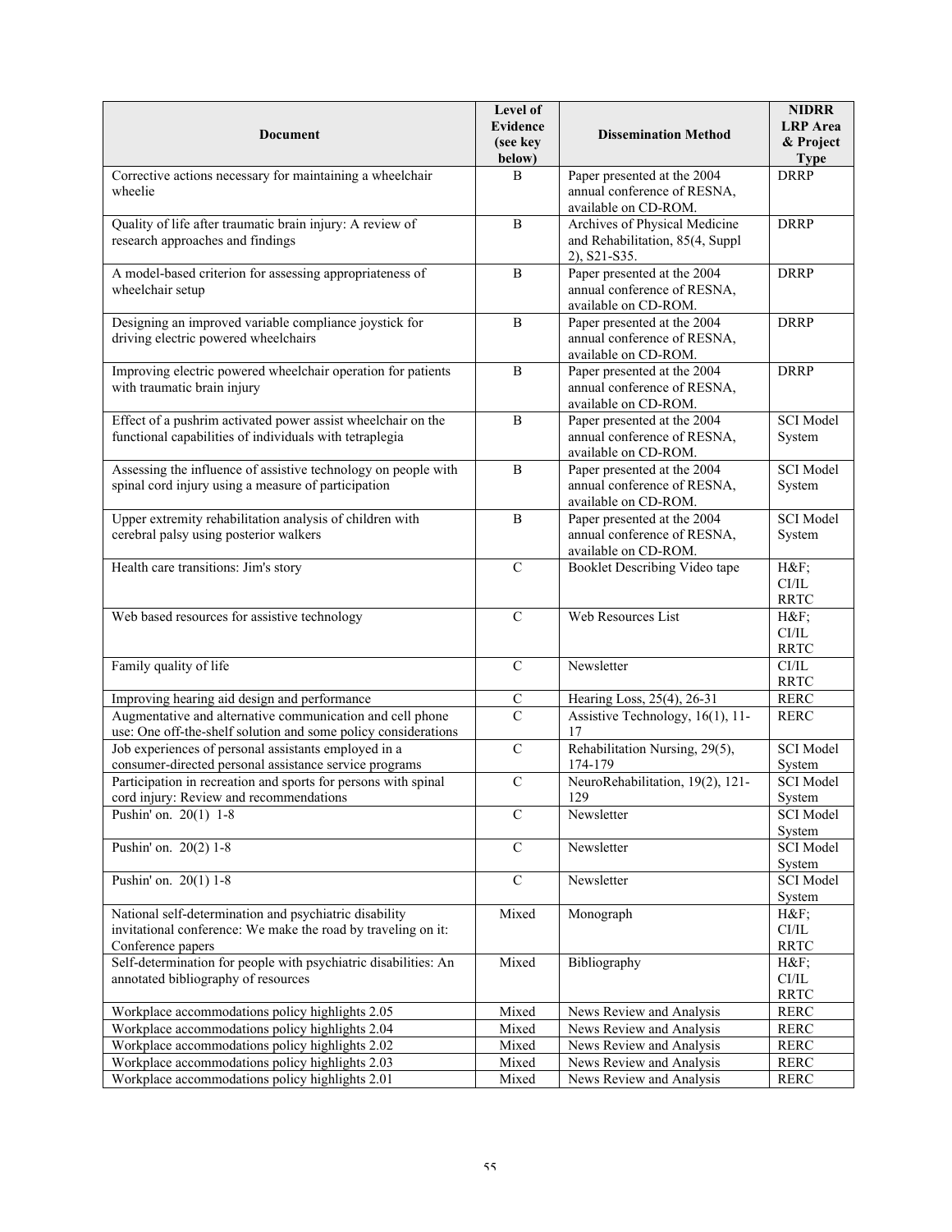| Document | Level of Evidence (see key below) | Dissemination Method | NIDRR LRP Area & Project Type |
|---|---|---|---|
| Corrective actions necessary for maintaining a wheelchair wheelie | B | Paper presented at the 2004 annual conference of RESNA, available on CD-ROM. | DRRP |
| Quality of life after traumatic brain injury: A review of research approaches and findings | B | Archives of Physical Medicine and Rehabilitation, 85(4, Suppl 2), S21-S35. | DRRP |
| A model-based criterion for assessing appropriateness of wheelchair setup | B | Paper presented at the 2004 annual conference of RESNA, available on CD-ROM. | DRRP |
| Designing an improved variable compliance joystick for driving electric powered wheelchairs | B | Paper presented at the 2004 annual conference of RESNA, available on CD-ROM. | DRRP |
| Improving electric powered wheelchair operation for patients with traumatic brain injury | B | Paper presented at the 2004 annual conference of RESNA, available on CD-ROM. | DRRP |
| Effect of a pushrim activated power assist wheelchair on the functional capabilities of individuals with tetraplegia | B | Paper presented at the 2004 annual conference of RESNA, available on CD-ROM. | SCI Model System |
| Assessing the influence of assistive technology on people with spinal cord injury using a measure of participation | B | Paper presented at the 2004 annual conference of RESNA, available on CD-ROM. | SCI Model System |
| Upper extremity rehabilitation analysis of children with cerebral palsy using posterior walkers | B | Paper presented at the 2004 annual conference of RESNA, available on CD-ROM. | SCI Model System |
| Health care transitions: Jim's story | C | Booklet Describing Video tape | H&F; CI/IL RRTC |
| Web based resources for assistive technology | C | Web Resources List | H&F; CI/IL RRTC |
| Family quality of life | C | Newsletter | CI/IL RRTC |
| Improving hearing aid design and performance | C | Hearing Loss, 25(4), 26-31 | RERC |
| Augmentative and alternative communication and cell phone use: One off-the-shelf solution and some policy considerations | C | Assistive Technology, 16(1), 11-17 | RERC |
| Job experiences of personal assistants employed in a consumer-directed personal assistance service programs | C | Rehabilitation Nursing, 29(5), 174-179 | SCI Model System |
| Participation in recreation and sports for persons with spinal cord injury: Review and recommendations | C | NeuroRehabilitation, 19(2), 121-129 | SCI Model System |
| Pushin' on. 20(1) 1-8 | C | Newsletter | SCI Model System |
| Pushin' on. 20(2) 1-8 | C | Newsletter | SCI Model System |
| Pushin' on. 20(1) 1-8 | C | Newsletter | SCI Model System |
| National self-determination and psychiatric disability invitational conference: We make the road by traveling on it: Conference papers | Mixed | Monograph | H&F; CI/IL RRTC |
| Self-determination for people with psychiatric disabilities: An annotated bibliography of resources | Mixed | Bibliography | H&F; CI/IL RRTC |
| Workplace accommodations policy highlights 2.05 | Mixed | News Review and Analysis | RERC |
| Workplace accommodations policy highlights 2.04 | Mixed | News Review and Analysis | RERC |
| Workplace accommodations policy highlights 2.02 | Mixed | News Review and Analysis | RERC |
| Workplace accommodations policy highlights 2.03 | Mixed | News Review and Analysis | RERC |
| Workplace accommodations policy highlights 2.01 | Mixed | News Review and Analysis | RERC |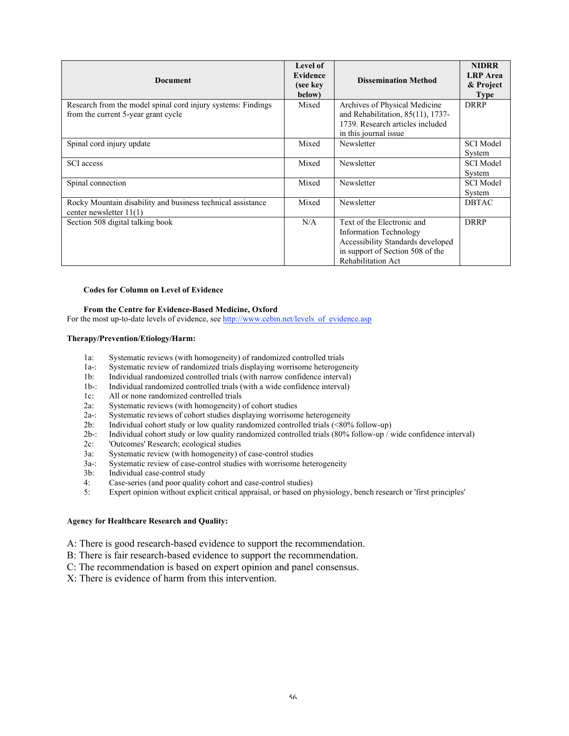| Document | Level of Evidence (see key below) | Dissemination Method | NIDRR LRP Area & Project Type |
|---|---|---|---|
| Research from the model spinal cord injury systems: Findings from the current 5-year grant cycle | Mixed | Archives of Physical Medicine and Rehabilitation, 85(11), 1737-1739. Research articles included in this journal issue | DRRP |
| Spinal cord injury update | Mixed | Newsletter | SCI Model System |
| SCI access | Mixed | Newsletter | SCI Model System |
| Spinal connection | Mixed | Newsletter | SCI Model System |
| Rocky Mountain disability and business technical assistance center newsletter 11(1) | Mixed | Newsletter | DBTAC |
| Section 508 digital talking book | N/A | Text of the Electronic and Information Technology Accessibility Standards developed in support of Section 508 of the Rehabilitation Act | DRRP |

**Codes for Column on Level of Evidence**

**From the Centre for Evidence-Based Medicine, Oxford**

For the most up-to-date levels of evidence, see http://www.cebm.net/levels_of_evidence.asp

**Therapy/Prevention/Etiology/Harm:**

- 1a: Systematic reviews (with homogeneity) of randomized controlled trials
- 1a-: Systematic review of randomized trials displaying worrisome heterogeneity
- 1b: Individual randomized controlled trials (with narrow confidence interval)
- 1b-: Individual randomized controlled trials (with a wide confidence interval)
- 1c: All or none randomized controlled trials
- 2a: Systematic reviews (with homogeneity) of cohort studies
- 2a-: Systematic reviews of cohort studies displaying worrisome heterogeneity
- 2b: Individual cohort study or low quality randomized controlled trials (<80% follow-up)
- 2b-: Individual cohort study or low quality randomized controlled trials (80% follow-up / wide confidence interval)
- 2c: 'Outcomes' Research; ecological studies
- 3a: Systematic review (with homogeneity) of case-control studies
- 3a-: Systematic review of case-control studies with worrisome heterogeneity
- 3b: Individual case-control study
- 4: Case-series (and poor quality cohort and case-control studies)
- 5: Expert opinion without explicit critical appraisal, or based on physiology, bench research or 'first principles'

**Agency for Healthcare Research and Quality:**

A: There is good research-based evidence to support the recommendation.
B: There is fair research-based evidence to support the recommendation.
C: The recommendation is based on expert opinion and panel consensus.
X: There is evidence of harm from this intervention.